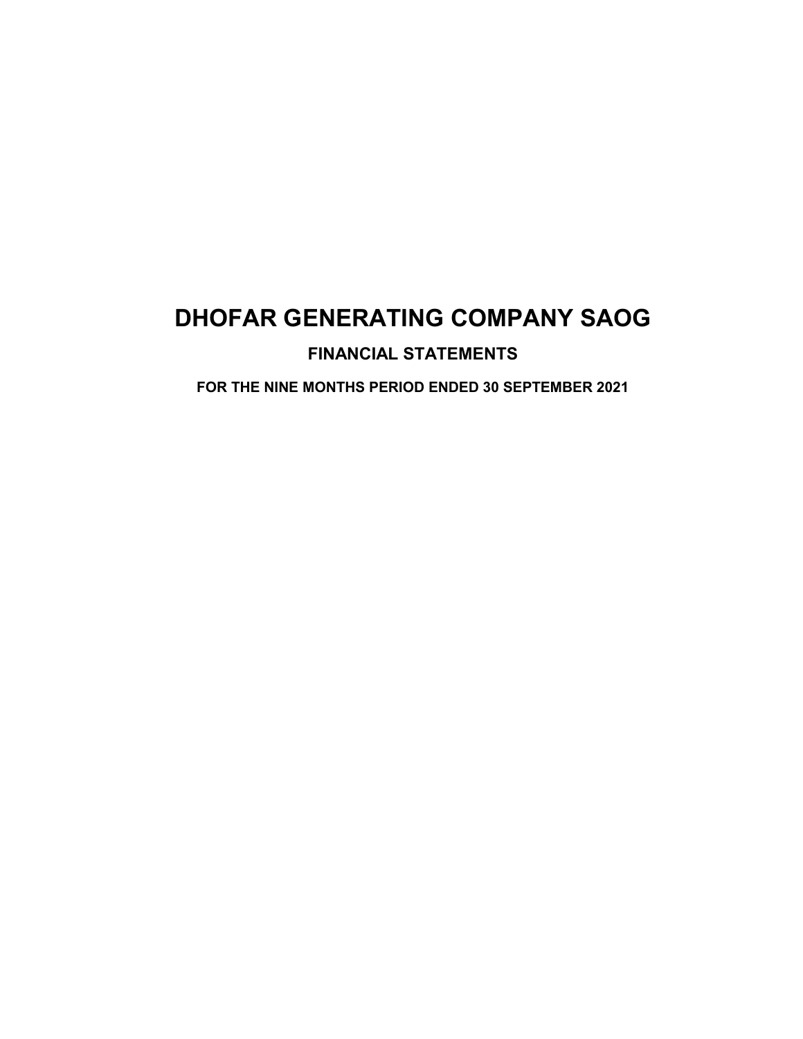# DHOFAR GENERATING COMPANY SAOG

## FINANCIAL STATEMENTS

### FOR THE NINE MONTHS PERIOD ENDED 30 SEPTEMBER 2021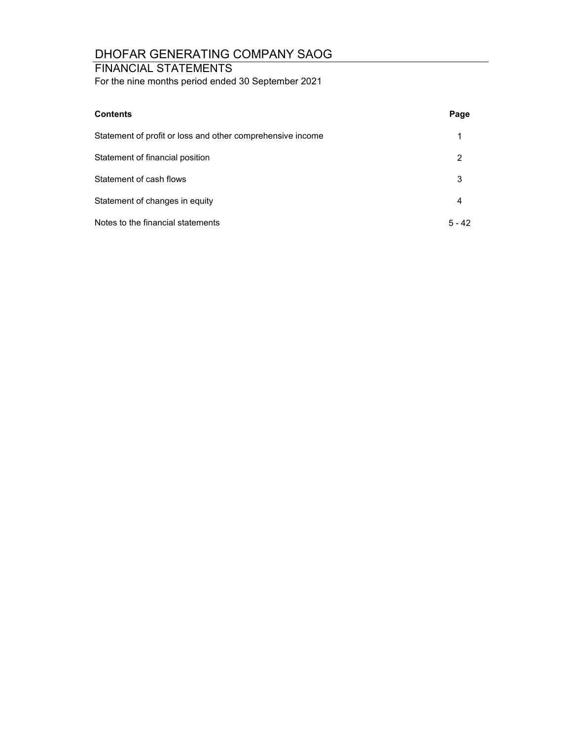# DHOFAR GENERATING COMPANY SAOG

## FINANCIAL STATEMENTS

For the nine months period ended 30 September 2021

| **Contents** | **Page** |
|---|---|
| Statement of profit or loss and other comprehensive income | 1 |
| Statement of financial position | 2 |
| Statement of cash flows | 3 |
| Statement of changes in equity | 4 |
| Notes to the financial statements | 5 - 42 |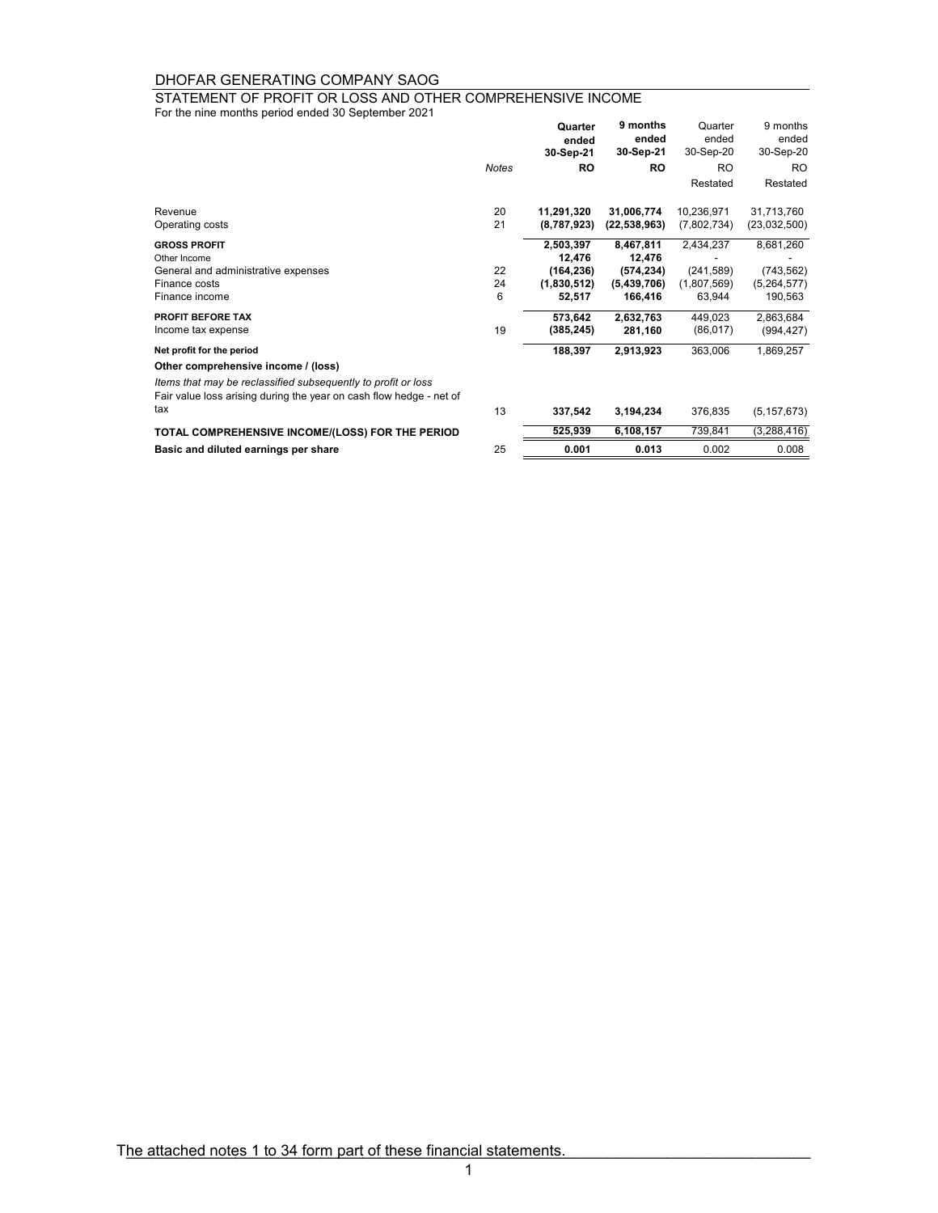DHOFAR GENERATING COMPANY SAOG

STATEMENT OF PROFIT OR LOSS AND OTHER COMPREHENSIVE INCOME

For the nine months period ended 30 September 2021

| | Notes | Quarter ended 30-Sep-21 | 9 months ended 30-Sep-21 | Quarter ended 30-Sep-20 | 9 months ended 30-Sep-20 |
|---|---|---|---|---|---|
| | | **RO** | **RO** | RO | RO |
| | | | | Restated | Restated |
| Revenue | 20 | **11,291,320** | **31,006,774** | 10,236,971 | 31,713,760 |
| Operating costs | 21 | **(8,787,923)** | **(22,538,963)** | (7,802,734) | (23,032,500) |
| **GROSS PROFIT** | | **2,503,397** | **8,467,811** | 2,434,237 | 8,681,260 |
| Other Income | | **12,476** | **12,476** | - | - |
| General and administrative expenses | 22 | **(164,236)** | **(574,234)** | (241,589) | (743,562) |
| Finance costs | 24 | **(1,830,512)** | **(5,439,706)** | (1,807,569) | (5,264,577) |
| Finance income | 6 | **52,517** | **166,416** | 63,944 | 190,563 |
| **PROFIT BEFORE TAX** | | **573,642** | **2,632,763** | 449,023 | 2,863,684 |
| Income tax expense | 19 | **(385,245)** | **281,160** | (86,017) | (994,427) |
| **Net profit for the period** | | **188,397** | **2,913,923** | 363,006 | 1,869,257 |
| **Other comprehensive income / (loss)** | | | | | |
| *Items that may be reclassified subsequently to profit or loss* | | | | | |
| Fair value loss arising during the year on cash flow hedge - net of tax | 13 | **337,542** | **3,194,234** | 376,835 | (5,157,673) |
| **TOTAL COMPREHENSIVE INCOME/(LOSS) FOR THE PERIOD** | | **525,939** | **6,108,157** | 739,841 | (3,288,416) |
| **Basic and diluted earnings per share** | 25 | **0.001** | **0.013** | 0.002 | 0.008 |

The attached notes 1 to 34 form part of these financial statements.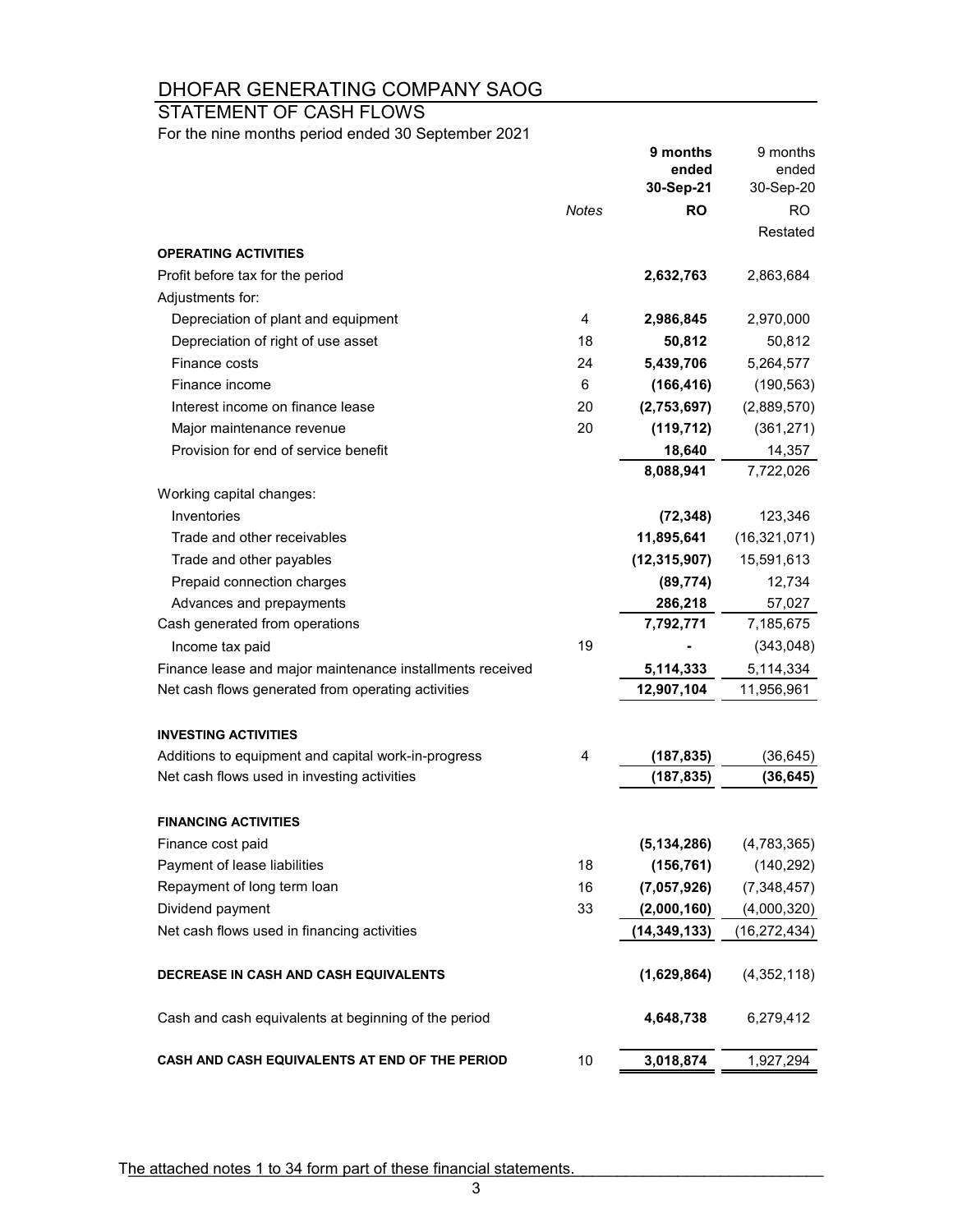# DHOFAR GENERATING COMPANY SAOG

## STATEMENT OF CASH FLOWS

For the nine months period ended 30 September 2021

| | Notes | 9 months ended 30-Sep-21 | 9 months ended 30-Sep-20 |
|---|---|---|---|
| | | **RO** | RO |
| | | | Restated |
| **OPERATING ACTIVITIES** | | | |
| Profit before tax for the period | | **2,632,763** | 2,863,684 |
| Adjustments for: | | | |
| Depreciation of plant and equipment | 4 | **2,986,845** | 2,970,000 |
| Depreciation of right of use asset | 18 | **50,812** | 50,812 |
| Finance costs | 24 | **5,439,706** | 5,264,577 |
| Finance income | 6 | **(166,416)** | (190,563) |
| Interest income on finance lease | 20 | **(2,753,697)** | (2,889,570) |
| Major maintenance revenue | 20 | **(119,712)** | (361,271) |
| Provision for end of service benefit | | **18,640** | 14,357 |
| | | **8,088,941** | 7,722,026 |
| Working capital changes: | | | |
| Inventories | | **(72,348)** | 123,346 |
| Trade and other receivables | | **11,895,641** | (16,321,071) |
| Trade and other payables | | **(12,315,907)** | 15,591,613 |
| Prepaid connection charges | | **(89,774)** | 12,734 |
| Advances and prepayments | | **286,218** | 57,027 |
| Cash generated from operations | | **7,792,771** | 7,185,675 |
| Income tax paid | 19 | **-** | (343,048) |
| Finance lease and major maintenance installments received | | **5,114,333** | 5,114,334 |
| Net cash flows generated from operating activities | | **12,907,104** | 11,956,961 |
| **INVESTING ACTIVITIES** | | | |
| Additions to equipment and capital work-in-progress | 4 | **(187,835)** | (36,645) |
| Net cash flows used in investing activities | | **(187,835)** | **(36,645)** |
| **FINANCING ACTIVITIES** | | | |
| Finance cost paid | | **(5,134,286)** | (4,783,365) |
| Payment of lease liabilities | 18 | **(156,761)** | (140,292) |
| Repayment of long term loan | 16 | **(7,057,926)** | (7,348,457) |
| Dividend payment | 33 | **(2,000,160)** | (4,000,320) |
| Net cash flows used in financing activities | | **(14,349,133)** | (16,272,434) |
| **DECREASE IN CASH AND CASH EQUIVALENTS** | | **(1,629,864)** | (4,352,118) |
| Cash and cash equivalents at beginning of the period | | **4,648,738** | 6,279,412 |
| **CASH AND CASH EQUIVALENTS AT END OF THE PERIOD** | 10 | **3,018,874** | 1,927,294 |

The attached notes 1 to 34 form part of these financial statements.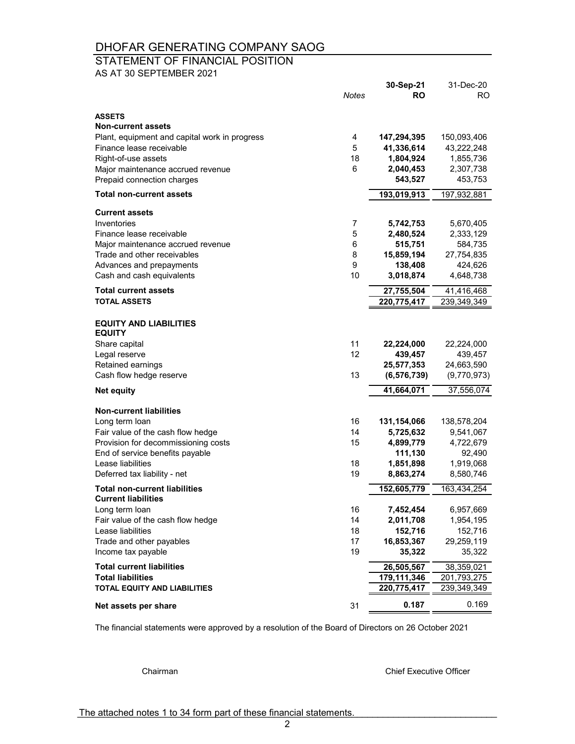# DHOFAR GENERATING COMPANY SAOG

## STATEMENT OF FINANCIAL POSITION

AS AT 30 SEPTEMBER 2021

| | Notes | 30-Sep-21 RO | 31-Dec-20 RO |
|---|---|---|---|
| **ASSETS** | | | |
| **Non-current assets** | | | |
| Plant, equipment and capital work in progress | 4 | **147,294,395** | 150,093,406 |
| Finance lease receivable | 5 | **41,336,614** | 43,222,248 |
| Right-of-use assets | 18 | **1,804,924** | 1,855,736 |
| Major maintenance accrued revenue | 6 | **2,040,453** | 2,307,738 |
| Prepaid connection charges | | **543,527** | 453,753 |
| **Total non-current assets** | | **193,019,913** | 197,932,881 |
| **Current assets** | | | |
| Inventories | 7 | **5,742,753** | 5,670,405 |
| Finance lease receivable | 5 | **2,480,524** | 2,333,129 |
| Major maintenance accrued revenue | 6 | **515,751** | 584,735 |
| Trade and other receivables | 8 | **15,859,194** | 27,754,835 |
| Advances and prepayments | 9 | **138,408** | 424,626 |
| Cash and cash equivalents | 10 | **3,018,874** | 4,648,738 |
| **Total current assets** | | **27,755,504** | 41,416,468 |
| **TOTAL ASSETS** | | **220,775,417** | 239,349,349 |
| **EQUITY AND LIABILITIES** | | | |
| **EQUITY** | | | |
| Share capital | 11 | **22,224,000** | 22,224,000 |
| Legal reserve | 12 | **439,457** | 439,457 |
| Retained earnings | | **25,577,353** | 24,663,590 |
| Cash flow hedge reserve | 13 | **(6,576,739)** | (9,770,973) |
| **Net equity** | | **41,664,071** | 37,556,074 |
| **Non-current liabilities** | | | |
| Long term loan | 16 | **131,154,066** | 138,578,204 |
| Fair value of the cash flow hedge | 14 | **5,725,632** | 9,541,067 |
| Provision for decommissioning costs | 15 | **4,899,779** | 4,722,679 |
| End of service benefits payable | | **111,130** | 92,490 |
| Lease liabilities | 18 | **1,851,898** | 1,919,068 |
| Deferred tax liability - net | 19 | **8,863,274** | 8,580,746 |
| **Total non-current liabilities** | | **152,605,779** | 163,434,254 |
| **Current liabilities** | | | |
| Long term loan | 16 | **7,452,454** | 6,957,669 |
| Fair value of the cash flow hedge | 14 | **2,011,708** | 1,954,195 |
| Lease liabilities | 18 | **152,716** | 152,716 |
| Trade and other payables | 17 | **16,853,367** | 29,259,119 |
| Income tax payable | 19 | **35,322** | 35,322 |
| **Total current liabilities** | | **26,505,567** | 38,359,021 |
| **Total liabilities** | | **179,111,346** | 201,793,275 |
| **TOTAL EQUITY AND LIABILITIES** | | **220,775,417** | 239,349,349 |
| **Net assets per share** | 31 | **0.187** | 0.169 |

The financial statements were approved by a resolution of the Board of Directors on 26 October 2021

Chairman　　　　　　　　　　　　　　　　　　Chief Executive Officer

The attached notes 1 to 34 form part of these financial statements.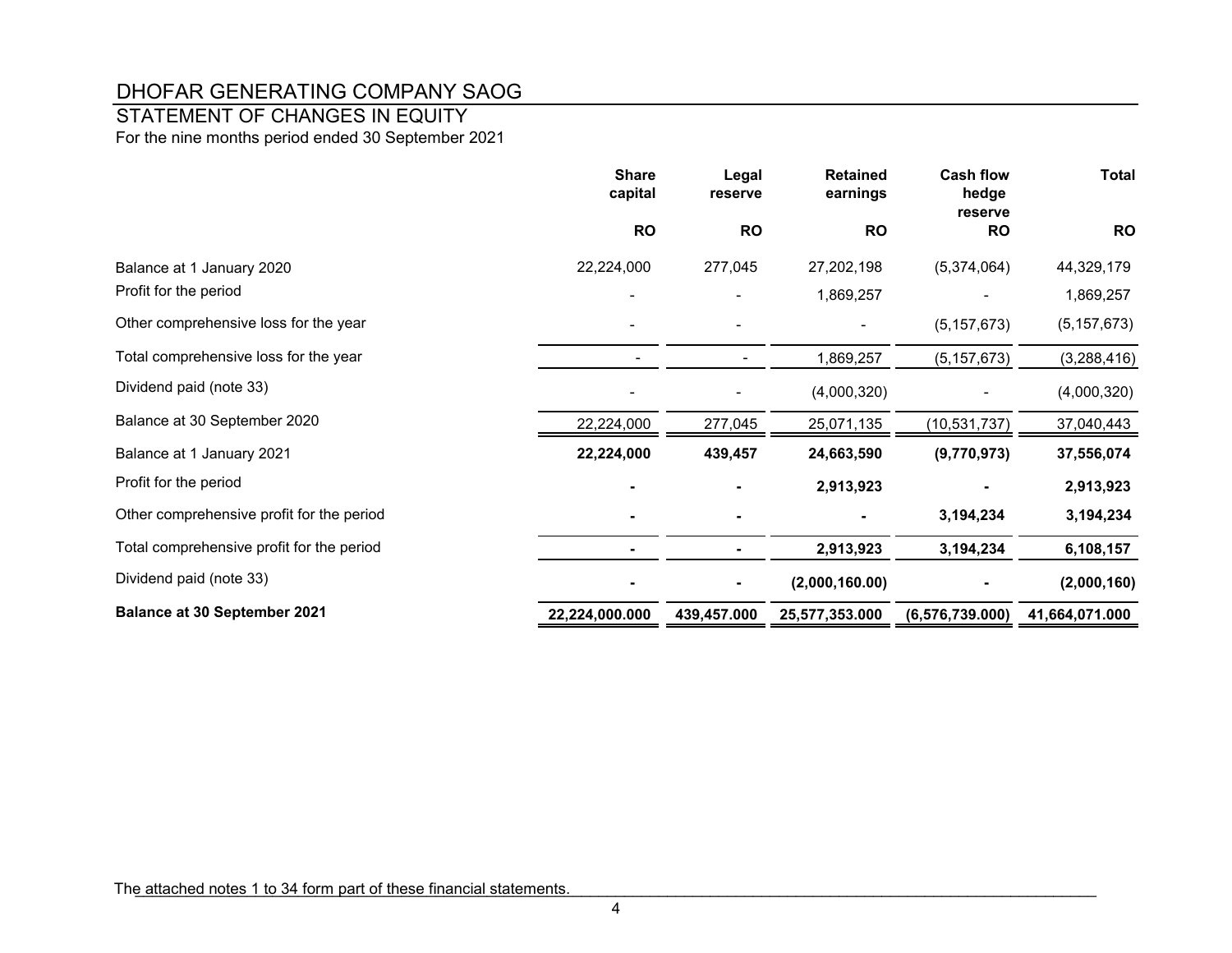# DHOFAR GENERATING COMPANY SAOG

## STATEMENT OF CHANGES IN EQUITY

For the nine months period ended 30 September 2021

| | Share capital | Legal reserve | Retained earnings | Cash flow hedge reserve | Total |
|---|---|---|---|---|---|
| | RO | RO | RO | RO | RO |
| Balance at 1 January 2020 | 22,224,000 | 277,045 | 27,202,198 | (5,374,064) | 44,329,179 |
| Profit for the period | - | - | 1,869,257 | - | 1,869,257 |
| Other comprehensive loss for the year | - | - | - | (5,157,673) | (5,157,673) |
| Total comprehensive loss for the year | - | - | 1,869,257 | (5,157,673) | (3,288,416) |
| Dividend paid (note 33) | - | - | (4,000,320) | - | (4,000,320) |
| Balance at 30 September 2020 | 22,224,000 | 277,045 | 25,071,135 | (10,531,737) | 37,040,443 |
| **Balance at 1 January 2021** | **22,224,000** | **439,457** | **24,663,590** | **(9,770,973)** | **37,556,074** |
| Profit for the period | **-** | **-** | **2,913,923** | **-** | **2,913,923** |
| Other comprehensive profit for the period | **-** | **-** | **-** | **3,194,234** | **3,194,234** |
| Total comprehensive profit for the period | **-** | **-** | **2,913,923** | **3,194,234** | **6,108,157** |
| Dividend paid (note 33) | **-** | **-** | **(2,000,160.00)** | **-** | **(2,000,160)** |
| **Balance at 30 September 2021** | **22,224,000.000** | **439,457.000** | **25,577,353.000** | **(6,576,739.000)** | **41,664,071.000** |

The attached notes 1 to 34 form part of these financial statements.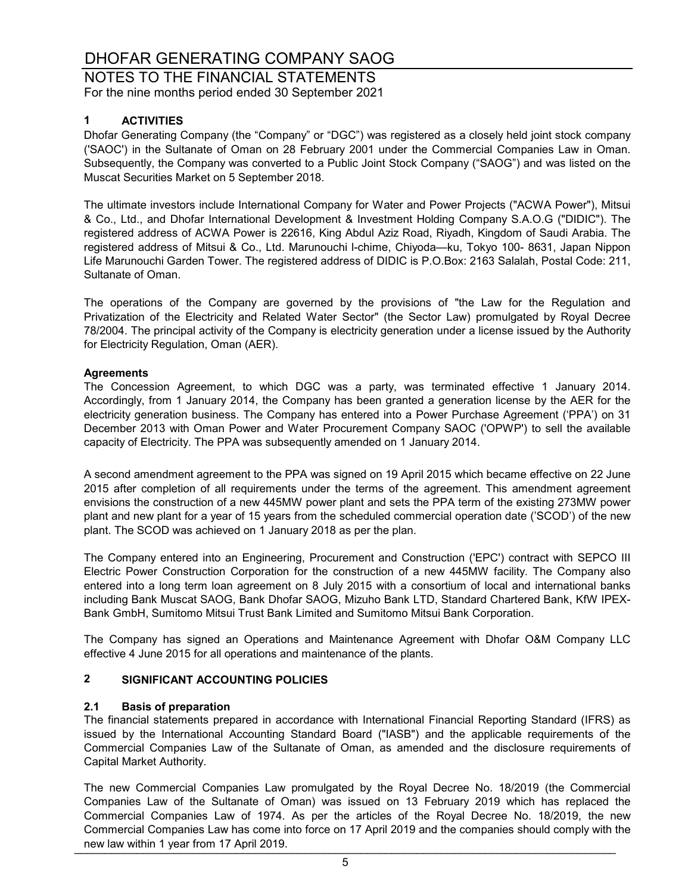## 1 ACTIVITIES

Dhofar Generating Company (the "Company" or "DGC") was registered as a closely held joint stock company ('SAOC') in the Sultanate of Oman on 28 February 2001 under the Commercial Companies Law in Oman. Subsequently, the Company was converted to a Public Joint Stock Company ("SAOG") and was listed on the Muscat Securities Market on 5 September 2018.

The ultimate investors include International Company for Water and Power Projects ("ACWA Power"), Mitsui & Co., Ltd., and Dhofar International Development & Investment Holding Company S.A.O.G ("DIDIC"). The registered address of ACWA Power is 22616, King Abdul Aziz Road, Riyadh, Kingdom of Saudi Arabia. The registered address of Mitsui & Co., Ltd. Marunouchi I-chime, Chiyoda—ku, Tokyo 100- 8631, Japan Nippon Life Marunouchi Garden Tower. The registered address of DIDIC is P.O.Box: 2163 Salalah, Postal Code: 211, Sultanate of Oman.

The operations of the Company are governed by the provisions of "the Law for the Regulation and Privatization of the Electricity and Related Water Sector" (the Sector Law) promulgated by Royal Decree 78/2004. The principal activity of the Company is electricity generation under a license issued by the Authority for Electricity Regulation, Oman (AER).

### Agreements

The Concession Agreement, to which DGC was a party, was terminated effective 1 January 2014. Accordingly, from 1 January 2014, the Company has been granted a generation license by the AER for the electricity generation business. The Company has entered into a Power Purchase Agreement ('PPA') on 31 December 2013 with Oman Power and Water Procurement Company SAOC ('OPWP') to sell the available capacity of Electricity. The PPA was subsequently amended on 1 January 2014.

A second amendment agreement to the PPA was signed on 19 April 2015 which became effective on 22 June 2015 after completion of all requirements under the terms of the agreement. This amendment agreement envisions the construction of a new 445MW power plant and sets the PPA term of the existing 273MW power plant and new plant for a year of 15 years from the scheduled commercial operation date ('SCOD') of the new plant. The SCOD was achieved on 1 January 2018 as per the plan.

The Company entered into an Engineering, Procurement and Construction ('EPC') contract with SEPCO III Electric Power Construction Corporation for the construction of a new 445MW facility. The Company also entered into a long term loan agreement on 8 July 2015 with a consortium of local and international banks including Bank Muscat SAOG, Bank Dhofar SAOG, Mizuho Bank LTD, Standard Chartered Bank, KfW IPEX-Bank GmbH, Sumitomo Mitsui Trust Bank Limited and Sumitomo Mitsui Bank Corporation.

The Company has signed an Operations and Maintenance Agreement with Dhofar O&M Company LLC effective 4 June 2015 for all operations and maintenance of the plants.

## 2 SIGNIFICANT ACCOUNTING POLICIES

### 2.1 Basis of preparation

The financial statements prepared in accordance with International Financial Reporting Standard (IFRS) as issued by the International Accounting Standard Board ("IASB") and the applicable requirements of the Commercial Companies Law of the Sultanate of Oman, as amended and the disclosure requirements of Capital Market Authority.

The new Commercial Companies Law promulgated by the Royal Decree No. 18/2019 (the Commercial Companies Law of the Sultanate of Oman) was issued on 13 February 2019 which has replaced the Commercial Companies Law of 1974. As per the articles of the Royal Decree No. 18/2019, the new Commercial Companies Law has come into force on 17 April 2019 and the companies should comply with the new law within 1 year from 17 April 2019.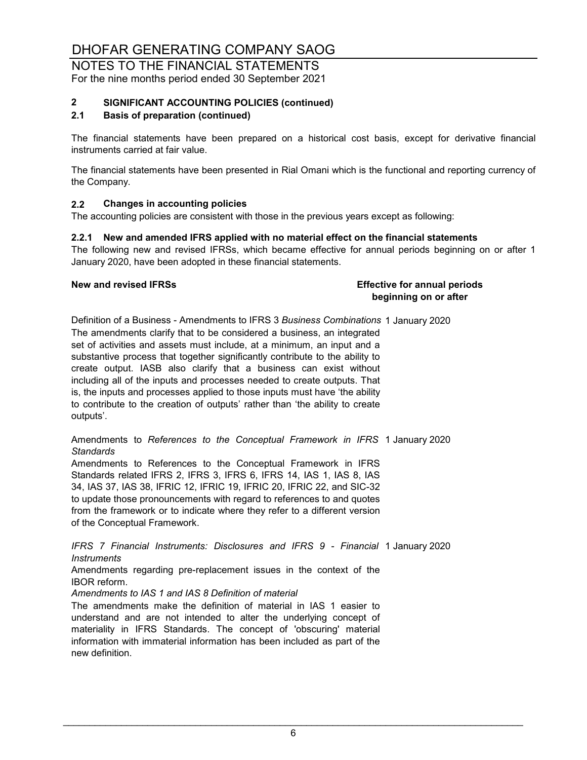## 2 SIGNIFICANT ACCOUNTING POLICIES (continued)

### 2.1 Basis of preparation (continued)

The financial statements have been prepared on a historical cost basis, except for derivative financial instruments carried at fair value.

The financial statements have been presented in Rial Omani which is the functional and reporting currency of the Company.

### 2.2 Changes in accounting policies

The accounting policies are consistent with those in the previous years except as following:

#### 2.2.1 New and amended IFRS applied with no material effect on the financial statements

The following new and revised IFRSs, which became effective for annual periods beginning on or after 1 January 2020, have been adopted in these financial statements.

| New and revised IFRSs | Effective for annual periods beginning on or after |
|---|---|
| Definition of a Business - Amendments to IFRS 3 *Business Combinations*<br>The amendments clarify that to be considered a business, an integrated set of activities and assets must include, at a minimum, an input and a substantive process that together significantly contribute to the ability to create output. IASB also clarify that a business can exist without including all of the inputs and processes needed to create outputs. That is, the inputs and processes applied to those inputs must have 'the ability to contribute to the creation of outputs' rather than 'the ability to create outputs'. | 1 January 2020 |
| Amendments to *References to the Conceptual Framework in IFRS Standards*<br>Amendments to References to the Conceptual Framework in IFRS Standards related IFRS 2, IFRS 3, IFRS 6, IFRS 14, IAS 1, IAS 8, IAS 34, IAS 37, IAS 38, IFRIC 12, IFRIC 19, IFRIC 20, IFRIC 22, and SIC-32 to update those pronouncements with regard to references to and quotes from the framework or to indicate where they refer to a different version of the Conceptual Framework. | 1 January 2020 |
| *IFRS 7 Financial Instruments: Disclosures and IFRS 9 - Financial Instruments*<br>Amendments regarding pre-replacement issues in the context of the IBOR reform.<br>*Amendments to IAS 1 and IAS 8 Definition of material*<br>The amendments make the definition of material in IAS 1 easier to understand and are not intended to alter the underlying concept of materiality in IFRS Standards. The concept of 'obscuring' material information with immaterial information has been included as part of the new definition. | 1 January 2020 |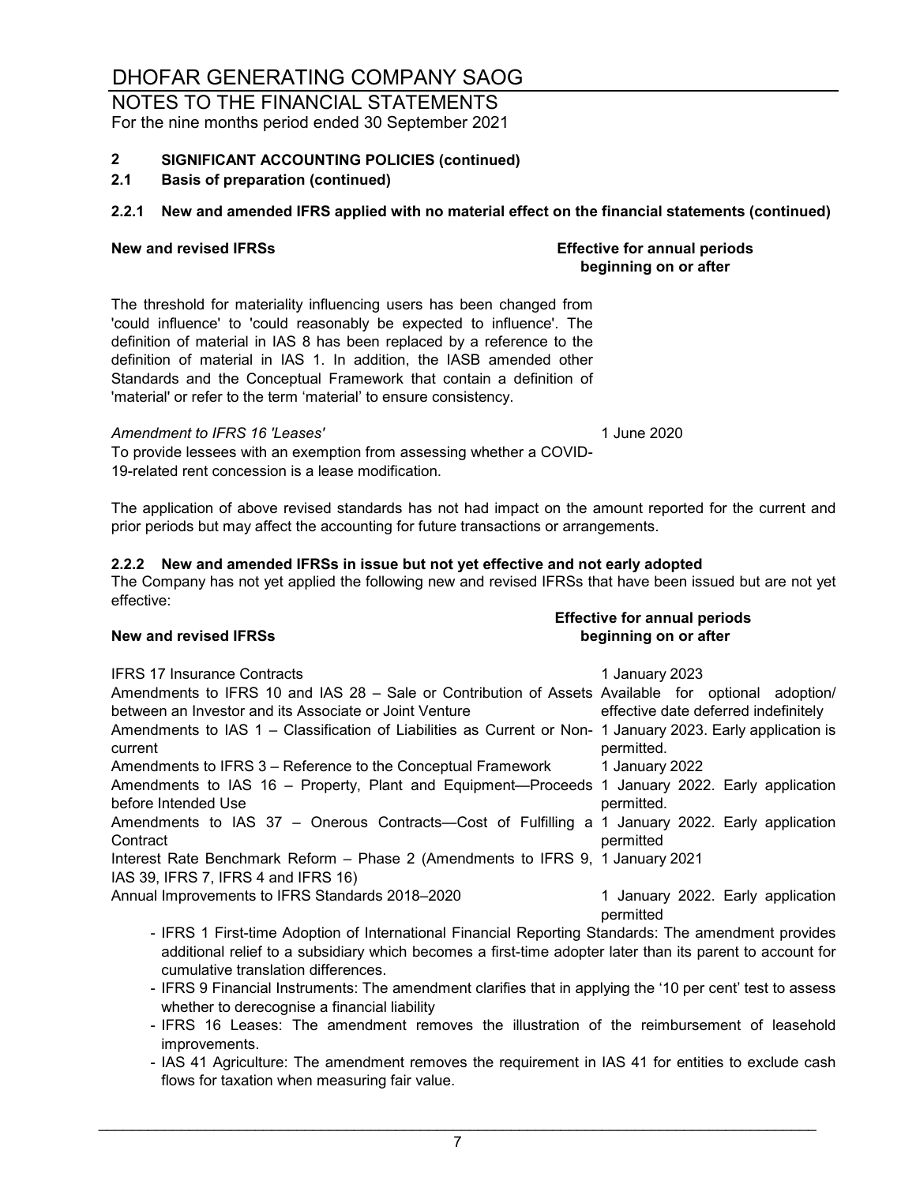# DHOFAR GENERATING COMPANY SAOG

NOTES TO THE FINANCIAL STATEMENTS
For the nine months period ended 30 September 2021

**2 SIGNIFICANT ACCOUNTING POLICIES (continued)**

**2.1 Basis of preparation (continued)**

**2.2.1 New and amended IFRS applied with no material effect on the financial statements (continued)**

| New and revised IFRSs | Effective for annual periods beginning on or after |
|---|---|
| The threshold for materiality influencing users has been changed from 'could influence' to 'could reasonably be expected to influence'. The definition of material in IAS 8 has been replaced by a reference to the definition of material in IAS 1. In addition, the IASB amended other Standards and the Conceptual Framework that contain a definition of 'material' or refer to the term 'material' to ensure consistency. | |
| *Amendment to IFRS 16 'Leases'* To provide lessees with an exemption from assessing whether a COVID-19-related rent concession is a lease modification. | 1 June 2020 |

The application of above revised standards has not had impact on the amount reported for the current and prior periods but may affect the accounting for future transactions or arrangements.

**2.2.2 New and amended IFRSs in issue but not yet effective and not early adopted**

The Company has not yet applied the following new and revised IFRSs that have been issued but are not yet effective:

| New and revised IFRSs | Effective for annual periods beginning on or after |
|---|---|
| IFRS 17 Insurance Contracts | 1 January 2023 |
| Amendments to IFRS 10 and IAS 28 – Sale or Contribution of Assets between an Investor and its Associate or Joint Venture | Available for optional adoption/ effective date deferred indefinitely |
| Amendments to IAS 1 – Classification of Liabilities as Current or Non-current | 1 January 2023. Early application is permitted. |
| Amendments to IFRS 3 – Reference to the Conceptual Framework | 1 January 2022 |
| Amendments to IAS 16 – Property, Plant and Equipment—Proceeds before Intended Use | 1 January 2022. Early application permitted. |
| Amendments to IAS 37 – Onerous Contracts—Cost of Fulfilling a Contract | 1 January 2022. Early application permitted |
| Interest Rate Benchmark Reform – Phase 2 (Amendments to IFRS 9, IAS 39, IFRS 7, IFRS 4 and IFRS 16) | 1 January 2021 |
| Annual Improvements to IFRS Standards 2018–2020 | 1 January 2022. Early application permitted |

- IFRS 1 First-time Adoption of International Financial Reporting Standards: The amendment provides additional relief to a subsidiary which becomes a first-time adopter later than its parent to account for cumulative translation differences.
- IFRS 9 Financial Instruments: The amendment clarifies that in applying the '10 per cent' test to assess whether to derecognise a financial liability
- IFRS 16 Leases: The amendment removes the illustration of the reimbursement of leasehold improvements.
- IAS 41 Agriculture: The amendment removes the requirement in IAS 41 for entities to exclude cash flows for taxation when measuring fair value.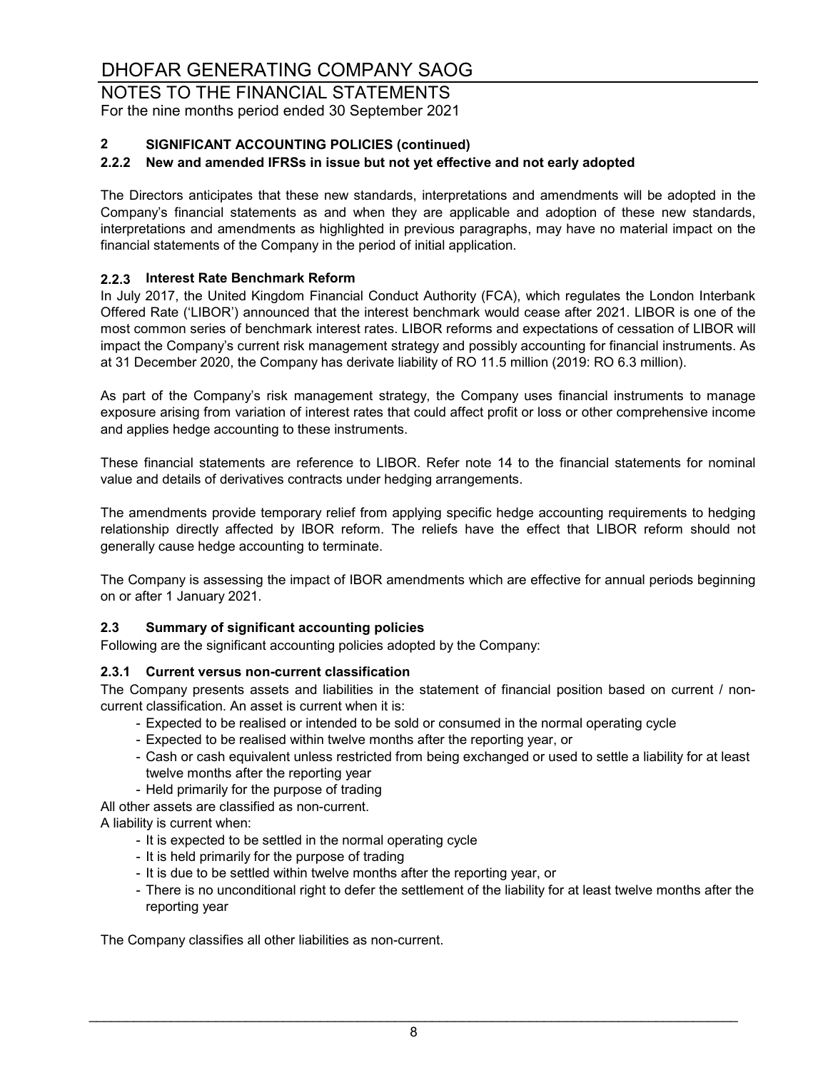## 2 SIGNIFICANT ACCOUNTING POLICIES (continued)

### 2.2.2 New and amended IFRSs in issue but not yet effective and not early adopted

The Directors anticipates that these new standards, interpretations and amendments will be adopted in the Company's financial statements as and when they are applicable and adoption of these new standards, interpretations and amendments as highlighted in previous paragraphs, may have no material impact on the financial statements of the Company in the period of initial application.

### 2.2.3 Interest Rate Benchmark Reform

In July 2017, the United Kingdom Financial Conduct Authority (FCA), which regulates the London Interbank Offered Rate ('LIBOR') announced that the interest benchmark would cease after 2021. LIBOR is one of the most common series of benchmark interest rates. LIBOR reforms and expectations of cessation of LIBOR will impact the Company's current risk management strategy and possibly accounting for financial instruments. As at 31 December 2020, the Company has derivate liability of RO 11.5 million (2019: RO 6.3 million).

As part of the Company's risk management strategy, the Company uses financial instruments to manage exposure arising from variation of interest rates that could affect profit or loss or other comprehensive income and applies hedge accounting to these instruments.

These financial statements are reference to LIBOR. Refer note 14 to the financial statements for nominal value and details of derivatives contracts under hedging arrangements.

The amendments provide temporary relief from applying specific hedge accounting requirements to hedging relationship directly affected by IBOR reform. The reliefs have the effect that LIBOR reform should not generally cause hedge accounting to terminate.

The Company is assessing the impact of IBOR amendments which are effective for annual periods beginning on or after 1 January 2021.

### 2.3 Summary of significant accounting policies

Following are the significant accounting policies adopted by the Company:

#### 2.3.1 Current versus non-current classification

The Company presents assets and liabilities in the statement of financial position based on current / non-current classification. An asset is current when it is:

- Expected to be realised or intended to be sold or consumed in the normal operating cycle
- Expected to be realised within twelve months after the reporting year, or
- Cash or cash equivalent unless restricted from being exchanged or used to settle a liability for at least twelve months after the reporting year
- Held primarily for the purpose of trading

All other assets are classified as non-current.

A liability is current when:

- It is expected to be settled in the normal operating cycle
- It is held primarily for the purpose of trading
- It is due to be settled within twelve months after the reporting year, or
- There is no unconditional right to defer the settlement of the liability for at least twelve months after the reporting year

The Company classifies all other liabilities as non-current.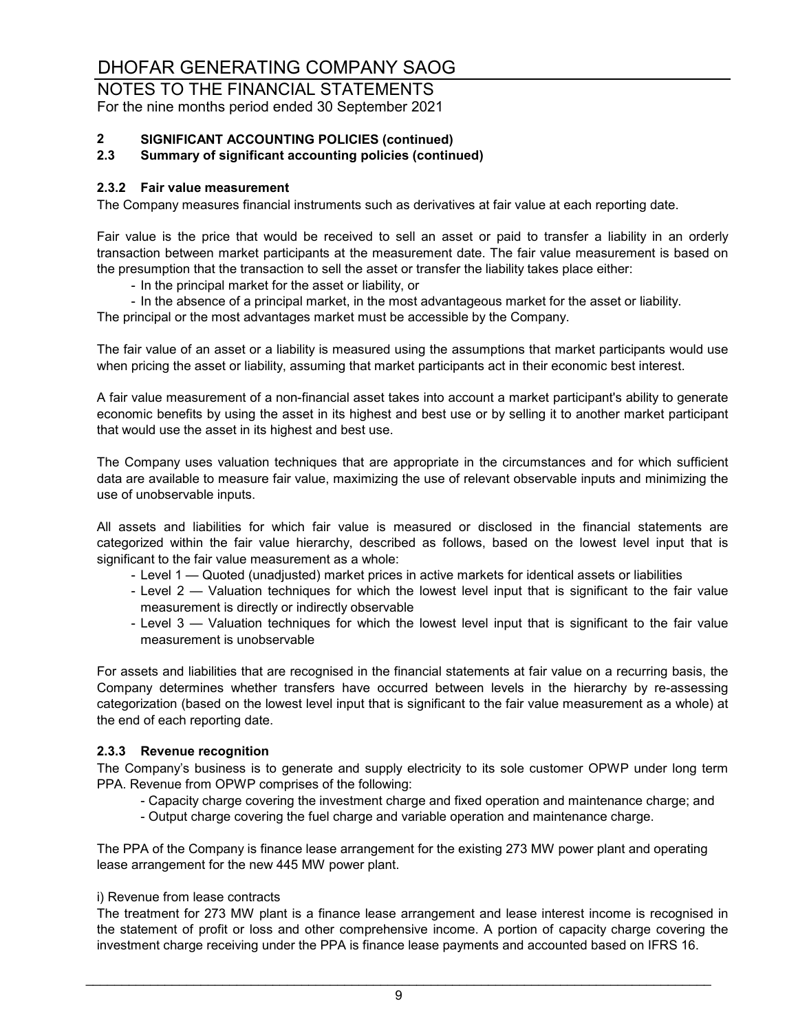# DHOFAR GENERATING COMPANY SAOG

NOTES TO THE FINANCIAL STATEMENTS
For the nine months period ended 30 September 2021

## 2 SIGNIFICANT ACCOUNTING POLICIES (continued)

### 2.3 Summary of significant accounting policies (continued)

#### 2.3.2 Fair value measurement

The Company measures financial instruments such as derivatives at fair value at each reporting date.

Fair value is the price that would be received to sell an asset or paid to transfer a liability in an orderly transaction between market participants at the measurement date. The fair value measurement is based on the presumption that the transaction to sell the asset or transfer the liability takes place either:

- In the principal market for the asset or liability, or
- In the absence of a principal market, in the most advantageous market for the asset or liability.

The principal or the most advantages market must be accessible by the Company.

The fair value of an asset or a liability is measured using the assumptions that market participants would use when pricing the asset or liability, assuming that market participants act in their economic best interest.

A fair value measurement of a non-financial asset takes into account a market participant's ability to generate economic benefits by using the asset in its highest and best use or by selling it to another market participant that would use the asset in its highest and best use.

The Company uses valuation techniques that are appropriate in the circumstances and for which sufficient data are available to measure fair value, maximizing the use of relevant observable inputs and minimizing the use of unobservable inputs.

All assets and liabilities for which fair value is measured or disclosed in the financial statements are categorized within the fair value hierarchy, described as follows, based on the lowest level input that is significant to the fair value measurement as a whole:

- Level 1 — Quoted (unadjusted) market prices in active markets for identical assets or liabilities
- Level 2 — Valuation techniques for which the lowest level input that is significant to the fair value measurement is directly or indirectly observable
- Level 3 — Valuation techniques for which the lowest level input that is significant to the fair value measurement is unobservable

For assets and liabilities that are recognised in the financial statements at fair value on a recurring basis, the Company determines whether transfers have occurred between levels in the hierarchy by re-assessing categorization (based on the lowest level input that is significant to the fair value measurement as a whole) at the end of each reporting date.

#### 2.3.3 Revenue recognition

The Company's business is to generate and supply electricity to its sole customer OPWP under long term PPA. Revenue from OPWP comprises of the following:

- Capacity charge covering the investment charge and fixed operation and maintenance charge; and
- Output charge covering the fuel charge and variable operation and maintenance charge.

The PPA of the Company is finance lease arrangement for the existing 273 MW power plant and operating lease arrangement for the new 445 MW power plant.

i) Revenue from lease contracts

The treatment for 273 MW plant is a finance lease arrangement and lease interest income is recognised in the statement of profit or loss and other comprehensive income. A portion of capacity charge covering the investment charge receiving under the PPA is finance lease payments and accounted based on IFRS 16.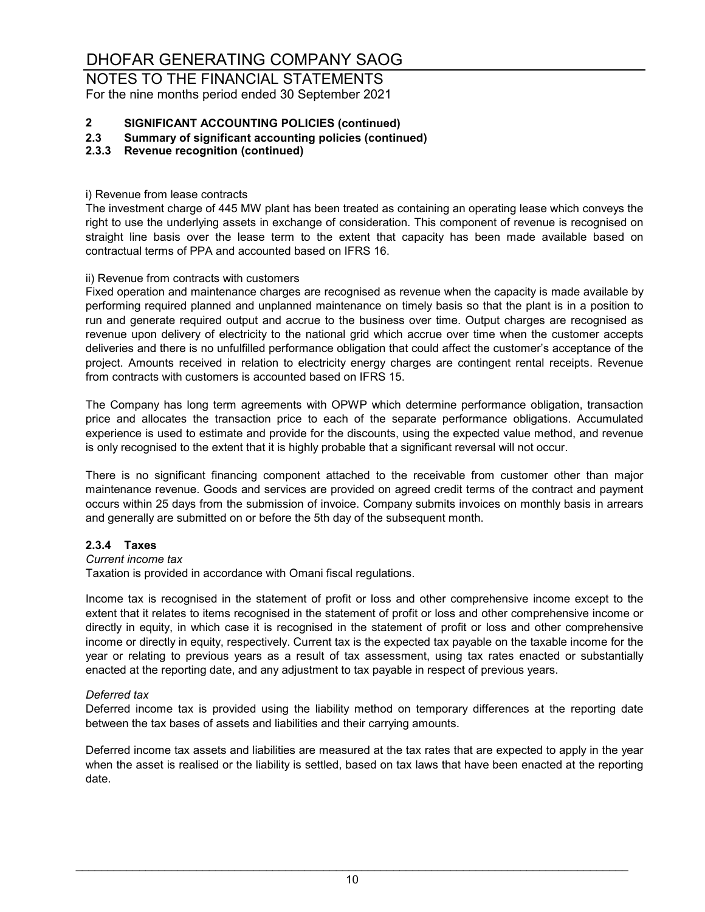## 2 SIGNIFICANT ACCOUNTING POLICIES (continued)

### 2.3 Summary of significant accounting policies (continued)

#### 2.3.3 Revenue recognition (continued)

i) Revenue from lease contracts

The investment charge of 445 MW plant has been treated as containing an operating lease which conveys the right to use the underlying assets in exchange of consideration. This component of revenue is recognised on straight line basis over the lease term to the extent that capacity has been made available based on contractual terms of PPA and accounted based on IFRS 16.

ii) Revenue from contracts with customers

Fixed operation and maintenance charges are recognised as revenue when the capacity is made available by performing required planned and unplanned maintenance on timely basis so that the plant is in a position to run and generate required output and accrue to the business over time. Output charges are recognised as revenue upon delivery of electricity to the national grid which accrue over time when the customer accepts deliveries and there is no unfulfilled performance obligation that could affect the customer's acceptance of the project. Amounts received in relation to electricity energy charges are contingent rental receipts. Revenue from contracts with customers is accounted based on IFRS 15.

The Company has long term agreements with OPWP which determine performance obligation, transaction price and allocates the transaction price to each of the separate performance obligations. Accumulated experience is used to estimate and provide for the discounts, using the expected value method, and revenue is only recognised to the extent that it is highly probable that a significant reversal will not occur.

There is no significant financing component attached to the receivable from customer other than major maintenance revenue. Goods and services are provided on agreed credit terms of the contract and payment occurs within 25 days from the submission of invoice. Company submits invoices on monthly basis in arrears and generally are submitted on or before the 5th day of the subsequent month.

#### 2.3.4 Taxes

*Current income tax*

Taxation is provided in accordance with Omani fiscal regulations.

Income tax is recognised in the statement of profit or loss and other comprehensive income except to the extent that it relates to items recognised in the statement of profit or loss and other comprehensive income or directly in equity, in which case it is recognised in the statement of profit or loss and other comprehensive income or directly in equity, respectively. Current tax is the expected tax payable on the taxable income for the year or relating to previous years as a result of tax assessment, using tax rates enacted or substantially enacted at the reporting date, and any adjustment to tax payable in respect of previous years.

*Deferred tax*

Deferred income tax is provided using the liability method on temporary differences at the reporting date between the tax bases of assets and liabilities and their carrying amounts.

Deferred income tax assets and liabilities are measured at the tax rates that are expected to apply in the year when the asset is realised or the liability is settled, based on tax laws that have been enacted at the reporting date.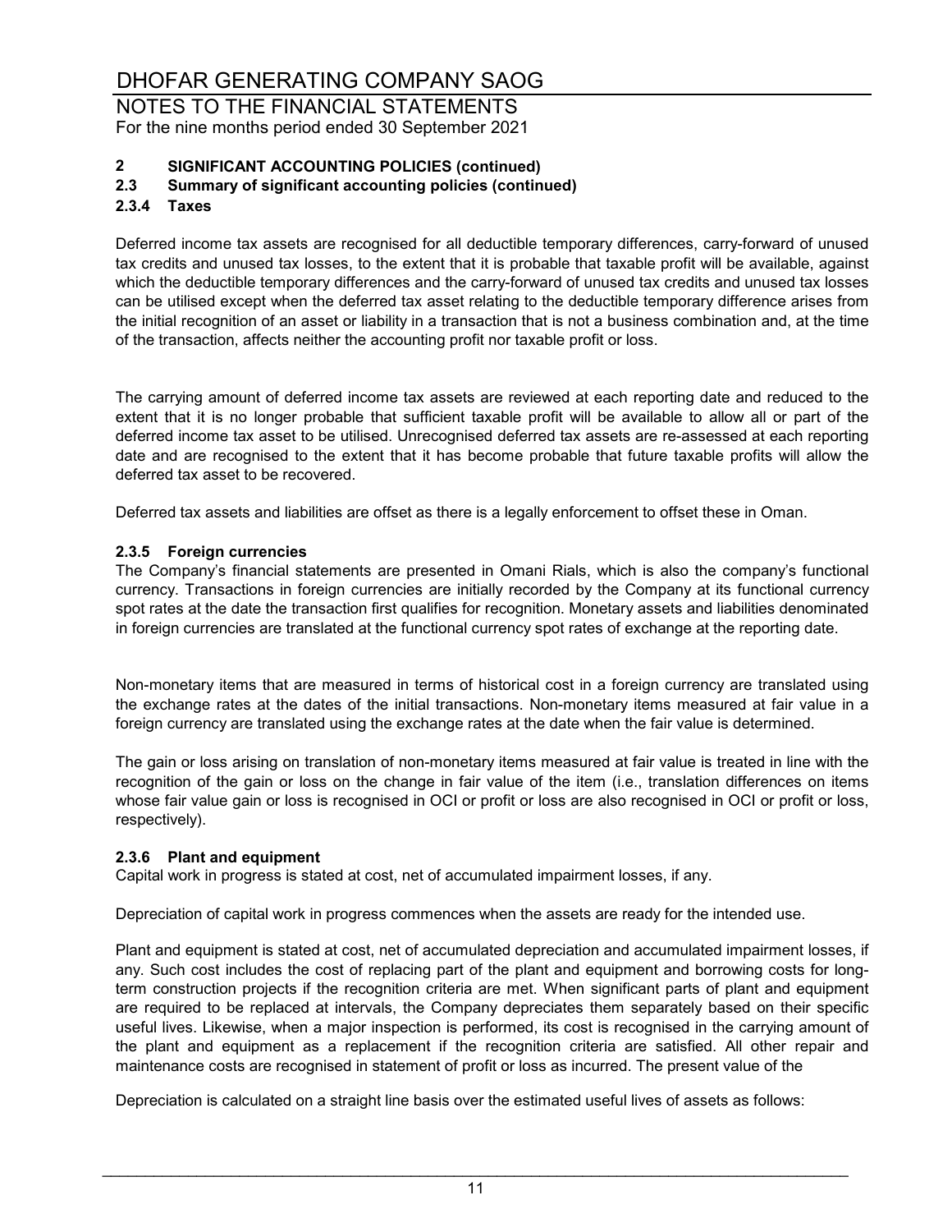## 2 SIGNIFICANT ACCOUNTING POLICIES (continued)

### 2.3 Summary of significant accounting policies (continued)

#### 2.3.4 Taxes

Deferred income tax assets are recognised for all deductible temporary differences, carry-forward of unused tax credits and unused tax losses, to the extent that it is probable that taxable profit will be available, against which the deductible temporary differences and the carry-forward of unused tax credits and unused tax losses can be utilised except when the deferred tax asset relating to the deductible temporary difference arises from the initial recognition of an asset or liability in a transaction that is not a business combination and, at the time of the transaction, affects neither the accounting profit nor taxable profit or loss.

The carrying amount of deferred income tax assets are reviewed at each reporting date and reduced to the extent that it is no longer probable that sufficient taxable profit will be available to allow all or part of the deferred income tax asset to be utilised. Unrecognised deferred tax assets are re-assessed at each reporting date and are recognised to the extent that it has become probable that future taxable profits will allow the deferred tax asset to be recovered.

Deferred tax assets and liabilities are offset as there is a legally enforcement to offset these in Oman.

#### 2.3.5 Foreign currencies

The Company's financial statements are presented in Omani Rials, which is also the company's functional currency. Transactions in foreign currencies are initially recorded by the Company at its functional currency spot rates at the date the transaction first qualifies for recognition. Monetary assets and liabilities denominated in foreign currencies are translated at the functional currency spot rates of exchange at the reporting date.

Non-monetary items that are measured in terms of historical cost in a foreign currency are translated using the exchange rates at the dates of the initial transactions. Non-monetary items measured at fair value in a foreign currency are translated using the exchange rates at the date when the fair value is determined.

The gain or loss arising on translation of non-monetary items measured at fair value is treated in line with the recognition of the gain or loss on the change in fair value of the item (i.e., translation differences on items whose fair value gain or loss is recognised in OCI or profit or loss are also recognised in OCI or profit or loss, respectively).

#### 2.3.6 Plant and equipment

Capital work in progress is stated at cost, net of accumulated impairment losses, if any.

Depreciation of capital work in progress commences when the assets are ready for the intended use.

Plant and equipment is stated at cost, net of accumulated depreciation and accumulated impairment losses, if any. Such cost includes the cost of replacing part of the plant and equipment and borrowing costs for long-term construction projects if the recognition criteria are met. When significant parts of plant and equipment are required to be replaced at intervals, the Company depreciates them separately based on their specific useful lives. Likewise, when a major inspection is performed, its cost is recognised in the carrying amount of the plant and equipment as a replacement if the recognition criteria are satisfied. All other repair and maintenance costs are recognised in statement of profit or loss as incurred. The present value of the

Depreciation is calculated on a straight line basis over the estimated useful lives of assets as follows: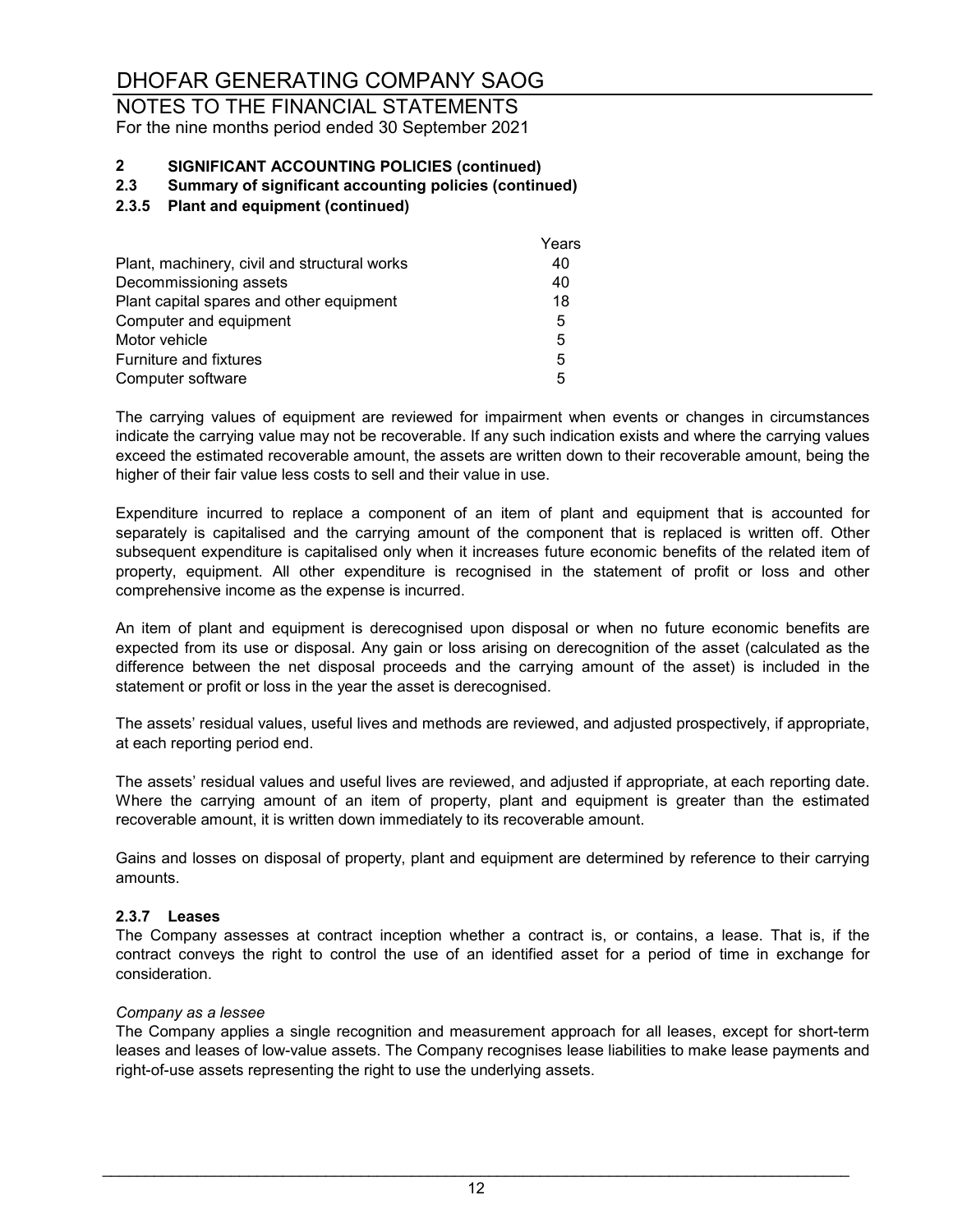# DHOFAR GENERATING COMPANY SAOG

NOTES TO THE FINANCIAL STATEMENTS
For the nine months period ended 30 September 2021

## 2 SIGNIFICANT ACCOUNTING POLICIES (continued)

### 2.3 Summary of significant accounting policies (continued)

#### 2.3.5 Plant and equipment (continued)

| | Years |
|---|---|
| Plant, machinery, civil and structural works | 40 |
| Decommissioning assets | 40 |
| Plant capital spares and other equipment | 18 |
| Computer and equipment | 5 |
| Motor vehicle | 5 |
| Furniture and fixtures | 5 |
| Computer software | 5 |

The carrying values of equipment are reviewed for impairment when events or changes in circumstances indicate the carrying value may not be recoverable. If any such indication exists and where the carrying values exceed the estimated recoverable amount, the assets are written down to their recoverable amount, being the higher of their fair value less costs to sell and their value in use.

Expenditure incurred to replace a component of an item of plant and equipment that is accounted for separately is capitalised and the carrying amount of the component that is replaced is written off. Other subsequent expenditure is capitalised only when it increases future economic benefits of the related item of property, equipment. All other expenditure is recognised in the statement of profit or loss and other comprehensive income as the expense is incurred.

An item of plant and equipment is derecognised upon disposal or when no future economic benefits are expected from its use or disposal. Any gain or loss arising on derecognition of the asset (calculated as the difference between the net disposal proceeds and the carrying amount of the asset) is included in the statement or profit or loss in the year the asset is derecognised.

The assets' residual values, useful lives and methods are reviewed, and adjusted prospectively, if appropriate, at each reporting period end.

The assets' residual values and useful lives are reviewed, and adjusted if appropriate, at each reporting date. Where the carrying amount of an item of property, plant and equipment is greater than the estimated recoverable amount, it is written down immediately to its recoverable amount.

Gains and losses on disposal of property, plant and equipment are determined by reference to their carrying amounts.

#### 2.3.7 Leases

The Company assesses at contract inception whether a contract is, or contains, a lease. That is, if the contract conveys the right to control the use of an identified asset for a period of time in exchange for consideration.

*Company as a lessee*

The Company applies a single recognition and measurement approach for all leases, except for short-term leases and leases of low-value assets. The Company recognises lease liabilities to make lease payments and right-of-use assets representing the right to use the underlying assets.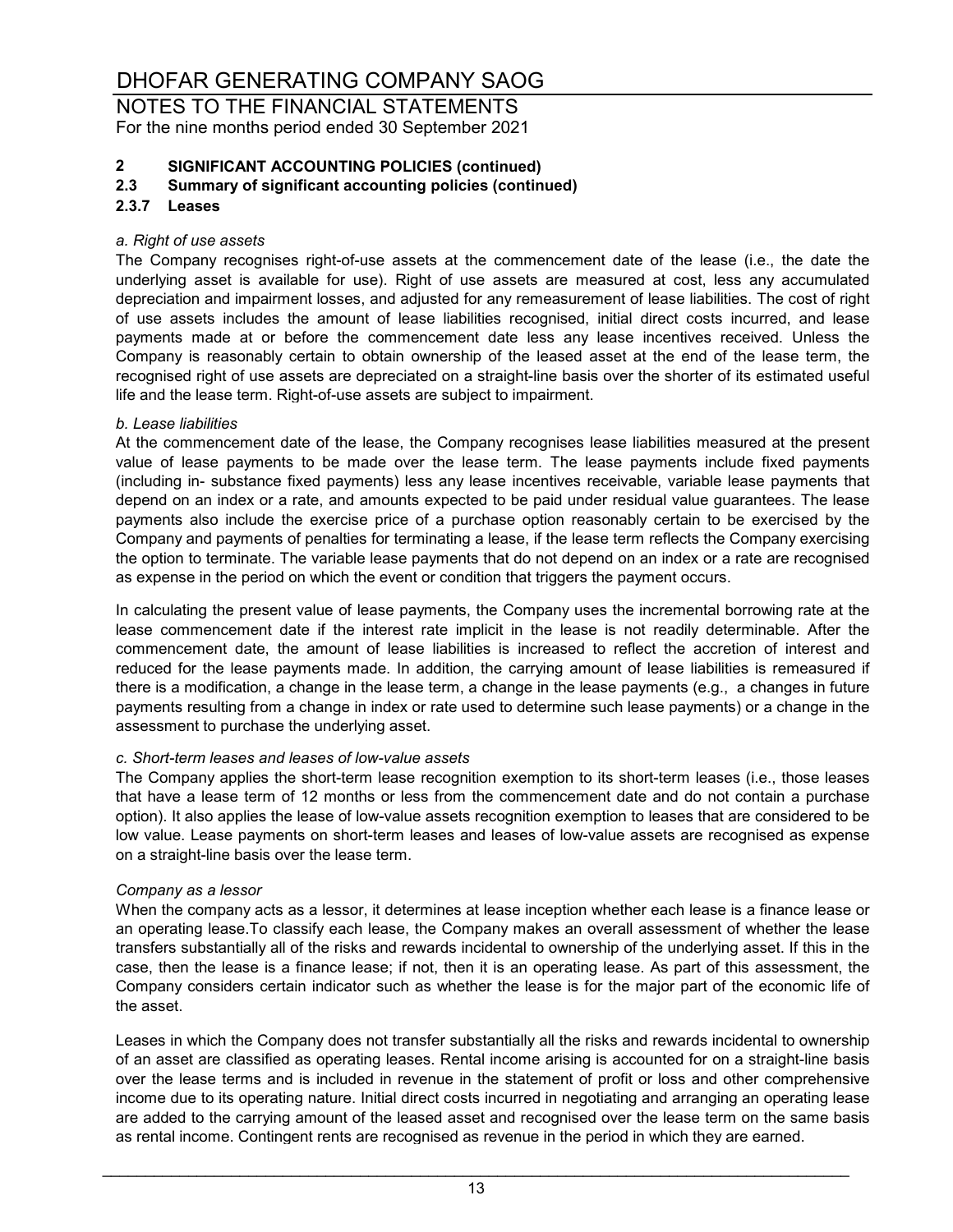# DHOFAR GENERATING COMPANY SAOG

NOTES TO THE FINANCIAL STATEMENTS
For the nine months period ended 30 September 2021

## 2 SIGNIFICANT ACCOUNTING POLICIES (continued)

### 2.3 Summary of significant accounting policies (continued)

### 2.3.7 Leases

*a. Right of use assets*

The Company recognises right-of-use assets at the commencement date of the lease (i.e., the date the underlying asset is available for use). Right of use assets are measured at cost, less any accumulated depreciation and impairment losses, and adjusted for any remeasurement of lease liabilities. The cost of right of use assets includes the amount of lease liabilities recognised, initial direct costs incurred, and lease payments made at or before the commencement date less any lease incentives received. Unless the Company is reasonably certain to obtain ownership of the leased asset at the end of the lease term, the recognised right of use assets are depreciated on a straight-line basis over the shorter of its estimated useful life and the lease term. Right-of-use assets are subject to impairment.

*b. Lease liabilities*

At the commencement date of the lease, the Company recognises lease liabilities measured at the present value of lease payments to be made over the lease term. The lease payments include fixed payments (including in- substance fixed payments) less any lease incentives receivable, variable lease payments that depend on an index or a rate, and amounts expected to be paid under residual value guarantees. The lease payments also include the exercise price of a purchase option reasonably certain to be exercised by the Company and payments of penalties for terminating a lease, if the lease term reflects the Company exercising the option to terminate. The variable lease payments that do not depend on an index or a rate are recognised as expense in the period on which the event or condition that triggers the payment occurs.

In calculating the present value of lease payments, the Company uses the incremental borrowing rate at the lease commencement date if the interest rate implicit in the lease is not readily determinable. After the commencement date, the amount of lease liabilities is increased to reflect the accretion of interest and reduced for the lease payments made. In addition, the carrying amount of lease liabilities is remeasured if there is a modification, a change in the lease term, a change in the lease payments (e.g., a changes in future payments resulting from a change in index or rate used to determine such lease payments) or a change in the assessment to purchase the underlying asset.

*c. Short-term leases and leases of low-value assets*

The Company applies the short-term lease recognition exemption to its short-term leases (i.e., those leases that have a lease term of 12 months or less from the commencement date and do not contain a purchase option). It also applies the lease of low-value assets recognition exemption to leases that are considered to be low value. Lease payments on short-term leases and leases of low-value assets are recognised as expense on a straight-line basis over the lease term.

*Company as a lessor*

When the company acts as a lessor, it determines at lease inception whether each lease is a finance lease or an operating lease.To classify each lease, the Company makes an overall assessment of whether the lease transfers substantially all of the risks and rewards incidental to ownership of the underlying asset. If this in the case, then the lease is a finance lease; if not, then it is an operating lease. As part of this assessment, the Company considers certain indicator such as whether the lease is for the major part of the economic life of the asset.

Leases in which the Company does not transfer substantially all the risks and rewards incidental to ownership of an asset are classified as operating leases. Rental income arising is accounted for on a straight-line basis over the lease terms and is included in revenue in the statement of profit or loss and other comprehensive income due to its operating nature. Initial direct costs incurred in negotiating and arranging an operating lease are added to the carrying amount of the leased asset and recognised over the lease term on the same basis as rental income. Contingent rents are recognised as revenue in the period in which they are earned.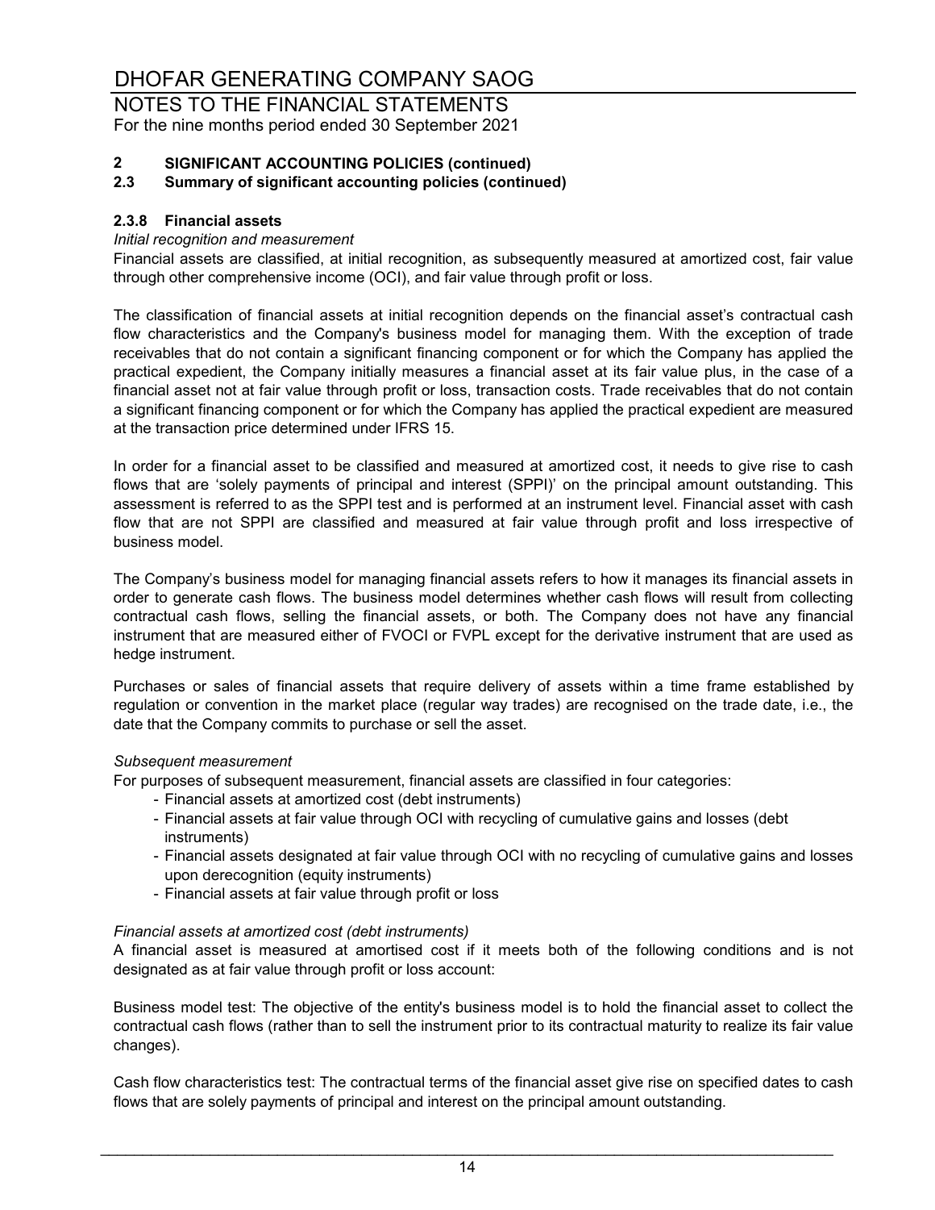## 2 SIGNIFICANT ACCOUNTING POLICIES (continued)

### 2.3 Summary of significant accounting policies (continued)

#### 2.3.8 Financial assets

*Initial recognition and measurement*

Financial assets are classified, at initial recognition, as subsequently measured at amortized cost, fair value through other comprehensive income (OCI), and fair value through profit or loss.

The classification of financial assets at initial recognition depends on the financial asset's contractual cash flow characteristics and the Company's business model for managing them. With the exception of trade receivables that do not contain a significant financing component or for which the Company has applied the practical expedient, the Company initially measures a financial asset at its fair value plus, in the case of a financial asset not at fair value through profit or loss, transaction costs. Trade receivables that do not contain a significant financing component or for which the Company has applied the practical expedient are measured at the transaction price determined under IFRS 15.

In order for a financial asset to be classified and measured at amortized cost, it needs to give rise to cash flows that are 'solely payments of principal and interest (SPPI)' on the principal amount outstanding. This assessment is referred to as the SPPI test and is performed at an instrument level. Financial asset with cash flow that are not SPPI are classified and measured at fair value through profit and loss irrespective of business model.

The Company's business model for managing financial assets refers to how it manages its financial assets in order to generate cash flows. The business model determines whether cash flows will result from collecting contractual cash flows, selling the financial assets, or both. The Company does not have any financial instrument that are measured either of FVOCI or FVPL except for the derivative instrument that are used as hedge instrument.

Purchases or sales of financial assets that require delivery of assets within a time frame established by regulation or convention in the market place (regular way trades) are recognised on the trade date, i.e., the date that the Company commits to purchase or sell the asset.

*Subsequent measurement*

For purposes of subsequent measurement, financial assets are classified in four categories:

- Financial assets at amortized cost (debt instruments)
- Financial assets at fair value through OCI with recycling of cumulative gains and losses (debt instruments)
- Financial assets designated at fair value through OCI with no recycling of cumulative gains and losses upon derecognition (equity instruments)
- Financial assets at fair value through profit or loss

*Financial assets at amortized cost (debt instruments)*

A financial asset is measured at amortised cost if it meets both of the following conditions and is not designated as at fair value through profit or loss account:

Business model test: The objective of the entity's business model is to hold the financial asset to collect the contractual cash flows (rather than to sell the instrument prior to its contractual maturity to realize its fair value changes).

Cash flow characteristics test: The contractual terms of the financial asset give rise on specified dates to cash flows that are solely payments of principal and interest on the principal amount outstanding.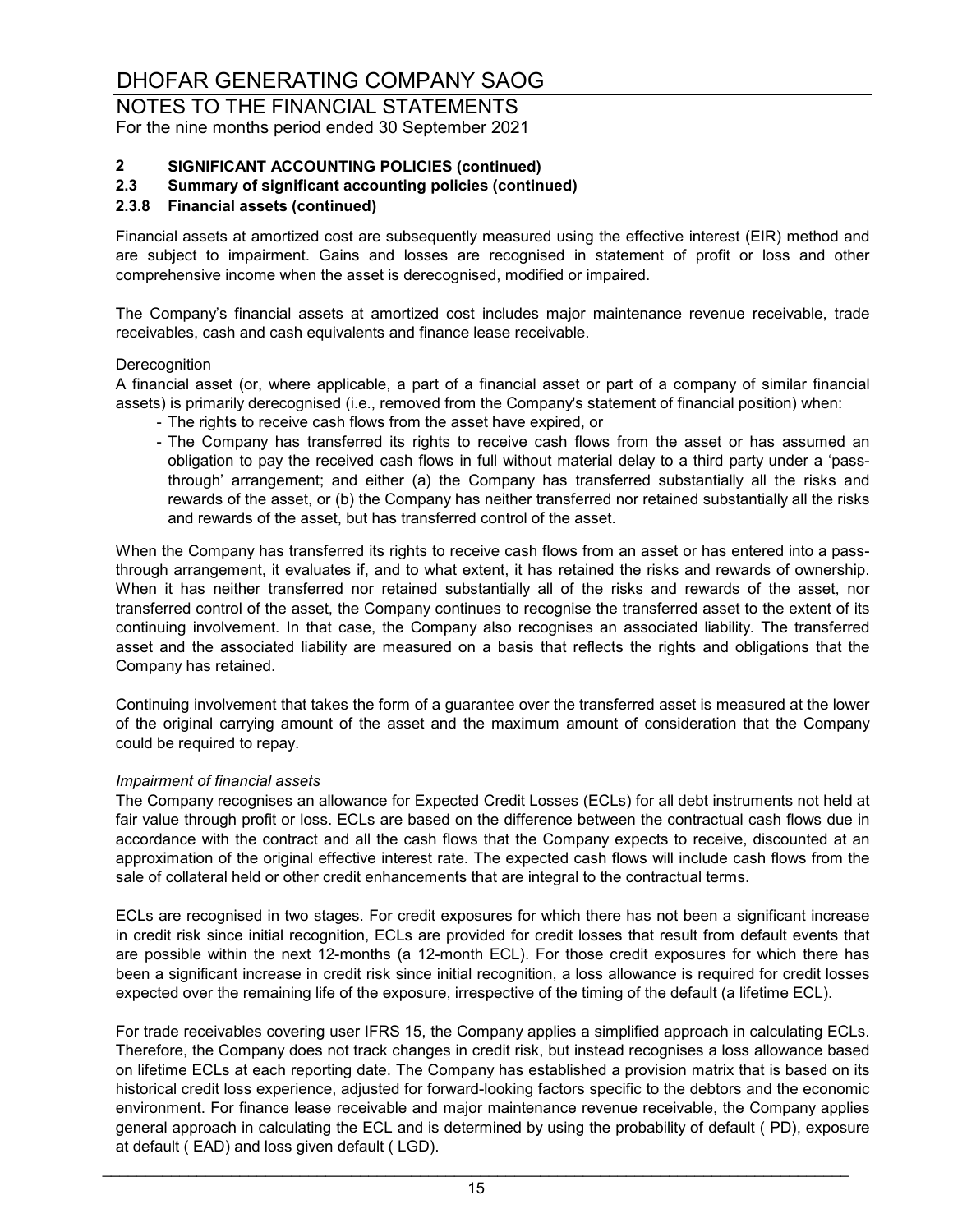## 2 SIGNIFICANT ACCOUNTING POLICIES (continued)

### 2.3 Summary of significant accounting policies (continued)

### 2.3.8 Financial assets (continued)

Financial assets at amortized cost are subsequently measured using the effective interest (EIR) method and are subject to impairment. Gains and losses are recognised in statement of profit or loss and other comprehensive income when the asset is derecognised, modified or impaired.

The Company's financial assets at amortized cost includes major maintenance revenue receivable, trade receivables, cash and cash equivalents and finance lease receivable.

Derecognition

A financial asset (or, where applicable, a part of a financial asset or part of a company of similar financial assets) is primarily derecognised (i.e., removed from the Company's statement of financial position) when:

- The rights to receive cash flows from the asset have expired, or
- The Company has transferred its rights to receive cash flows from the asset or has assumed an obligation to pay the received cash flows in full without material delay to a third party under a 'pass-through' arrangement; and either (a) the Company has transferred substantially all the risks and rewards of the asset, or (b) the Company has neither transferred nor retained substantially all the risks and rewards of the asset, but has transferred control of the asset.

When the Company has transferred its rights to receive cash flows from an asset or has entered into a pass-through arrangement, it evaluates if, and to what extent, it has retained the risks and rewards of ownership. When it has neither transferred nor retained substantially all of the risks and rewards of the asset, nor transferred control of the asset, the Company continues to recognise the transferred asset to the extent of its continuing involvement. In that case, the Company also recognises an associated liability. The transferred asset and the associated liability are measured on a basis that reflects the rights and obligations that the Company has retained.

Continuing involvement that takes the form of a guarantee over the transferred asset is measured at the lower of the original carrying amount of the asset and the maximum amount of consideration that the Company could be required to repay.

*Impairment of financial assets*

The Company recognises an allowance for Expected Credit Losses (ECLs) for all debt instruments not held at fair value through profit or loss. ECLs are based on the difference between the contractual cash flows due in accordance with the contract and all the cash flows that the Company expects to receive, discounted at an approximation of the original effective interest rate. The expected cash flows will include cash flows from the sale of collateral held or other credit enhancements that are integral to the contractual terms.

ECLs are recognised in two stages. For credit exposures for which there has not been a significant increase in credit risk since initial recognition, ECLs are provided for credit losses that result from default events that are possible within the next 12-months (a 12-month ECL). For those credit exposures for which there has been a significant increase in credit risk since initial recognition, a loss allowance is required for credit losses expected over the remaining life of the exposure, irrespective of the timing of the default (a lifetime ECL).

For trade receivables covering user IFRS 15, the Company applies a simplified approach in calculating ECLs. Therefore, the Company does not track changes in credit risk, but instead recognises a loss allowance based on lifetime ECLs at each reporting date. The Company has established a provision matrix that is based on its historical credit loss experience, adjusted for forward-looking factors specific to the debtors and the economic environment. For finance lease receivable and major maintenance revenue receivable, the Company applies general approach in calculating the ECL and is determined by using the probability of default ( PD), exposure at default ( EAD) and loss given default ( LGD).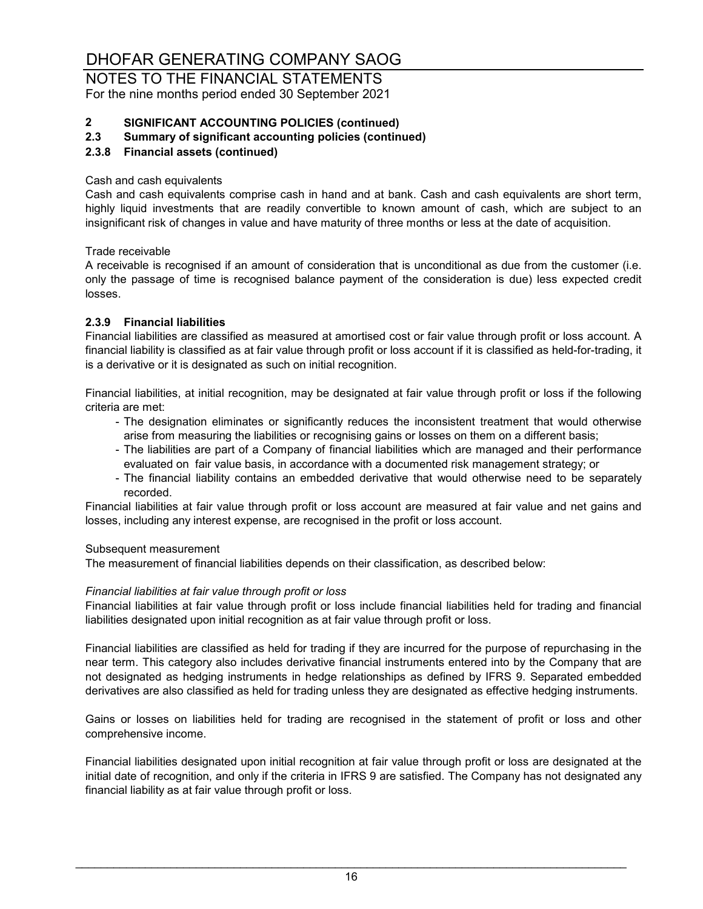# DHOFAR GENERATING COMPANY SAOG

## NOTES TO THE FINANCIAL STATEMENTS

For the nine months period ended 30 September 2021

### 2 SIGNIFICANT ACCOUNTING POLICIES (continued)

### 2.3 Summary of significant accounting policies (continued)

### 2.3.8 Financial assets (continued)

Cash and cash equivalents

Cash and cash equivalents comprise cash in hand and at bank. Cash and cash equivalents are short term, highly liquid investments that are readily convertible to known amount of cash, which are subject to an insignificant risk of changes in value and have maturity of three months or less at the date of acquisition.

Trade receivable

A receivable is recognised if an amount of consideration that is unconditional as due from the customer (i.e. only the passage of time is recognised balance payment of the consideration is due) less expected credit losses.

### 2.3.9 Financial liabilities

Financial liabilities are classified as measured at amortised cost or fair value through profit or loss account. A financial liability is classified as at fair value through profit or loss account if it is classified as held-for-trading, it is a derivative or it is designated as such on initial recognition.

Financial liabilities, at initial recognition, may be designated at fair value through profit or loss if the following criteria are met:

- The designation eliminates or significantly reduces the inconsistent treatment that would otherwise arise from measuring the liabilities or recognising gains or losses on them on a different basis;
- The liabilities are part of a Company of financial liabilities which are managed and their performance evaluated on fair value basis, in accordance with a documented risk management strategy; or
- The financial liability contains an embedded derivative that would otherwise need to be separately recorded.

Financial liabilities at fair value through profit or loss account are measured at fair value and net gains and losses, including any interest expense, are recognised in the profit or loss account.

Subsequent measurement

The measurement of financial liabilities depends on their classification, as described below:

*Financial liabilities at fair value through profit or loss*

Financial liabilities at fair value through profit or loss include financial liabilities held for trading and financial liabilities designated upon initial recognition as at fair value through profit or loss.

Financial liabilities are classified as held for trading if they are incurred for the purpose of repurchasing in the near term. This category also includes derivative financial instruments entered into by the Company that are not designated as hedging instruments in hedge relationships as defined by IFRS 9. Separated embedded derivatives are also classified as held for trading unless they are designated as effective hedging instruments.

Gains or losses on liabilities held for trading are recognised in the statement of profit or loss and other comprehensive income.

Financial liabilities designated upon initial recognition at fair value through profit or loss are designated at the initial date of recognition, and only if the criteria in IFRS 9 are satisfied. The Company has not designated any financial liability as at fair value through profit or loss.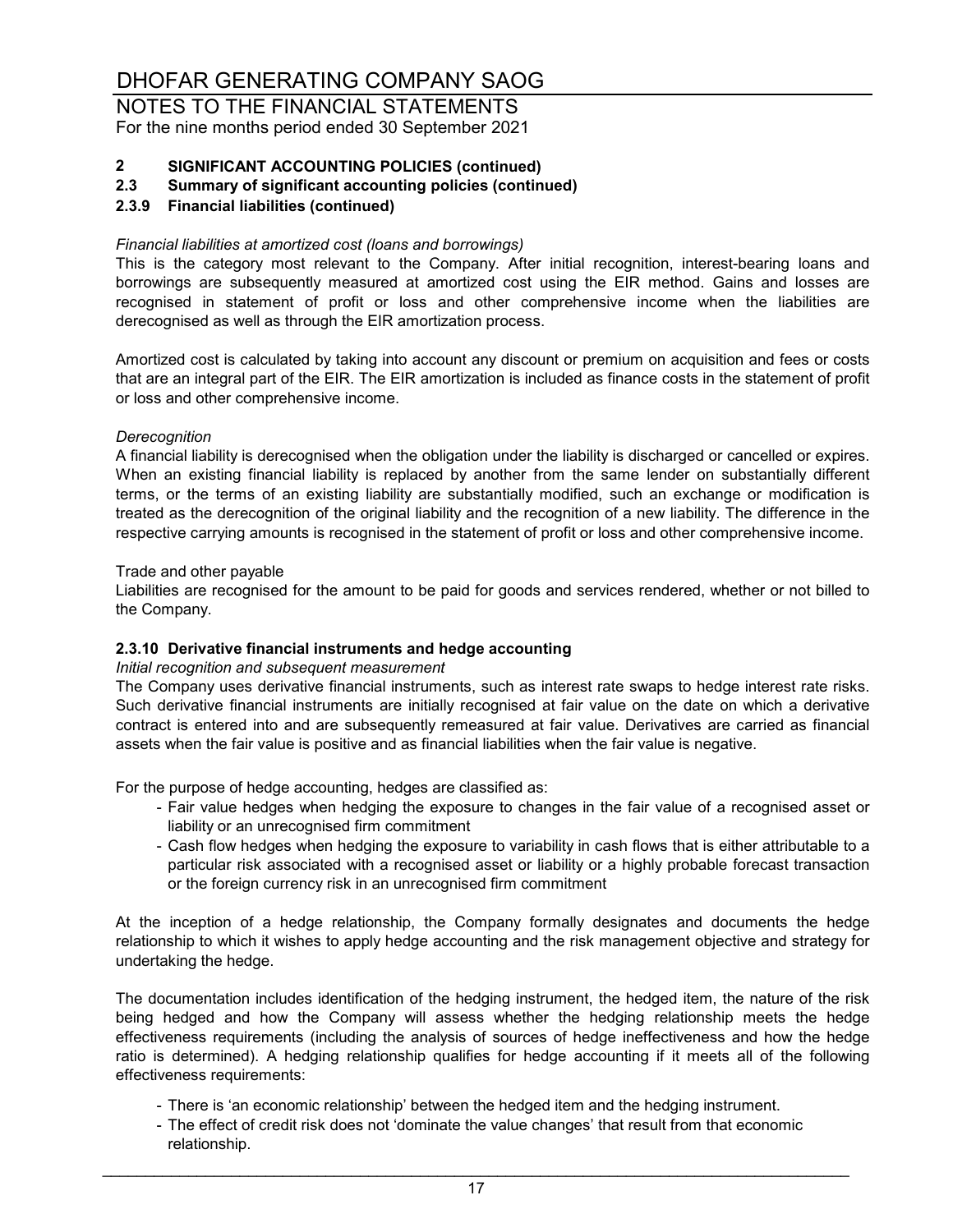## 2 SIGNIFICANT ACCOUNTING POLICIES (continued)

### 2.3 Summary of significant accounting policies (continued)

#### 2.3.9 Financial liabilities (continued)

*Financial liabilities at amortized cost (loans and borrowings)*

This is the category most relevant to the Company. After initial recognition, interest-bearing loans and borrowings are subsequently measured at amortized cost using the EIR method. Gains and losses are recognised in statement of profit or loss and other comprehensive income when the liabilities are derecognised as well as through the EIR amortization process.

Amortized cost is calculated by taking into account any discount or premium on acquisition and fees or costs that are an integral part of the EIR. The EIR amortization is included as finance costs in the statement of profit or loss and other comprehensive income.

*Derecognition*

A financial liability is derecognised when the obligation under the liability is discharged or cancelled or expires. When an existing financial liability is replaced by another from the same lender on substantially different terms, or the terms of an existing liability are substantially modified, such an exchange or modification is treated as the derecognition of the original liability and the recognition of a new liability. The difference in the respective carrying amounts is recognised in the statement of profit or loss and other comprehensive income.

Trade and other payable

Liabilities are recognised for the amount to be paid for goods and services rendered, whether or not billed to the Company.

#### 2.3.10 Derivative financial instruments and hedge accounting

*Initial recognition and subsequent measurement*

The Company uses derivative financial instruments, such as interest rate swaps to hedge interest rate risks. Such derivative financial instruments are initially recognised at fair value on the date on which a derivative contract is entered into and are subsequently remeasured at fair value. Derivatives are carried as financial assets when the fair value is positive and as financial liabilities when the fair value is negative.

For the purpose of hedge accounting, hedges are classified as:

- Fair value hedges when hedging the exposure to changes in the fair value of a recognised asset or liability or an unrecognised firm commitment
- Cash flow hedges when hedging the exposure to variability in cash flows that is either attributable to a particular risk associated with a recognised asset or liability or a highly probable forecast transaction or the foreign currency risk in an unrecognised firm commitment

At the inception of a hedge relationship, the Company formally designates and documents the hedge relationship to which it wishes to apply hedge accounting and the risk management objective and strategy for undertaking the hedge.

The documentation includes identification of the hedging instrument, the hedged item, the nature of the risk being hedged and how the Company will assess whether the hedging relationship meets the hedge effectiveness requirements (including the analysis of sources of hedge ineffectiveness and how the hedge ratio is determined). A hedging relationship qualifies for hedge accounting if it meets all of the following effectiveness requirements:

- There is 'an economic relationship' between the hedged item and the hedging instrument.
- The effect of credit risk does not 'dominate the value changes' that result from that economic relationship.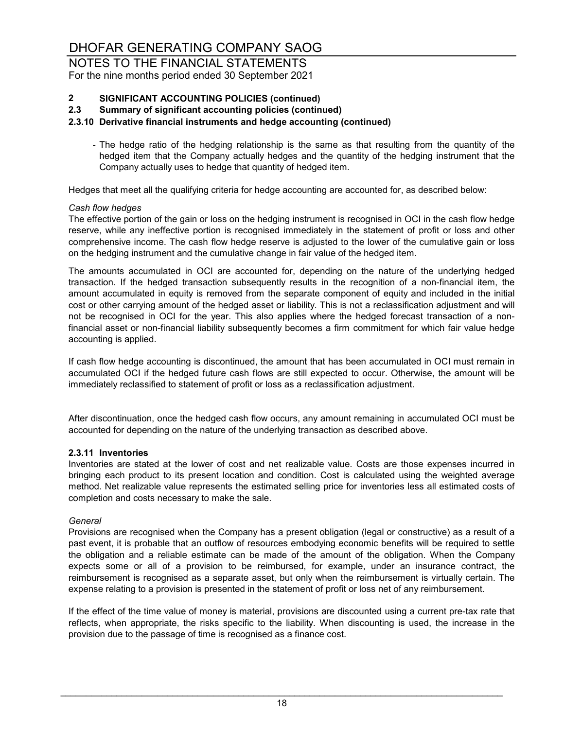## 2 SIGNIFICANT ACCOUNTING POLICIES (continued)

### 2.3 Summary of significant accounting policies (continued)

#### 2.3.10 Derivative financial instruments and hedge accounting (continued)

- The hedge ratio of the hedging relationship is the same as that resulting from the quantity of the hedged item that the Company actually hedges and the quantity of the hedging instrument that the Company actually uses to hedge that quantity of hedged item.

Hedges that meet all the qualifying criteria for hedge accounting are accounted for, as described below:

*Cash flow hedges*

The effective portion of the gain or loss on the hedging instrument is recognised in OCI in the cash flow hedge reserve, while any ineffective portion is recognised immediately in the statement of profit or loss and other comprehensive income. The cash flow hedge reserve is adjusted to the lower of the cumulative gain or loss on the hedging instrument and the cumulative change in fair value of the hedged item.

The amounts accumulated in OCI are accounted for, depending on the nature of the underlying hedged transaction. If the hedged transaction subsequently results in the recognition of a non-financial item, the amount accumulated in equity is removed from the separate component of equity and included in the initial cost or other carrying amount of the hedged asset or liability. This is not a reclassification adjustment and will not be recognised in OCI for the year. This also applies where the hedged forecast transaction of a non-financial asset or non-financial liability subsequently becomes a firm commitment for which fair value hedge accounting is applied.

If cash flow hedge accounting is discontinued, the amount that has been accumulated in OCI must remain in accumulated OCI if the hedged future cash flows are still expected to occur. Otherwise, the amount will be immediately reclassified to statement of profit or loss as a reclassification adjustment.

After discontinuation, once the hedged cash flow occurs, any amount remaining in accumulated OCI must be accounted for depending on the nature of the underlying transaction as described above.

#### 2.3.11 Inventories

Inventories are stated at the lower of cost and net realizable value. Costs are those expenses incurred in bringing each product to its present location and condition. Cost is calculated using the weighted average method. Net realizable value represents the estimated selling price for inventories less all estimated costs of completion and costs necessary to make the sale.

*General*

Provisions are recognised when the Company has a present obligation (legal or constructive) as a result of a past event, it is probable that an outflow of resources embodying economic benefits will be required to settle the obligation and a reliable estimate can be made of the amount of the obligation. When the Company expects some or all of a provision to be reimbursed, for example, under an insurance contract, the reimbursement is recognised as a separate asset, but only when the reimbursement is virtually certain. The expense relating to a provision is presented in the statement of profit or loss net of any reimbursement.

If the effect of the time value of money is material, provisions are discounted using a current pre-tax rate that reflects, when appropriate, the risks specific to the liability. When discounting is used, the increase in the provision due to the passage of time is recognised as a finance cost.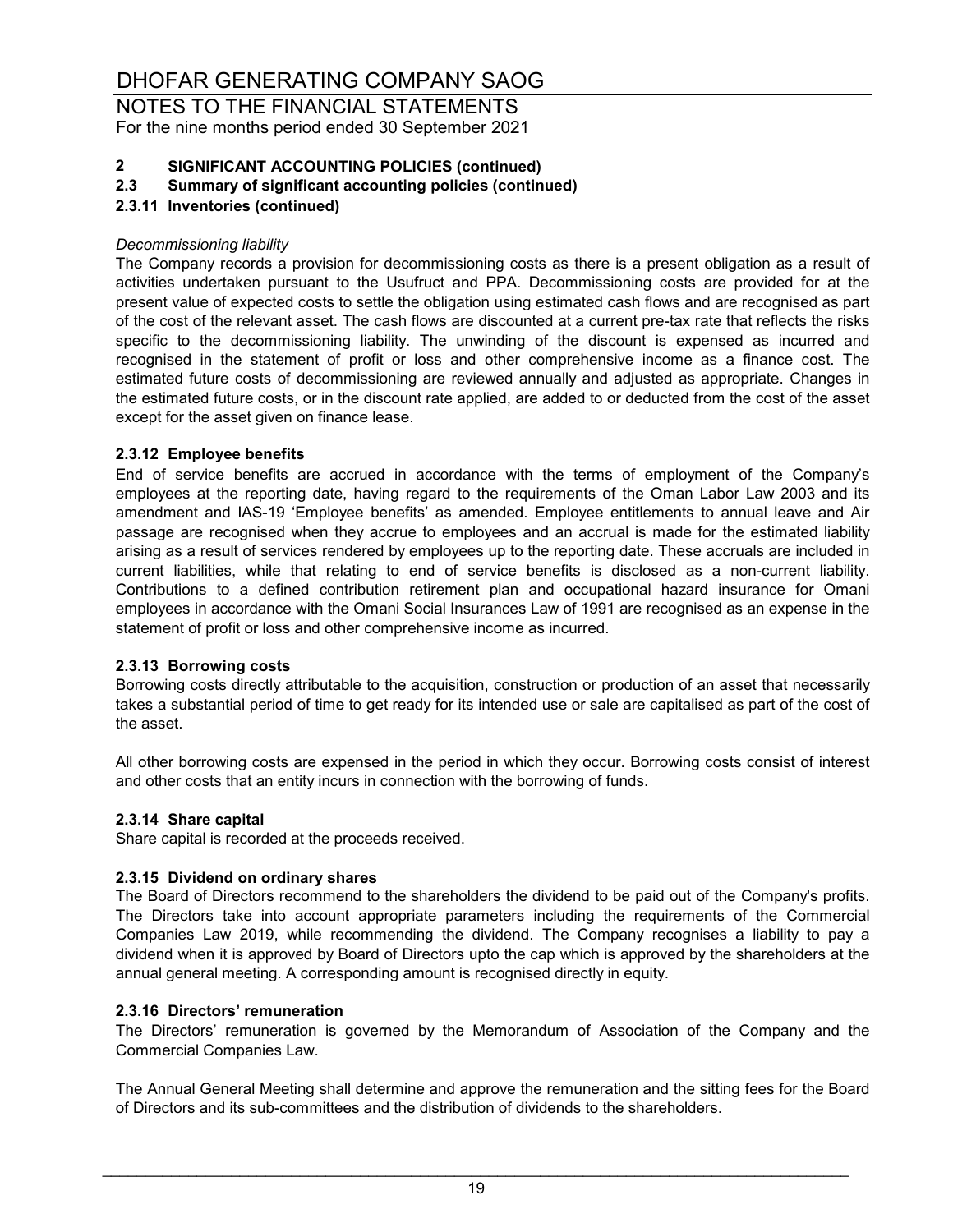## 2 SIGNIFICANT ACCOUNTING POLICIES (continued)

### 2.3 Summary of significant accounting policies (continued)

#### 2.3.11 Inventories (continued)

*Decommissioning liability*

The Company records a provision for decommissioning costs as there is a present obligation as a result of activities undertaken pursuant to the Usufruct and PPA. Decommissioning costs are provided for at the present value of expected costs to settle the obligation using estimated cash flows and are recognised as part of the cost of the relevant asset. The cash flows are discounted at a current pre-tax rate that reflects the risks specific to the decommissioning liability. The unwinding of the discount is expensed as incurred and recognised in the statement of profit or loss and other comprehensive income as a finance cost. The estimated future costs of decommissioning are reviewed annually and adjusted as appropriate. Changes in the estimated future costs, or in the discount rate applied, are added to or deducted from the cost of the asset except for the asset given on finance lease.

#### 2.3.12 Employee benefits

End of service benefits are accrued in accordance with the terms of employment of the Company's employees at the reporting date, having regard to the requirements of the Oman Labor Law 2003 and its amendment and IAS-19 'Employee benefits' as amended. Employee entitlements to annual leave and Air passage are recognised when they accrue to employees and an accrual is made for the estimated liability arising as a result of services rendered by employees up to the reporting date. These accruals are included in current liabilities, while that relating to end of service benefits is disclosed as a non-current liability. Contributions to a defined contribution retirement plan and occupational hazard insurance for Omani employees in accordance with the Omani Social Insurances Law of 1991 are recognised as an expense in the statement of profit or loss and other comprehensive income as incurred.

#### 2.3.13 Borrowing costs

Borrowing costs directly attributable to the acquisition, construction or production of an asset that necessarily takes a substantial period of time to get ready for its intended use or sale are capitalised as part of the cost of the asset.

All other borrowing costs are expensed in the period in which they occur. Borrowing costs consist of interest and other costs that an entity incurs in connection with the borrowing of funds.

#### 2.3.14 Share capital

Share capital is recorded at the proceeds received.

#### 2.3.15 Dividend on ordinary shares

The Board of Directors recommend to the shareholders the dividend to be paid out of the Company's profits. The Directors take into account appropriate parameters including the requirements of the Commercial Companies Law 2019, while recommending the dividend. The Company recognises a liability to pay a dividend when it is approved by Board of Directors upto the cap which is approved by the shareholders at the annual general meeting. A corresponding amount is recognised directly in equity.

#### 2.3.16 Directors' remuneration

The Directors' remuneration is governed by the Memorandum of Association of the Company and the Commercial Companies Law.

The Annual General Meeting shall determine and approve the remuneration and the sitting fees for the Board of Directors and its sub-committees and the distribution of dividends to the shareholders.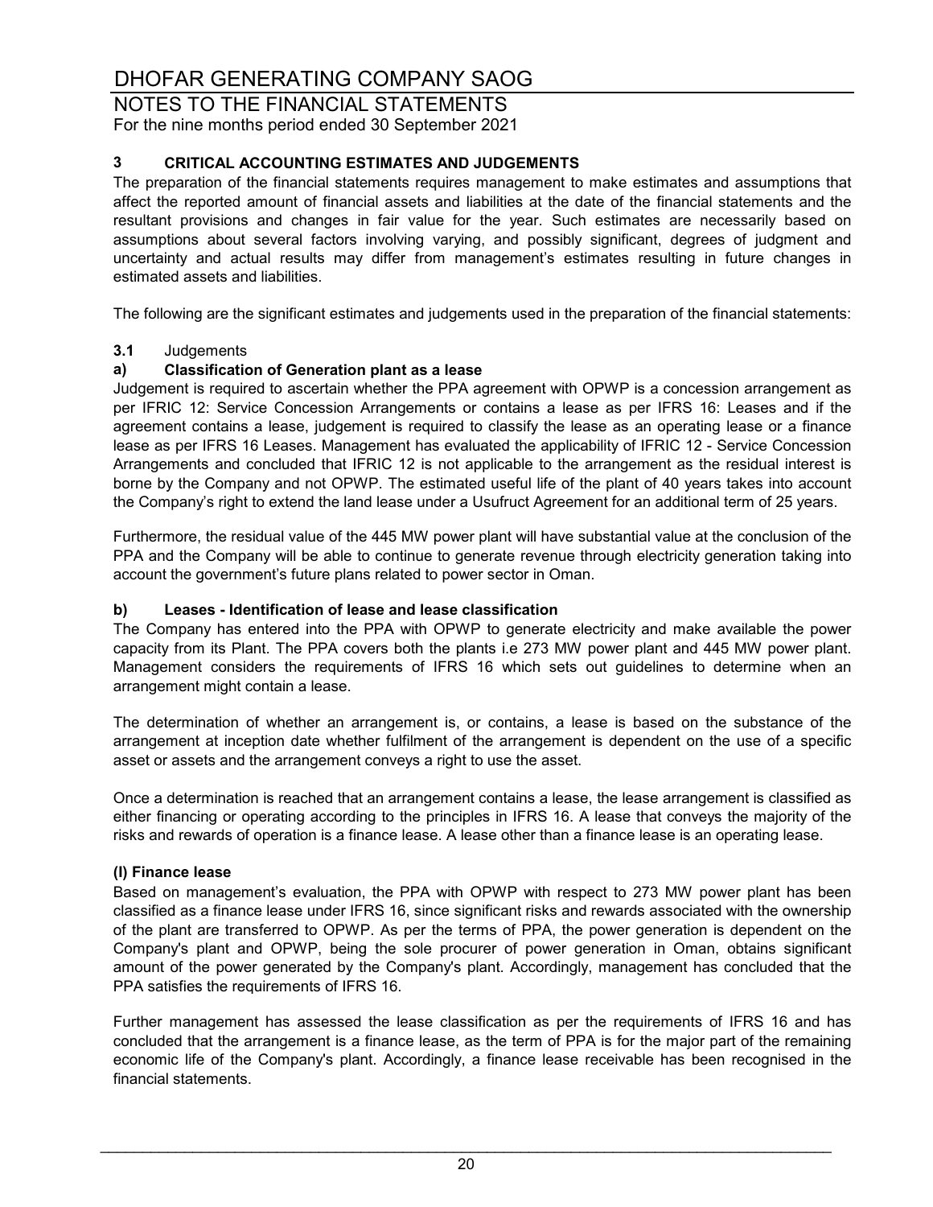### 3 CRITICAL ACCOUNTING ESTIMATES AND JUDGEMENTS

The preparation of the financial statements requires management to make estimates and assumptions that affect the reported amount of financial assets and liabilities at the date of the financial statements and the resultant provisions and changes in fair value for the year. Such estimates are necessarily based on assumptions about several factors involving varying, and possibly significant, degrees of judgment and uncertainty and actual results may differ from management's estimates resulting in future changes in estimated assets and liabilities.

The following are the significant estimates and judgements used in the preparation of the financial statements:

**3.1** Judgements

**a) Classification of Generation plant as a lease**

Judgement is required to ascertain whether the PPA agreement with OPWP is a concession arrangement as per IFRIC 12: Service Concession Arrangements or contains a lease as per IFRS 16: Leases and if the agreement contains a lease, judgement is required to classify the lease as an operating lease or a finance lease as per IFRS 16 Leases. Management has evaluated the applicability of IFRIC 12 - Service Concession Arrangements and concluded that IFRIC 12 is not applicable to the arrangement as the residual interest is borne by the Company and not OPWP. The estimated useful life of the plant of 40 years takes into account the Company's right to extend the land lease under a Usufruct Agreement for an additional term of 25 years.

Furthermore, the residual value of the 445 MW power plant will have substantial value at the conclusion of the PPA and the Company will be able to continue to generate revenue through electricity generation taking into account the government's future plans related to power sector in Oman.

**b) Leases - Identification of lease and lease classification**

The Company has entered into the PPA with OPWP to generate electricity and make available the power capacity from its Plant. The PPA covers both the plants i.e 273 MW power plant and 445 MW power plant. Management considers the requirements of IFRS 16 which sets out guidelines to determine when an arrangement might contain a lease.

The determination of whether an arrangement is, or contains, a lease is based on the substance of the arrangement at inception date whether fulfilment of the arrangement is dependent on the use of a specific asset or assets and the arrangement conveys a right to use the asset.

Once a determination is reached that an arrangement contains a lease, the lease arrangement is classified as either financing or operating according to the principles in IFRS 16. A lease that conveys the majority of the risks and rewards of operation is a finance lease. A lease other than a finance lease is an operating lease.

**(I) Finance lease**

Based on management's evaluation, the PPA with OPWP with respect to 273 MW power plant has been classified as a finance lease under IFRS 16, since significant risks and rewards associated with the ownership of the plant are transferred to OPWP. As per the terms of PPA, the power generation is dependent on the Company's plant and OPWP, being the sole procurer of power generation in Oman, obtains significant amount of the power generated by the Company's plant. Accordingly, management has concluded that the PPA satisfies the requirements of IFRS 16.

Further management has assessed the lease classification as per the requirements of IFRS 16 and has concluded that the arrangement is a finance lease, as the term of PPA is for the major part of the remaining economic life of the Company's plant. Accordingly, a finance lease receivable has been recognised in the financial statements.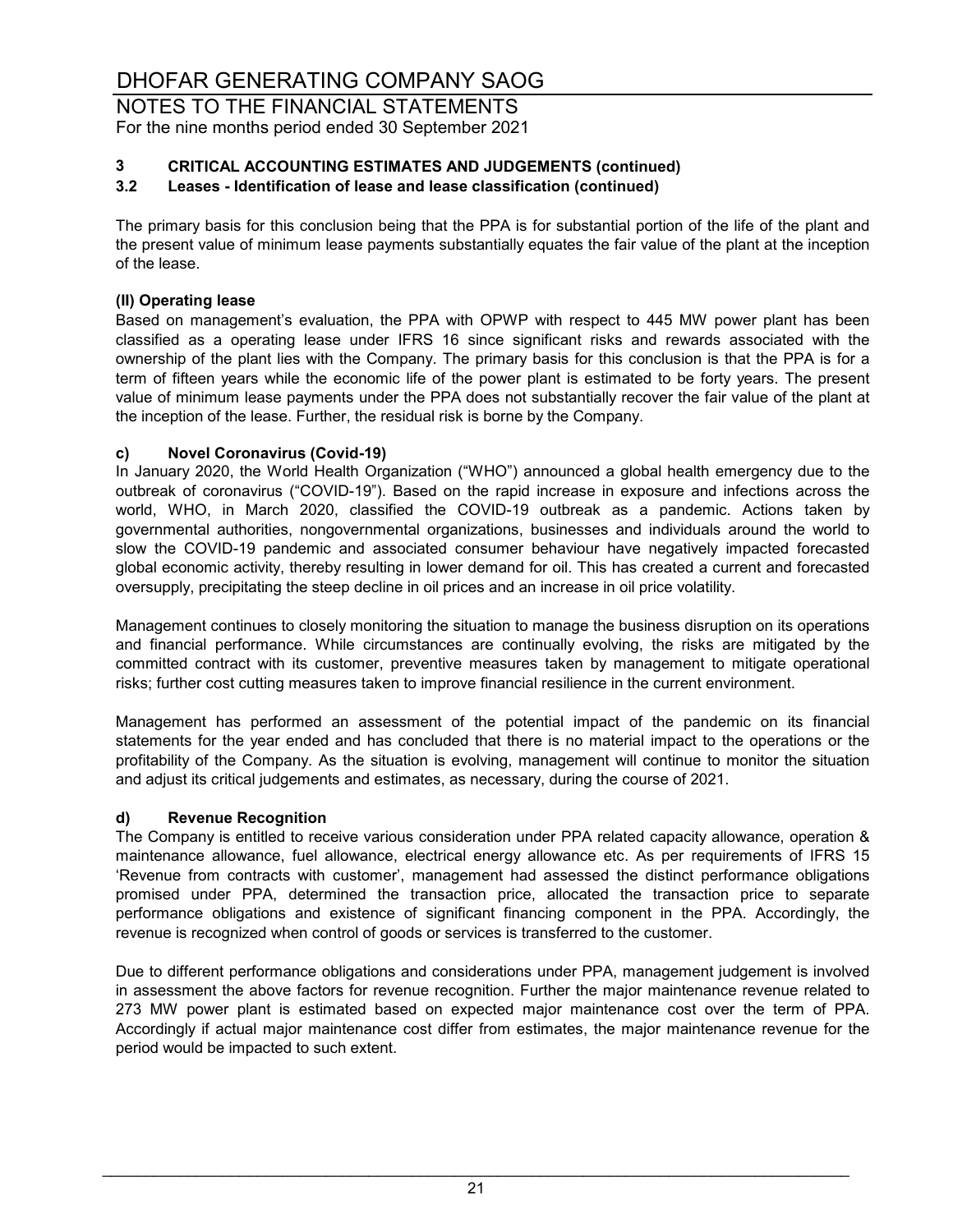### 3 CRITICAL ACCOUNTING ESTIMATES AND JUDGEMENTS (continued)

### 3.2 Leases - Identification of lease and lease classification (continued)

The primary basis for this conclusion being that the PPA is for substantial portion of the life of the plant and the present value of minimum lease payments substantially equates the fair value of the plant at the inception of the lease.

**(II) Operating lease**

Based on management's evaluation, the PPA with OPWP with respect to 445 MW power plant has been classified as a operating lease under IFRS 16 since significant risks and rewards associated with the ownership of the plant lies with the Company. The primary basis for this conclusion is that the PPA is for a term of fifteen years while the economic life of the power plant is estimated to be forty years. The present value of minimum lease payments under the PPA does not substantially recover the fair value of the plant at the inception of the lease. Further, the residual risk is borne by the Company.

#### c) Novel Coronavirus (Covid-19)

In January 2020, the World Health Organization ("WHO") announced a global health emergency due to the outbreak of coronavirus ("COVID-19"). Based on the rapid increase in exposure and infections across the world, WHO, in March 2020, classified the COVID-19 outbreak as a pandemic. Actions taken by governmental authorities, nongovernmental organizations, businesses and individuals around the world to slow the COVID-19 pandemic and associated consumer behaviour have negatively impacted forecasted global economic activity, thereby resulting in lower demand for oil. This has created a current and forecasted oversupply, precipitating the steep decline in oil prices and an increase in oil price volatility.

Management continues to closely monitoring the situation to manage the business disruption on its operations and financial performance. While circumstances are continually evolving, the risks are mitigated by the committed contract with its customer, preventive measures taken by management to mitigate operational risks; further cost cutting measures taken to improve financial resilience in the current environment.

Management has performed an assessment of the potential impact of the pandemic on its financial statements for the year ended and has concluded that there is no material impact to the operations or the profitability of the Company. As the situation is evolving, management will continue to monitor the situation and adjust its critical judgements and estimates, as necessary, during the course of 2021.

#### d) Revenue Recognition

The Company is entitled to receive various consideration under PPA related capacity allowance, operation & maintenance allowance, fuel allowance, electrical energy allowance etc. As per requirements of IFRS 15 'Revenue from contracts with customer', management had assessed the distinct performance obligations promised under PPA, determined the transaction price, allocated the transaction price to separate performance obligations and existence of significant financing component in the PPA. Accordingly, the revenue is recognized when control of goods or services is transferred to the customer.

Due to different performance obligations and considerations under PPA, management judgement is involved in assessment the above factors for revenue recognition. Further the major maintenance revenue related to 273 MW power plant is estimated based on expected major maintenance cost over the term of PPA. Accordingly if actual major maintenance cost differ from estimates, the major maintenance revenue for the period would be impacted to such extent.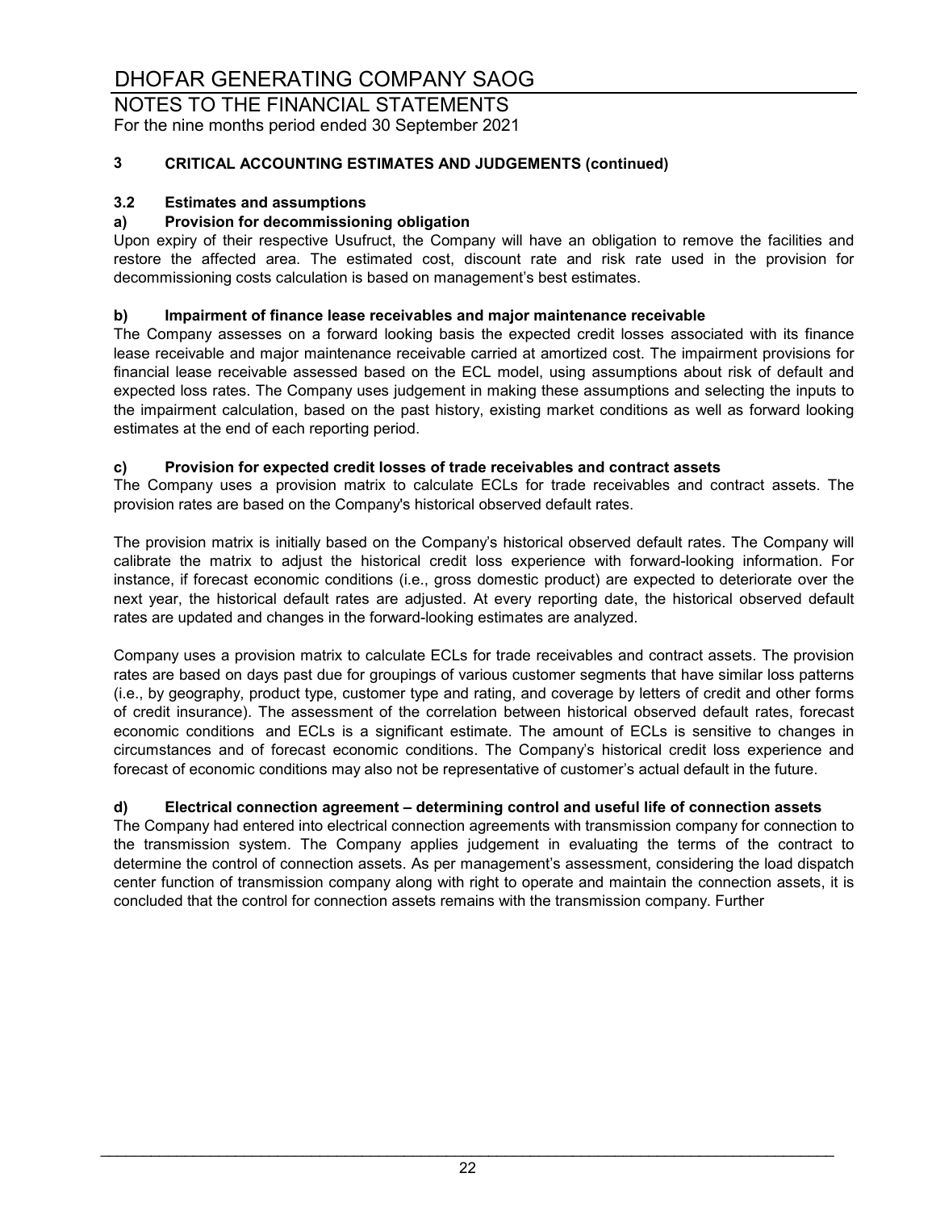## 3 CRITICAL ACCOUNTING ESTIMATES AND JUDGEMENTS (continued)

### 3.2 Estimates and assumptions

**a) Provision for decommissioning obligation**

Upon expiry of their respective Usufruct, the Company will have an obligation to remove the facilities and restore the affected area. The estimated cost, discount rate and risk rate used in the provision for decommissioning costs calculation is based on management's best estimates.

**b) Impairment of finance lease receivables and major maintenance receivable**

The Company assesses on a forward looking basis the expected credit losses associated with its finance lease receivable and major maintenance receivable carried at amortized cost. The impairment provisions for financial lease receivable assessed based on the ECL model, using assumptions about risk of default and expected loss rates. The Company uses judgement in making these assumptions and selecting the inputs to the impairment calculation, based on the past history, existing market conditions as well as forward looking estimates at the end of each reporting period.

**c) Provision for expected credit losses of trade receivables and contract assets**

The Company uses a provision matrix to calculate ECLs for trade receivables and contract assets. The provision rates are based on the Company's historical observed default rates.

The provision matrix is initially based on the Company's historical observed default rates. The Company will calibrate the matrix to adjust the historical credit loss experience with forward-looking information. For instance, if forecast economic conditions (i.e., gross domestic product) are expected to deteriorate over the next year, the historical default rates are adjusted. At every reporting date, the historical observed default rates are updated and changes in the forward-looking estimates are analyzed.

Company uses a provision matrix to calculate ECLs for trade receivables and contract assets. The provision rates are based on days past due for groupings of various customer segments that have similar loss patterns (i.e., by geography, product type, customer type and rating, and coverage by letters of credit and other forms of credit insurance). The assessment of the correlation between historical observed default rates, forecast economic conditions and ECLs is a significant estimate. The amount of ECLs is sensitive to changes in circumstances and of forecast economic conditions. The Company's historical credit loss experience and forecast of economic conditions may also not be representative of customer's actual default in the future.

**d) Electrical connection agreement – determining control and useful life of connection assets**

The Company had entered into electrical connection agreements with transmission company for connection to the transmission system. The Company applies judgement in evaluating the terms of the contract to determine the control of connection assets. As per management's assessment, considering the load dispatch center function of transmission company along with right to operate and maintain the connection assets, it is concluded that the control for connection assets remains with the transmission company. Further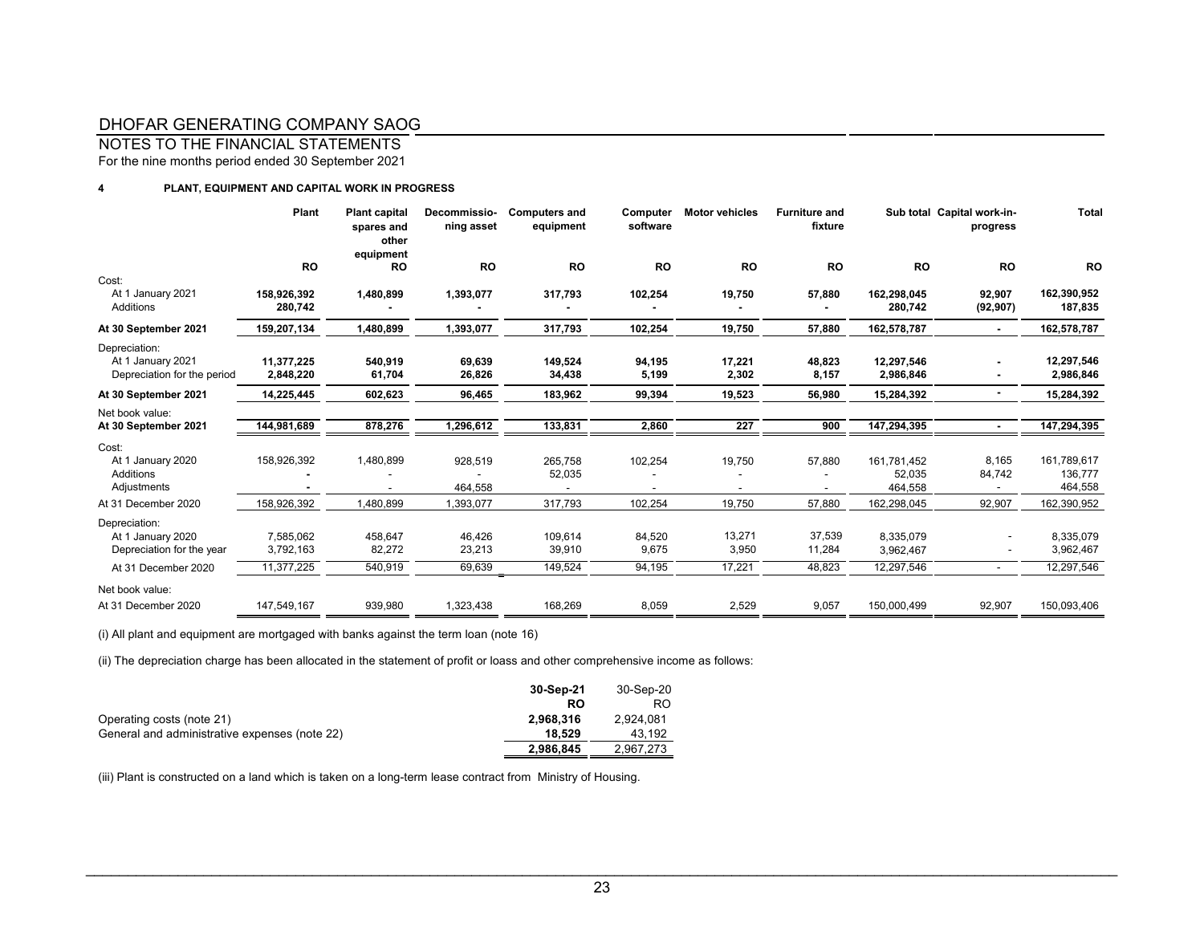# DHOFAR GENERATING COMPANY SAOG

## NOTES TO THE FINANCIAL STATEMENTS

For the nine months period ended 30 September 2021

### 4 PLANT, EQUIPMENT AND CAPITAL WORK IN PROGRESS

| | Plant | Plant capital spares and other equipment | Decommissio-ning asset | Computers and equipment | Computer software | Motor vehicles | Furniture and fixture | Sub total | Capital work-in-progress | Total |
|---|---|---|---|---|---|---|---|---|---|---|
| | RO | RO | RO | RO | RO | RO | RO | RO | RO | RO |
| Cost: | | | | | | | | | | |
| At 1 January 2021 | 158,926,392 | 1,480,899 | 1,393,077 | 317,793 | 102,254 | 19,750 | 57,880 | 162,298,045 | 92,907 | 162,390,952 |
| Additions | 280,742 | - | - | - | - | - | - | 280,742 | (92,907) | 187,835 |
| **At 30 September 2021** | **159,207,134** | **1,480,899** | **1,393,077** | **317,793** | **102,254** | **19,750** | **57,880** | **162,578,787** | **-** | **162,578,787** |
| Depreciation: | | | | | | | | | | |
| At 1 January 2021 | 11,377,225 | 540,919 | 69,639 | 149,524 | 94,195 | 17,221 | 48,823 | 12,297,546 | - | 12,297,546 |
| Depreciation for the period | 2,848,220 | 61,704 | 26,826 | 34,438 | 5,199 | 2,302 | 8,157 | 2,986,846 | - | 2,986,846 |
| **At 30 September 2021** | **14,225,445** | **602,623** | **96,465** | **183,962** | **99,394** | **19,523** | **56,980** | **15,284,392** | **-** | **15,284,392** |
| Net book value: | | | | | | | | | | |
| **At 30 September 2021** | **144,981,689** | **878,276** | **1,296,612** | **133,831** | **2,860** | **227** | **900** | **147,294,395** | **-** | **147,294,395** |
| Cost: | | | | | | | | | | |
| At 1 January 2020 | 158,926,392 | 1,480,899 | 928,519 | 265,758 | 102,254 | 19,750 | 57,880 | 161,781,452 | 8,165 | 161,789,617 |
| Additions | - | - | - | 52,035 | - | - | - | 52,035 | 84,742 | 136,777 |
| Adjustments | - | - | 464,558 | - | - | - | - | 464,558 | - | 464,558 |
| At 31 December 2020 | 158,926,392 | 1,480,899 | 1,393,077 | 317,793 | 102,254 | 19,750 | 57,880 | 162,298,045 | 92,907 | 162,390,952 |
| Depreciation: | | | | | | | | | | |
| At 1 January 2020 | 7,585,062 | 458,647 | 46,426 | 109,614 | 84,520 | 13,271 | 37,539 | 8,335,079 | - | 8,335,079 |
| Depreciation for the year | 3,792,163 | 82,272 | 23,213 | 39,910 | 9,675 | 3,950 | 11,284 | 3,962,467 | - | 3,962,467 |
| At 31 December 2020 | 11,377,225 | 540,919 | 69,639 | 149,524 | 94,195 | 17,221 | 48,823 | 12,297,546 | - | 12,297,546 |
| Net book value: | | | | | | | | | | |
| At 31 December 2020 | 147,549,167 | 939,980 | 1,323,438 | 168,269 | 8,059 | 2,529 | 9,057 | 150,000,499 | 92,907 | 150,093,406 |

(i) All plant and equipment are mortgaged with banks against the term loan (note 16)

(ii) The depreciation charge has been allocated in the statement of profit or loass and other comprehensive income as follows:

| | 30-Sep-21 | 30-Sep-20 |
|---|---|---|
| | RO | RO |
| Operating costs (note 21) | **2,968,316** | 2,924,081 |
| General and administrative expenses (note 22) | **18,529** | 43,192 |
| | **2,986,845** | 2,967,273 |

(iii) Plant is constructed on a land which is taken on a long-term lease contract from Ministry of Housing.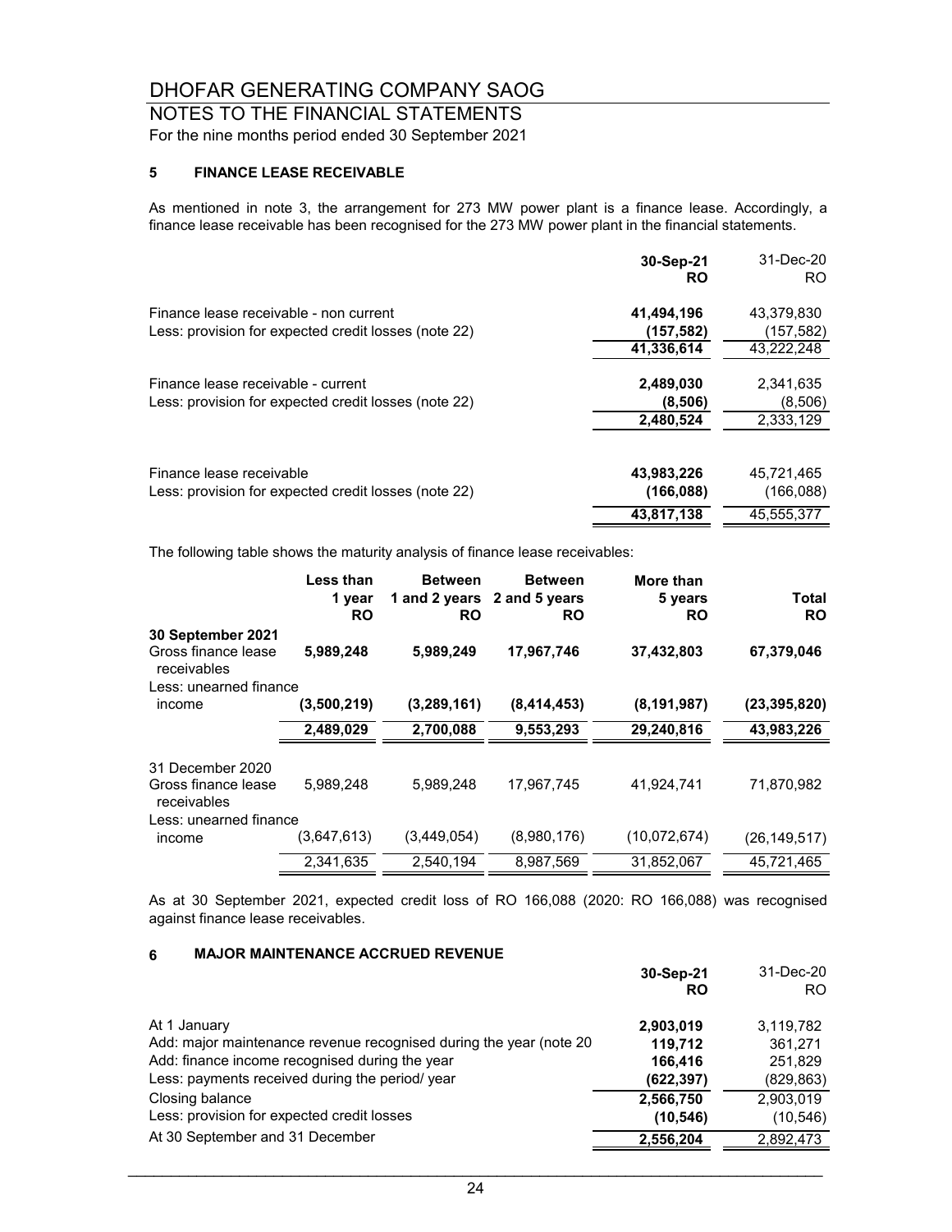# DHOFAR GENERATING COMPANY SAOG

## NOTES TO THE FINANCIAL STATEMENTS

For the nine months period ended 30 September 2021

### 5 FINANCE LEASE RECEIVABLE

As mentioned in note 3, the arrangement for 273 MW power plant is a finance lease. Accordingly, a finance lease receivable has been recognised for the 273 MW power plant in the financial statements.

| | **30-Sep-21 RO** | 31-Dec-20 RO |
|---|---|---|
| Finance lease receivable - non current | **41,494,196** | 43,379,830 |
| Less: provision for expected credit losses (note 22) | **(157,582)** | (157,582) |
| | **41,336,614** | 43,222,248 |
| Finance lease receivable - current | **2,489,030** | 2,341,635 |
| Less: provision for expected credit losses (note 22) | **(8,506)** | (8,506) |
| | **2,480,524** | 2,333,129 |
| Finance lease receivable | **43,983,226** | 45,721,465 |
| Less: provision for expected credit losses (note 22) | **(166,088)** | (166,088) |
| | **43,817,138** | 45,555,377 |

The following table shows the maturity analysis of finance lease receivables:

| | **Less than 1 year RO** | **Between 1 and 2 years RO** | **Between 2 and 5 years RO** | **More than 5 years RO** | **Total RO** |
|---|---|---|---|---|---|
| **30 September 2021** | | | | | |
| Gross finance lease receivables | **5,989,248** | **5,989,249** | **17,967,746** | **37,432,803** | **67,379,046** |
| Less: unearned finance income | **(3,500,219)** | **(3,289,161)** | **(8,414,453)** | **(8,191,987)** | **(23,395,820)** |
| | **2,489,029** | **2,700,088** | **9,553,293** | **29,240,816** | **43,983,226** |
| 31 December 2020 | | | | | |
| Gross finance lease receivables | 5,989,248 | 5,989,248 | 17,967,745 | 41,924,741 | 71,870,982 |
| Less: unearned finance income | (3,647,613) | (3,449,054) | (8,980,176) | (10,072,674) | (26,149,517) |
| | 2,341,635 | 2,540,194 | 8,987,569 | 31,852,067 | 45,721,465 |

As at 30 September 2021, expected credit loss of RO 166,088 (2020: RO 166,088) was recognised against finance lease receivables.

### 6 MAJOR MAINTENANCE ACCRUED REVENUE

| | **30-Sep-21 RO** | 31-Dec-20 RO |
|---|---|---|
| At 1 January | **2,903,019** | 3,119,782 |
| Add: major maintenance revenue recognised during the year (note 20 | **119,712** | 361,271 |
| Add: finance income recognised during the year | **166,416** | 251,829 |
| Less: payments received during the period/ year | **(622,397)** | (829,863) |
| Closing balance | **2,566,750** | 2,903,019 |
| Less: provision for expected credit losses | **(10,546)** | (10,546) |
| At 30 September and 31 December | **2,556,204** | 2,892,473 |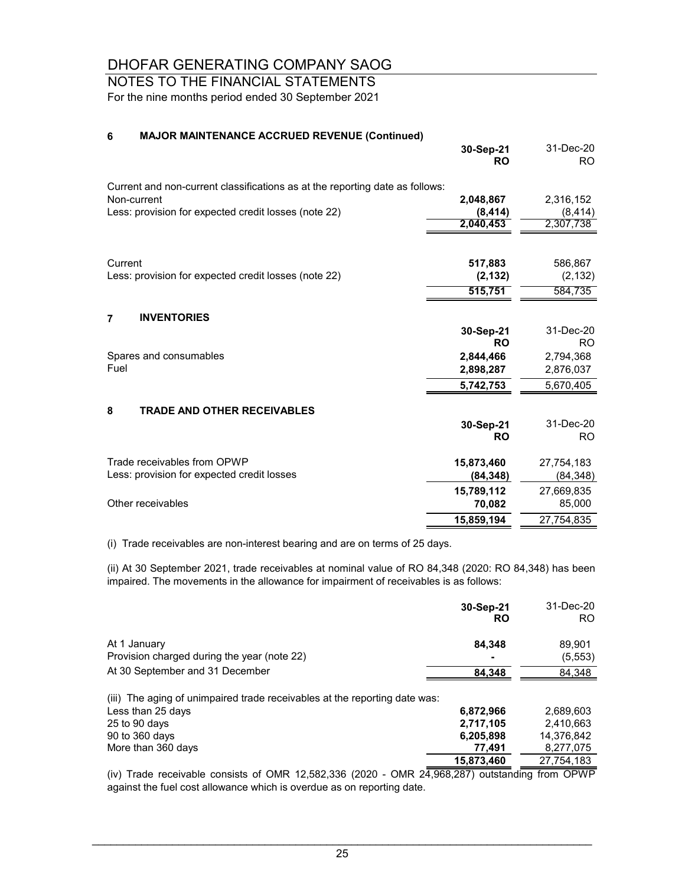# DHOFAR GENERATING COMPANY SAOG

## NOTES TO THE FINANCIAL STATEMENTS

For the nine months period ended 30 September 2021

### 6 MAJOR MAINTENANCE ACCRUED REVENUE (Continued)

| | 30-Sep-21 RO | 31-Dec-20 RO |
|---|---|---|
| Current and non-current classifications as at the reporting date as follows: | | |
| Non-current | **2,048,867** | 2,316,152 |
| Less: provision for expected credit losses (note 22) | **(8,414)** | (8,414) |
| | **2,040,453** | 2,307,738 |
| | | |
| Current | **517,883** | 586,867 |
| Less: provision for expected credit losses (note 22) | **(2,132)** | (2,132) |
| | **515,751** | 584,735 |

### 7 INVENTORIES

| | 30-Sep-21 RO | 31-Dec-20 RO |
|---|---|---|
| Spares and consumables | **2,844,466** | 2,794,368 |
| Fuel | **2,898,287** | 2,876,037 |
| | **5,742,753** | 5,670,405 |

### 8 TRADE AND OTHER RECEIVABLES

| | 30-Sep-21 RO | 31-Dec-20 RO |
|---|---|---|
| Trade receivables from OPWP | **15,873,460** | 27,754,183 |
| Less: provision for expected credit losses | **(84,348)** | (84,348) |
| | **15,789,112** | 27,669,835 |
| Other receivables | **70,082** | 85,000 |
| | **15,859,194** | 27,754,835 |

(i) Trade receivables are non-interest bearing and are on terms of 25 days.

(ii) At 30 September 2021, trade receivables at nominal value of RO 84,348 (2020: RO 84,348) has been impaired. The movements in the allowance for impairment of receivables is as follows:

| | 30-Sep-21 RO | 31-Dec-20 RO |
|---|---|---|
| At 1 January | **84,348** | 89,901 |
| Provision charged during the year (note 22) | **-** | (5,553) |
| At 30 September and 31 December | **84,348** | 84,348 |

(iii) The aging of unimpaired trade receivables at the reporting date was:

| | 30-Sep-21 RO | 31-Dec-20 RO |
|---|---|---|
| Less than 25 days | **6,872,966** | 2,689,603 |
| 25 to 90 days | **2,717,105** | 2,410,663 |
| 90 to 360 days | **6,205,898** | 14,376,842 |
| More than 360 days | **77,491** | 8,277,075 |
| | **15,873,460** | 27,754,183 |

(iv) Trade receivable consists of OMR 12,582,336 (2020 - OMR 24,968,287) outstanding from OPWP against the fuel cost allowance which is overdue as on reporting date.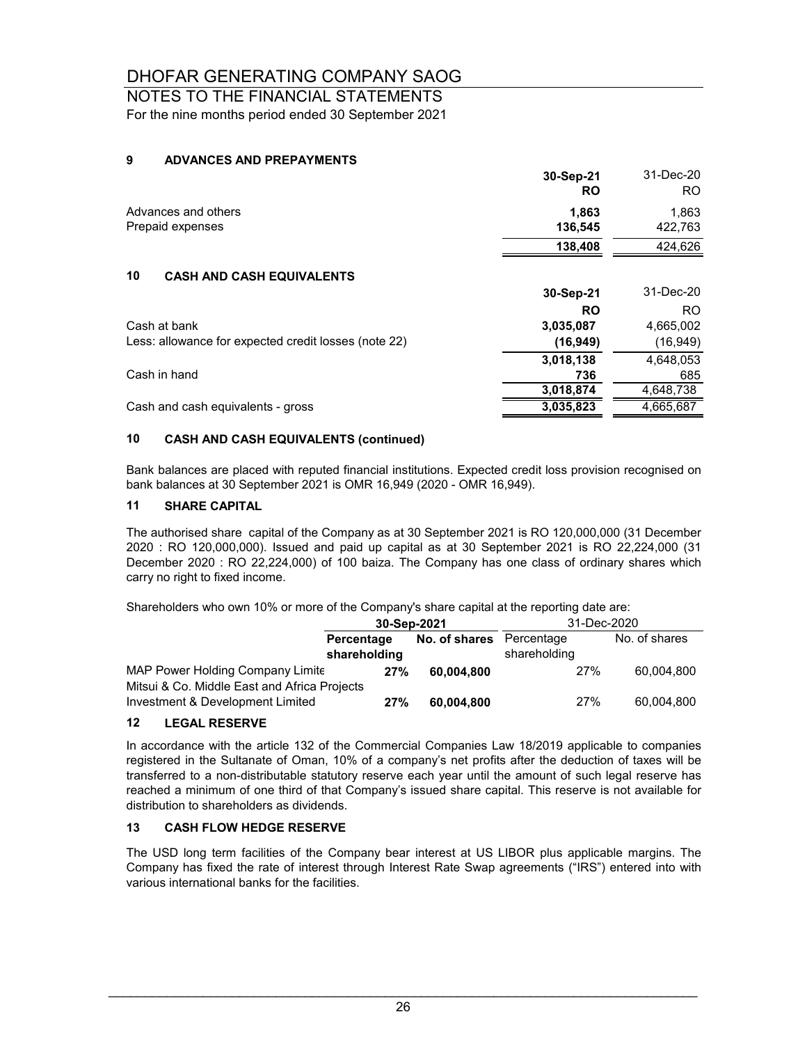# DHOFAR GENERATING COMPANY SAOG

## NOTES TO THE FINANCIAL STATEMENTS

For the nine months period ended 30 September 2021

### 9 ADVANCES AND PREPAYMENTS

| | 30-Sep-21 | 31-Dec-20 |
|---|---|---|
| | RO | RO |
| Advances and others | 1,863 | 1,863 |
| Prepaid expenses | 136,545 | 422,763 |
| | 138,408 | 424,626 |

### 10 CASH AND CASH EQUIVALENTS

| | 30-Sep-21 | 31-Dec-20 |
|---|---|---|
| | RO | RO |
| Cash at bank | 3,035,087 | 4,665,002 |
| Less: allowance for expected credit losses (note 22) | (16,949) | (16,949) |
| | 3,018,138 | 4,648,053 |
| Cash in hand | 736 | 685 |
| | 3,018,874 | 4,648,738 |
| Cash and cash equivalents - gross | 3,035,823 | 4,665,687 |

### 10 CASH AND CASH EQUIVALENTS (continued)

Bank balances are placed with reputed financial institutions. Expected credit loss provision recognised on bank balances at 30 September 2021 is OMR 16,949 (2020 - OMR 16,949).

### 11 SHARE CAPITAL

The authorised share capital of the Company as at 30 September 2021 is RO 120,000,000 (31 December 2020 : RO 120,000,000). Issued and paid up capital as at 30 September 2021 is RO 22,224,000 (31 December 2020 : RO 22,224,000) of 100 baiza. The Company has one class of ordinary shares which carry no right to fixed income.

Shareholders who own 10% or more of the Company's share capital at the reporting date are:

| | 30-Sep-2021 | | 31-Dec-2020 | |
|---|---|---|---|---|
| | Percentage shareholding | No. of shares | Percentage shareholding | No. of shares |
| MAP Power Holding Company Limite | 27% | 60,004,800 | 27% | 60,004,800 |
| Mitsui & Co. Middle East and Africa Projects Investment & Development Limited | 27% | 60,004,800 | 27% | 60,004,800 |

### 12 LEGAL RESERVE

In accordance with the article 132 of the Commercial Companies Law 18/2019 applicable to companies registered in the Sultanate of Oman, 10% of a company's net profits after the deduction of taxes will be transferred to a non-distributable statutory reserve each year until the amount of such legal reserve has reached a minimum of one third of that Company's issued share capital. This reserve is not available for distribution to shareholders as dividends.

### 13 CASH FLOW HEDGE RESERVE

The USD long term facilities of the Company bear interest at US LIBOR plus applicable margins. The Company has fixed the rate of interest through Interest Rate Swap agreements ("IRS") entered into with various international banks for the facilities.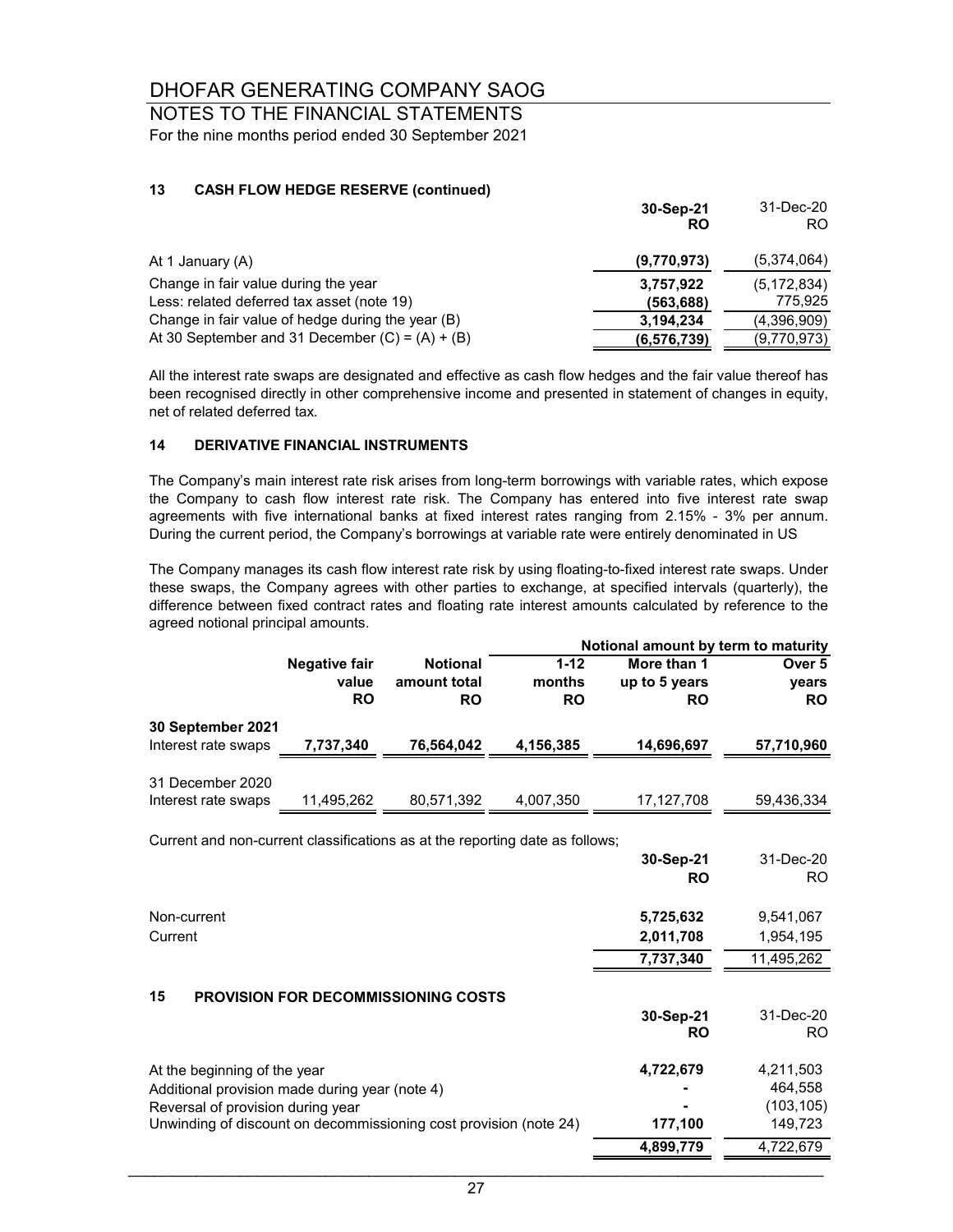# DHOFAR GENERATING COMPANY SAOG

## NOTES TO THE FINANCIAL STATEMENTS

For the nine months period ended 30 September 2021

### 13 CASH FLOW HEDGE RESERVE (continued)

| | 30-Sep-21 RO | 31-Dec-20 RO |
|---|---|---|
| At 1 January (A) | **(9,770,973)** | (5,374,064) |
| Change in fair value during the year | **3,757,922** | (5,172,834) |
| Less: related deferred tax asset (note 19) | **(563,688)** | 775,925 |
| Change in fair value of hedge during the year (B) | **3,194,234** | (4,396,909) |
| At 30 September and 31 December (C) = (A) + (B) | **(6,576,739)** | (9,770,973) |

All the interest rate swaps are designated and effective as cash flow hedges and the fair value thereof has been recognised directly in other comprehensive income and presented in statement of changes in equity, net of related deferred tax.

### 14 DERIVATIVE FINANCIAL INSTRUMENTS

The Company's main interest rate risk arises from long-term borrowings with variable rates, which expose the Company to cash flow interest rate risk. The Company has entered into five interest rate swap agreements with five international banks at fixed interest rates ranging from 2.15% - 3% per annum. During the current period, the Company's borrowings at variable rate were entirely denominated in US

The Company manages its cash flow interest rate risk by using floating-to-fixed interest rate swaps. Under these swaps, the Company agrees with other parties to exchange, at specified intervals (quarterly), the difference between fixed contract rates and floating rate interest amounts calculated by reference to the agreed notional principal amounts.

| | | | Notional amount by term to maturity | | |
|---|---|---|---|---|---|
| | Negative fair value RO | Notional amount total RO | 1-12 months RO | More than 1 up to 5 years RO | Over 5 years RO |
| **30 September 2021** | | | | | |
| Interest rate swaps | **7,737,340** | **76,564,042** | **4,156,385** | **14,696,697** | **57,710,960** |
| 31 December 2020 | | | | | |
| Interest rate swaps | 11,495,262 | 80,571,392 | 4,007,350 | 17,127,708 | 59,436,334 |

Current and non-current classifications as at the reporting date as follows;

| | 30-Sep-21 RO | 31-Dec-20 RO |
|---|---|---|
| Non-current | **5,725,632** | 9,541,067 |
| Current | **2,011,708** | 1,954,195 |
| | **7,737,340** | 11,495,262 |

### 15 PROVISION FOR DECOMMISSIONING COSTS

| | 30-Sep-21 RO | 31-Dec-20 RO |
|---|---|---|
| At the beginning of the year | **4,722,679** | 4,211,503 |
| Additional provision made during year (note 4) | **-** | 464,558 |
| Reversal of provision during year | **-** | (103,105) |
| Unwinding of discount on decommissioning cost provision (note 24) | **177,100** | 149,723 |
| | **4,899,779** | 4,722,679 |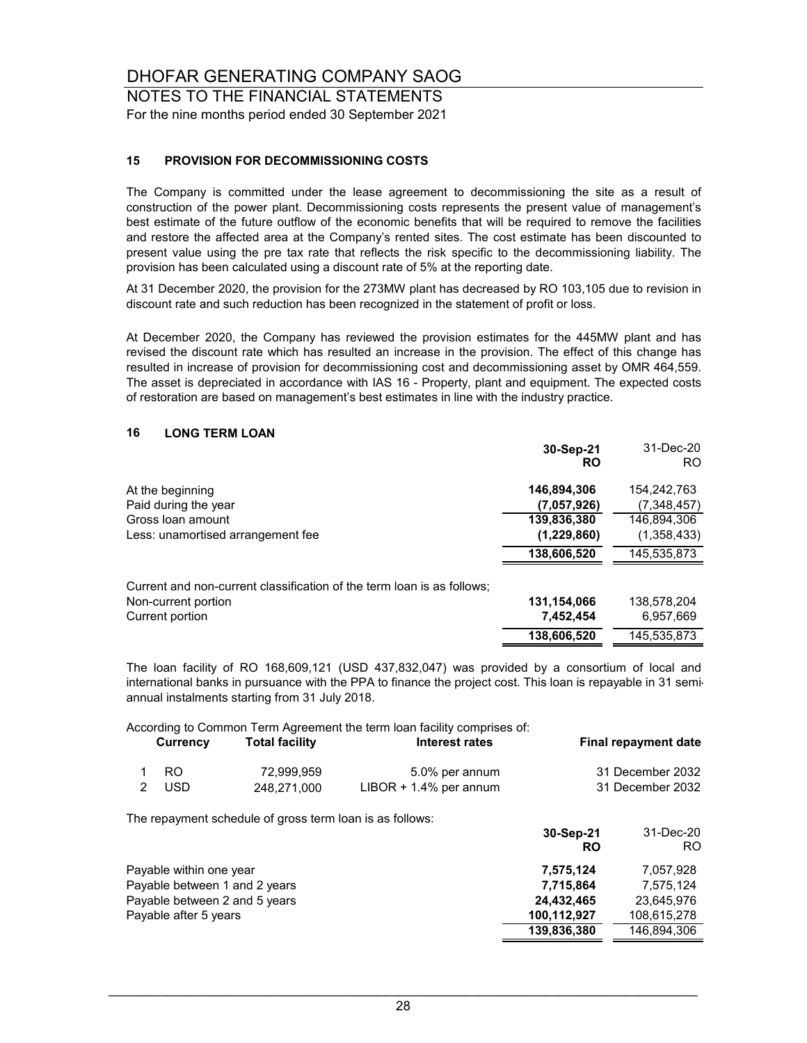## 15 PROVISION FOR DECOMMISSIONING COSTS

The Company is committed under the lease agreement to decommissioning the site as a result of construction of the power plant. Decommissioning costs represents the present value of management's best estimate of the future outflow of the economic benefits that will be required to remove the facilities and restore the affected area at the Company's rented sites. The cost estimate has been discounted to present value using the pre tax rate that reflects the risk specific to the decommissioning liability. The provision has been calculated using a discount rate of 5% at the reporting date.

At 31 December 2020, the provision for the 273MW plant has decreased by RO 103,105 due to revision in discount rate and such reduction has been recognized in the statement of profit or loss.

At December 2020, the Company has reviewed the provision estimates for the 445MW plant and has revised the discount rate which has resulted an increase in the provision. The effect of this change has resulted in increase of provision for decommissioning cost and decommissioning asset by OMR 464,559. The asset is depreciated in accordance with IAS 16 - Property, plant and equipment. The expected costs of restoration are based on management's best estimates in line with the industry practice.

## 16 LONG TERM LOAN

| | **30-Sep-21 RO** | 31-Dec-20 RO |
|---|---|---|
| At the beginning | **146,894,306** | 154,242,763 |
| Paid during the year | **(7,057,926)** | (7,348,457) |
| Gross loan amount | **139,836,380** | 146,894,306 |
| Less: unamortised arrangement fee | **(1,229,860)** | (1,358,433) |
| | **138,606,520** | 145,535,873 |
| Current and non-current classification of the term loan is as follows; | | |
| Non-current portion | **131,154,066** | 138,578,204 |
| Current portion | **7,452,454** | 6,957,669 |
| | **138,606,520** | 145,535,873 |

The loan facility of RO 168,609,121 (USD 437,832,047) was provided by a consortium of local and international banks in pursuance with the PPA to finance the project cost. This loan is repayable in 31 semi-annual instalments starting from 31 July 2018.

According to Common Term Agreement the term loan facility comprises of:

| | **Currency** | **Total facility** | **Interest rates** | **Final repayment date** |
|---|---|---|---|---|
| 1 | RO | 72,999,959 | 5.0% per annum | 31 December 2032 |
| 2 | USD | 248,271,000 | LIBOR + 1.4% per annum | 31 December 2032 |

The repayment schedule of gross term loan is as follows:

| | **30-Sep-21 RO** | 31-Dec-20 RO |
|---|---|---|
| Payable within one year | **7,575,124** | 7,057,928 |
| Payable between 1 and 2 years | **7,715,864** | 7,575,124 |
| Payable between 2 and 5 years | **24,432,465** | 23,645,976 |
| Payable after 5 years | **100,112,927** | 108,615,278 |
| | **139,836,380** | 146,894,306 |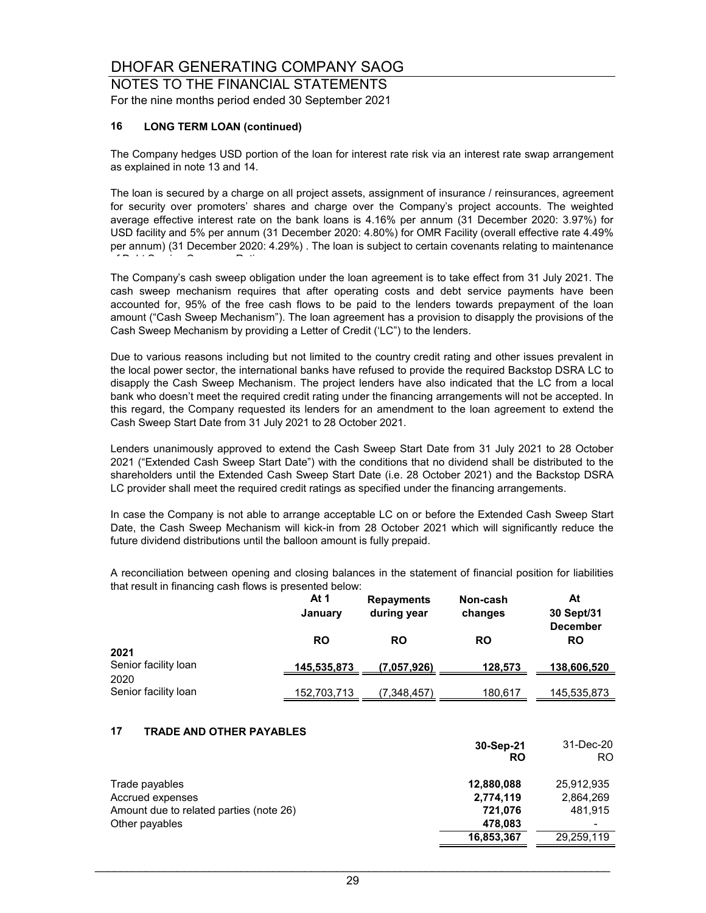# DHOFAR GENERATING COMPANY SAOG

## NOTES TO THE FINANCIAL STATEMENTS

For the nine months period ended 30 September 2021

### 16 LONG TERM LOAN (continued)

The Company hedges USD portion of the loan for interest rate risk via an interest rate swap arrangement as explained in note 13 and 14.

The loan is secured by a charge on all project assets, assignment of insurance / reinsurances, agreement for security over promoters' shares and charge over the Company's project accounts. The weighted average effective interest rate on the bank loans is 4.16% per annum (31 December 2020: 3.97%) for USD facility and 5% per annum (31 December 2020: 4.80%) for OMR Facility (overall effective rate 4.49% per annum) (31 December 2020: 4.29%) . The loan is subject to certain covenants relating to maintenance of Debt Service Coverage Ratio.

The Company's cash sweep obligation under the loan agreement is to take effect from 31 July 2021. The cash sweep mechanism requires that after operating costs and debt service payments have been accounted for, 95% of the free cash flows to be paid to the lenders towards prepayment of the loan amount ("Cash Sweep Mechanism"). The loan agreement has a provision to disapply the provisions of the Cash Sweep Mechanism by providing a Letter of Credit ('LC") to the lenders.

Due to various reasons including but not limited to the country credit rating and other issues prevalent in the local power sector, the international banks have refused to provide the required Backstop DSRA LC to disapply the Cash Sweep Mechanism. The project lenders have also indicated that the LC from a local bank who doesn't meet the required credit rating under the financing arrangements will not be accepted. In this regard, the Company requested its lenders for an amendment to the loan agreement to extend the Cash Sweep Start Date from 31 July 2021 to 28 October 2021.

Lenders unanimously approved to extend the Cash Sweep Start Date from 31 July 2021 to 28 October 2021 ("Extended Cash Sweep Start Date") with the conditions that no dividend shall be distributed to the shareholders until the Extended Cash Sweep Start Date (i.e. 28 October 2021) and the Backstop DSRA LC provider shall meet the required credit ratings as specified under the financing arrangements.

In case the Company is not able to arrange acceptable LC on or before the Extended Cash Sweep Start Date, the Cash Sweep Mechanism will kick-in from 28 October 2021 which will significantly reduce the future dividend distributions until the balloon amount is fully prepaid.

A reconciliation between opening and closing balances in the statement of financial position for liabilities that result in financing cash flows is presented below:

| | At 1 January | Repayments during year | Non-cash changes | At 30 Sept/31 December |
|---|---|---|---|---|
| | RO | RO | RO | RO |
| **2021** | | | | |
| Senior facility loan | **145,535,873** | **(7,057,926)** | **128,573** | **138,606,520** |
| 2020 | | | | |
| Senior facility loan | 152,703,713 | (7,348,457) | 180,617 | 145,535,873 |

### 17 TRADE AND OTHER PAYABLES

| | 30-Sep-21 | 31-Dec-20 |
|---|---|---|
| | RO | RO |
| Trade payables | **12,880,088** | 25,912,935 |
| Accrued expenses | **2,774,119** | 2,864,269 |
| Amount due to related parties (note 26) | **721,076** | 481,915 |
| Other payables | **478,083** | - |
| | **16,853,367** | 29,259,119 |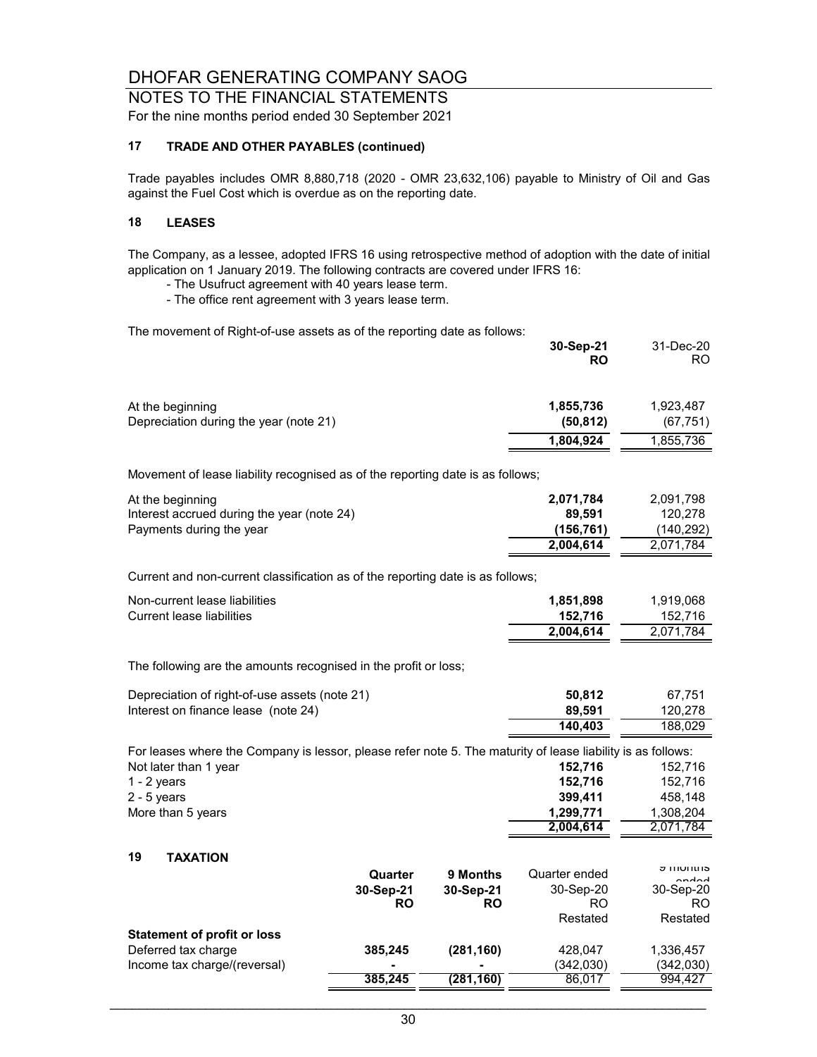# DHOFAR GENERATING COMPANY SAOG

## NOTES TO THE FINANCIAL STATEMENTS

For the nine months period ended 30 September 2021

### 17 TRADE AND OTHER PAYABLES (continued)

Trade payables includes OMR 8,880,718 (2020 - OMR 23,632,106) payable to Ministry of Oil and Gas against the Fuel Cost which is overdue as on the reporting date.

### 18 LEASES

The Company, as a lessee, adopted IFRS 16 using retrospective method of adoption with the date of initial application on 1 January 2019. The following contracts are covered under IFRS 16:

- The Usufruct agreement with 40 years lease term.
- The office rent agreement with 3 years lease term.

The movement of Right-of-use assets as of the reporting date as follows:

| | **30-Sep-21 RO** | 31-Dec-20 RO |
|---|---|---|
| At the beginning | **1,855,736** | 1,923,487 |
| Depreciation during the year (note 21) | **(50,812)** | (67,751) |
| | **1,804,924** | 1,855,736 |

Movement of lease liability recognised as of the reporting date is as follows;

| | **30-Sep-21 RO** | 31-Dec-20 RO |
|---|---|---|
| At the beginning | **2,071,784** | 2,091,798 |
| Interest accrued during the year (note 24) | **89,591** | 120,278 |
| Payments during the year | **(156,761)** | (140,292) |
| | **2,004,614** | 2,071,784 |

Current and non-current classification as of the reporting date is as follows;

| | **30-Sep-21 RO** | 31-Dec-20 RO |
|---|---|---|
| Non-current lease liabilities | **1,851,898** | 1,919,068 |
| Current lease liabilities | **152,716** | 152,716 |
| | **2,004,614** | 2,071,784 |

The following are the amounts recognised in the profit or loss;

| | **30-Sep-21 RO** | 31-Dec-20 RO |
|---|---|---|
| Depreciation of right-of-use assets (note 21) | **50,812** | 67,751 |
| Interest on finance lease (note 24) | **89,591** | 120,278 |
| | **140,403** | 188,029 |

For leases where the Company is lessor, please refer note 5. The maturity of lease liability is as follows:

| | **30-Sep-21 RO** | 31-Dec-20 RO |
|---|---|---|
| Not later than 1 year | **152,716** | 152,716 |
| 1 - 2 years | **152,716** | 152,716 |
| 2 - 5 years | **399,411** | 458,148 |
| More than 5 years | **1,299,771** | 1,308,204 |
| | **2,004,614** | 2,071,784 |

### 19 TAXATION

| | **Quarter 30-Sep-21 RO** | **9 Months 30-Sep-21 RO** | Quarter ended 30-Sep-20 RO Restated | 9 months ended 30-Sep-20 RO Restated |
|---|---|---|---|---|
| **Statement of profit or loss** | | | | |
| Deferred tax charge | **385,245** | **(281,160)** | 428,047 | 1,336,457 |
| Income tax charge/(reversal) | **-** | **-** | (342,030) | (342,030) |
| | **385,245** | **(281,160)** | 86,017 | 994,427 |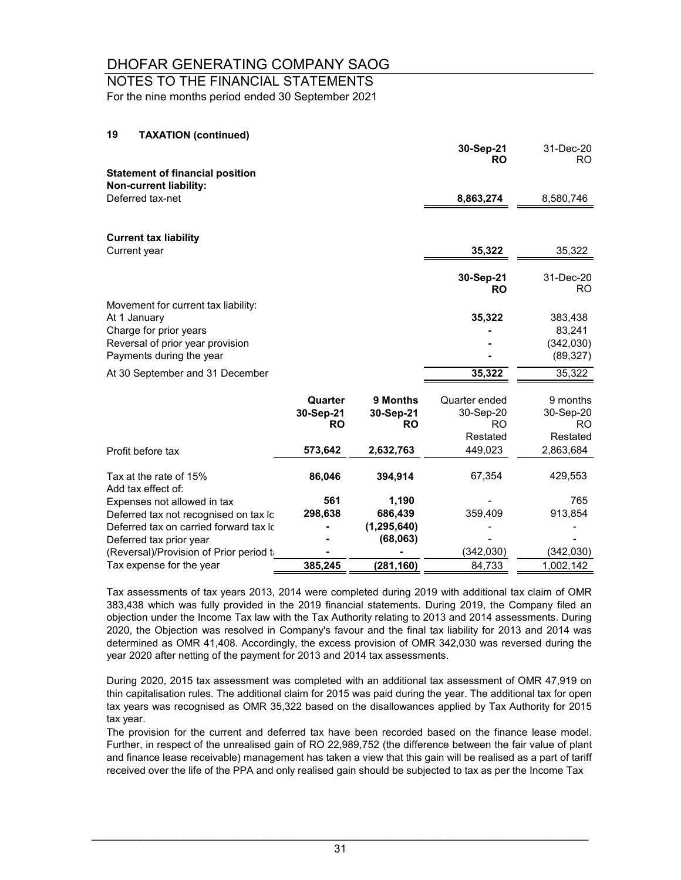# DHOFAR GENERATING COMPANY SAOG

## NOTES TO THE FINANCIAL STATEMENTS

For the nine months period ended 30 September 2021

### 19 TAXATION (continued)

| | 30-Sep-21 RO | 31-Dec-20 RO |
|---|---|---|
| **Statement of financial position** | | |
| **Non-current liability:** | | |
| Deferred tax-net | **8,863,274** | 8,580,746 |
| | | |
| **Current tax liability** | | |
| Current year | **35,322** | 35,322 |

| | 30-Sep-21 RO | 31-Dec-20 RO |
|---|---|---|
| Movement for current tax liability: | | |
| At 1 January | **35,322** | 383,438 |
| Charge for prior years | **-** | 83,241 |
| Reversal of prior year provision | **-** | (342,030) |
| Payments during the year | **-** | (89,327) |
| At 30 September and 31 December | **35,322** | 35,322 |

| | Quarter 30-Sep-21 RO | 9 Months 30-Sep-21 RO | Quarter ended 30-Sep-20 RO Restated | 9 months 30-Sep-20 RO Restated |
|---|---|---|---|---|
| Profit before tax | **573,642** | **2,632,763** | 449,023 | 2,863,684 |
| Tax at the rate of 15% | **86,046** | **394,914** | 67,354 | 429,553 |
| Add tax effect of: | | | | |
| Expenses not allowed in tax | **561** | **1,190** | - | 765 |
| Deferred tax not recognised on tax lc | **298,638** | **686,439** | 359,409 | 913,854 |
| Deferred tax on carried forward tax lc | **-** | **(1,295,640)** | - | - |
| Deferred tax prior year | **-** | **(68,063)** | - | - |
| (Reversal)/Provision of Prior period ta | **-** | **-** | (342,030) | (342,030) |
| Tax expense for the year | **385,245** | **(281,160)** | 84,733 | 1,002,142 |

Tax assessments of tax years 2013, 2014 were completed during 2019 with additional tax claim of OMR 383,438 which was fully provided in the 2019 financial statements. During 2019, the Company filed an objection under the Income Tax law with the Tax Authority relating to 2013 and 2014 assessments. During 2020, the Objection was resolved in Company's favour and the final tax liability for 2013 and 2014 was determined as OMR 41,408. Accordingly, the excess provision of OMR 342,030 was reversed during the year 2020 after netting of the payment for 2013 and 2014 tax assessments.

During 2020, 2015 tax assessment was completed with an additional tax assessment of OMR 47,919 on thin capitalisation rules. The additional claim for 2015 was paid during the year. The additional tax for open tax years was recognised as OMR 35,322 based on the disallowances applied by Tax Authority for 2015 tax year.

The provision for the current and deferred tax have been recorded based on the finance lease model. Further, in respect of the unrealised gain of RO 22,989,752 (the difference between the fair value of plant and finance lease receivable) management has taken a view that this gain will be realised as a part of tariff received over the life of the PPA and only realised gain should be subjected to tax as per the Income Tax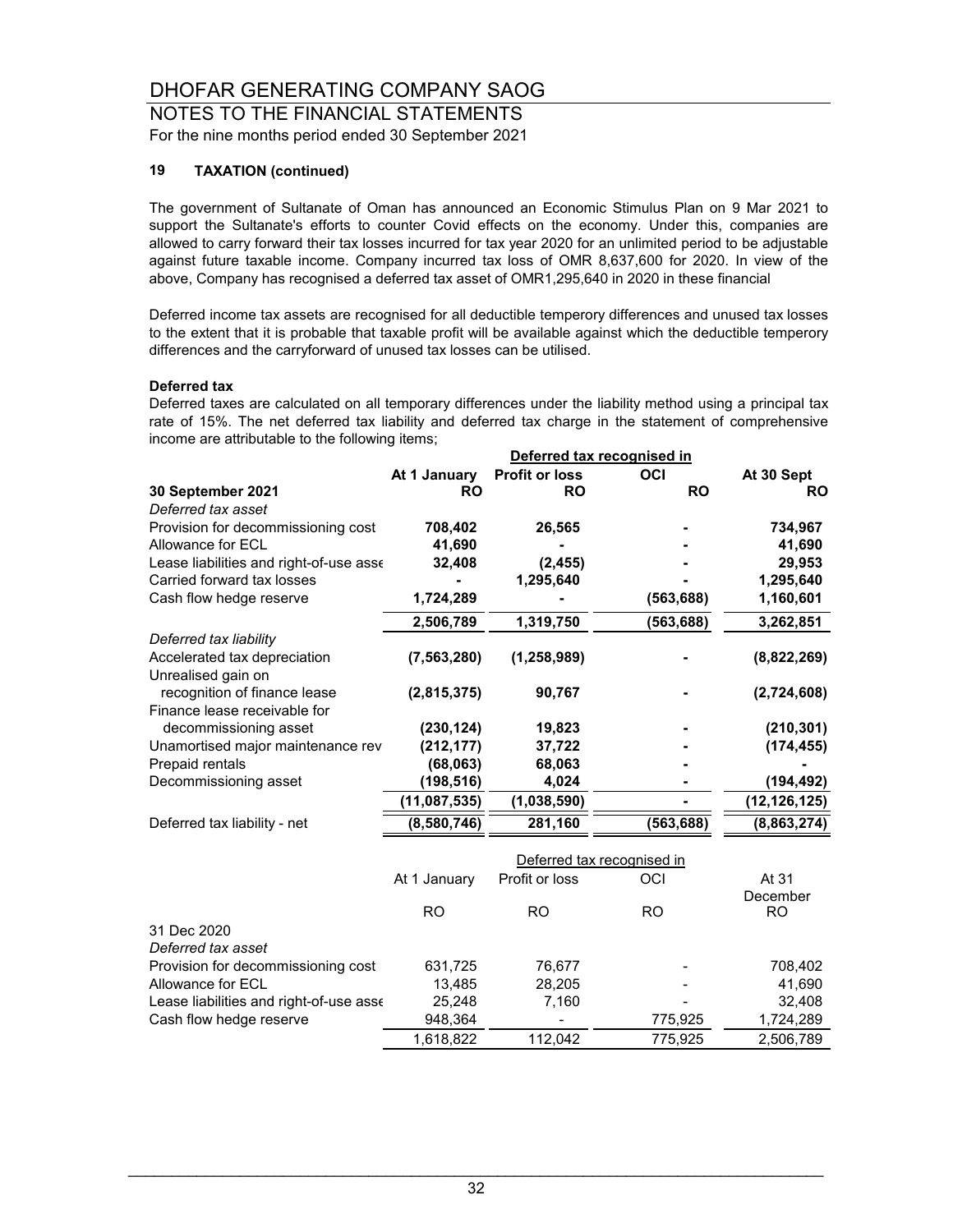# DHOFAR GENERATING COMPANY SAOG

## NOTES TO THE FINANCIAL STATEMENTS

For the nine months period ended 30 September 2021

### 19 TAXATION (continued)

The government of Sultanate of Oman has announced an Economic Stimulus Plan on 9 Mar 2021 to support the Sultanate's efforts to counter Covid effects on the economy. Under this, companies are allowed to carry forward their tax losses incurred for tax year 2020 for an unlimited period to be adjustable against future taxable income. Company incurred tax loss of OMR 8,637,600 for 2020. In view of the above, Company has recognised a deferred tax asset of OMR1,295,640 in 2020 in these financial

Deferred income tax assets are recognised for all deductible temperory differences and unused tax losses to the extent that it is probable that taxable profit will be available against which the deductible temperory differences and the carryforward of unused tax losses can be utilised.

**Deferred tax**

Deferred taxes are calculated on all temporary differences under the liability method using a principal tax rate of 15%. The net deferred tax liability and deferred tax charge in the statement of comprehensive income are attributable to the following items;

| | | Deferred tax recognised in | | |
|---|---|---|---|---|
| | **At 1 January** | **Profit or loss** | **OCI** | **At 30 Sept** |
| **30 September 2021** | **RO** | **RO** | **RO** | **RO** |
| *Deferred tax asset* | | | | |
| Provision for decommissioning cost | **708,402** | **26,565** | **-** | **734,967** |
| Allowance for ECL | **41,690** | **-** | **-** | **41,690** |
| Lease liabilities and right-of-use asse | **32,408** | **(2,455)** | **-** | **29,953** |
| Carried forward tax losses | **-** | **1,295,640** | **-** | **1,295,640** |
| Cash flow hedge reserve | **1,724,289** | **-** | **(563,688)** | **1,160,601** |
| | **2,506,789** | **1,319,750** | **(563,688)** | **3,262,851** |
| *Deferred tax liability* | | | | |
| Accelerated tax depreciation | **(7,563,280)** | **(1,258,989)** | **-** | **(8,822,269)** |
| Unrealised gain on recognition of finance lease | **(2,815,375)** | **90,767** | **-** | **(2,724,608)** |
| Finance lease receivable for decommissioning asset | **(230,124)** | **19,823** | **-** | **(210,301)** |
| Unamortised major maintenance rev | **(212,177)** | **37,722** | **-** | **(174,455)** |
| Prepaid rentals | **(68,063)** | **68,063** | **-** | **-** |
| Decommissioning asset | **(198,516)** | **4,024** | **-** | **(194,492)** |
| | **(11,087,535)** | **(1,038,590)** | **-** | **(12,126,125)** |
| Deferred tax liability - net | **(8,580,746)** | **281,160** | **(563,688)** | **(8,863,274)** |

| | | Deferred tax recognised in | | |
|---|---|---|---|---|
| | At 1 January | Profit or loss | OCI | At 31 December |
| | RO | RO | RO | RO |
| 31 Dec 2020 | | | | |
| *Deferred tax asset* | | | | |
| Provision for decommissioning cost | 631,725 | 76,677 | - | 708,402 |
| Allowance for ECL | 13,485 | 28,205 | - | 41,690 |
| Lease liabilities and right-of-use asse | 25,248 | 7,160 | - | 32,408 |
| Cash flow hedge reserve | 948,364 | - | 775,925 | 1,724,289 |
| | 1,618,822 | 112,042 | 775,925 | 2,506,789 |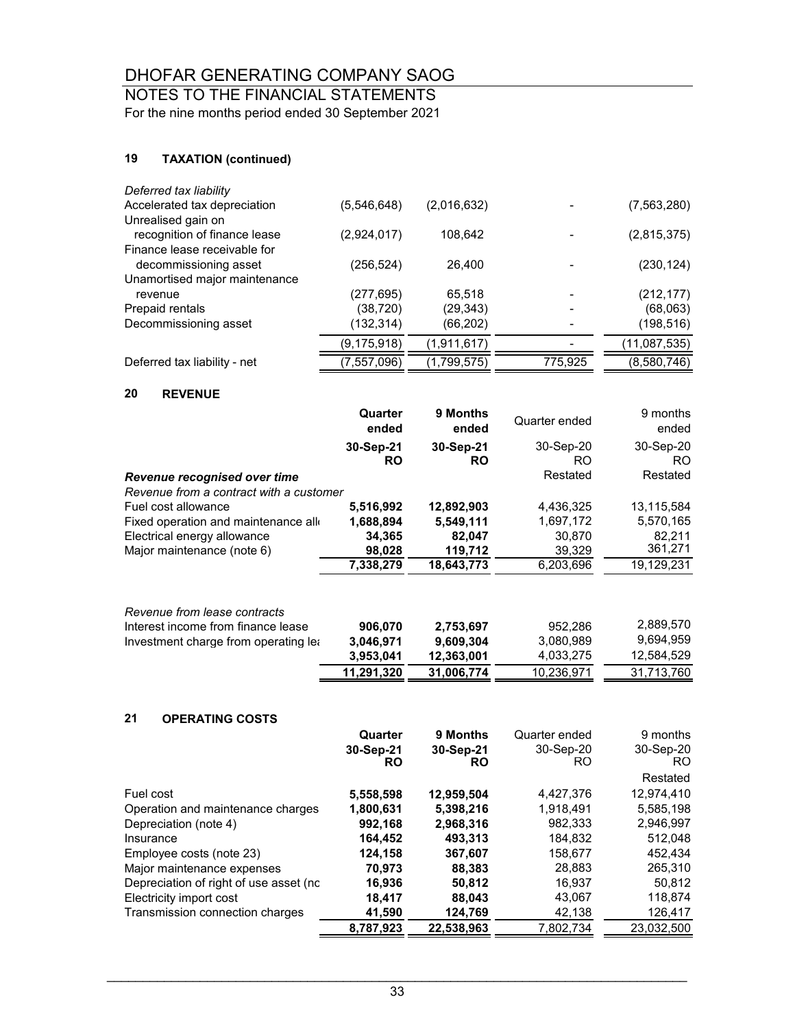# DHOFAR GENERATING COMPANY SAOG

## NOTES TO THE FINANCIAL STATEMENTS

For the nine months period ended 30 September 2021

### 19 TAXATION (continued)

| | | | | |
|---|---|---|---|---|
| *Deferred tax liability* | | | | |
| Accelerated tax depreciation | (5,546,648) | (2,016,632) | - | (7,563,280) |
| Unrealised gain on recognition of finance lease | (2,924,017) | 108,642 | - | (2,815,375) |
| Finance lease receivable for decommissioning asset | (256,524) | 26,400 | - | (230,124) |
| Unamortised major maintenance revenue | (277,695) | 65,518 | - | (212,177) |
| Prepaid rentals | (38,720) | (29,343) | - | (68,063) |
| Decommissioning asset | (132,314) | (66,202) | - | (198,516) |
| | (9,175,918) | (1,911,617) | - | (11,087,535) |
| Deferred tax liability - net | (7,557,096) | (1,799,575) | 775,925 | (8,580,746) |

### 20 REVENUE

| | Quarter ended | 9 Months ended | Quarter ended | 9 months ended |
|---|---|---|---|---|
| | 30-Sep-21 | 30-Sep-21 | 30-Sep-20 | 30-Sep-20 |
| | RO | RO | RO | RO |
| ***Revenue recognised over time*** | | | Restated | Restated |
| *Revenue from a contract with a customer* | | | | |
| Fuel cost allowance | **5,516,992** | **12,892,903** | 4,436,325 | 13,115,584 |
| Fixed operation and maintenance allo | **1,688,894** | **5,549,111** | 1,697,172 | 5,570,165 |
| Electrical energy allowance | **34,365** | **82,047** | 30,870 | 82,211 |
| Major maintenance (note 6) | **98,028** | **119,712** | 39,329 | 361,271 |
| | **7,338,279** | **18,643,773** | 6,203,696 | 19,129,231 |
| | | | | |
| *Revenue from lease contracts* | | | | |
| Interest income from finance lease | **906,070** | **2,753,697** | 952,286 | 2,889,570 |
| Investment charge from operating lea | **3,046,971** | **9,609,304** | 3,080,989 | 9,694,959 |
| | **3,953,041** | **12,363,001** | 4,033,275 | 12,584,529 |
| | **11,291,320** | **31,006,774** | 10,236,971 | 31,713,760 |

### 21 OPERATING COSTS

| | Quarter | 9 Months | Quarter ended | 9 months |
|---|---|---|---|---|
| | 30-Sep-21 | 30-Sep-21 | 30-Sep-20 | 30-Sep-20 |
| | RO | RO | RO | RO |
| | | | | Restated |
| Fuel cost | **5,558,598** | **12,959,504** | 4,427,376 | 12,974,410 |
| Operation and maintenance charges | **1,800,631** | **5,398,216** | 1,918,491 | 5,585,198 |
| Depreciation (note 4) | **992,168** | **2,968,316** | 982,333 | 2,946,997 |
| Insurance | **164,452** | **493,313** | 184,832 | 512,048 |
| Employee costs (note 23) | **124,158** | **367,607** | 158,677 | 452,434 |
| Major maintenance expenses | **70,973** | **88,383** | 28,883 | 265,310 |
| Depreciation of right of use asset (no | **16,936** | **50,812** | 16,937 | 50,812 |
| Electricity import cost | **18,417** | **88,043** | 43,067 | 118,874 |
| Transmission connection charges | **41,590** | **124,769** | 42,138 | 126,417 |
| | **8,787,923** | **22,538,963** | 7,802,734 | 23,032,500 |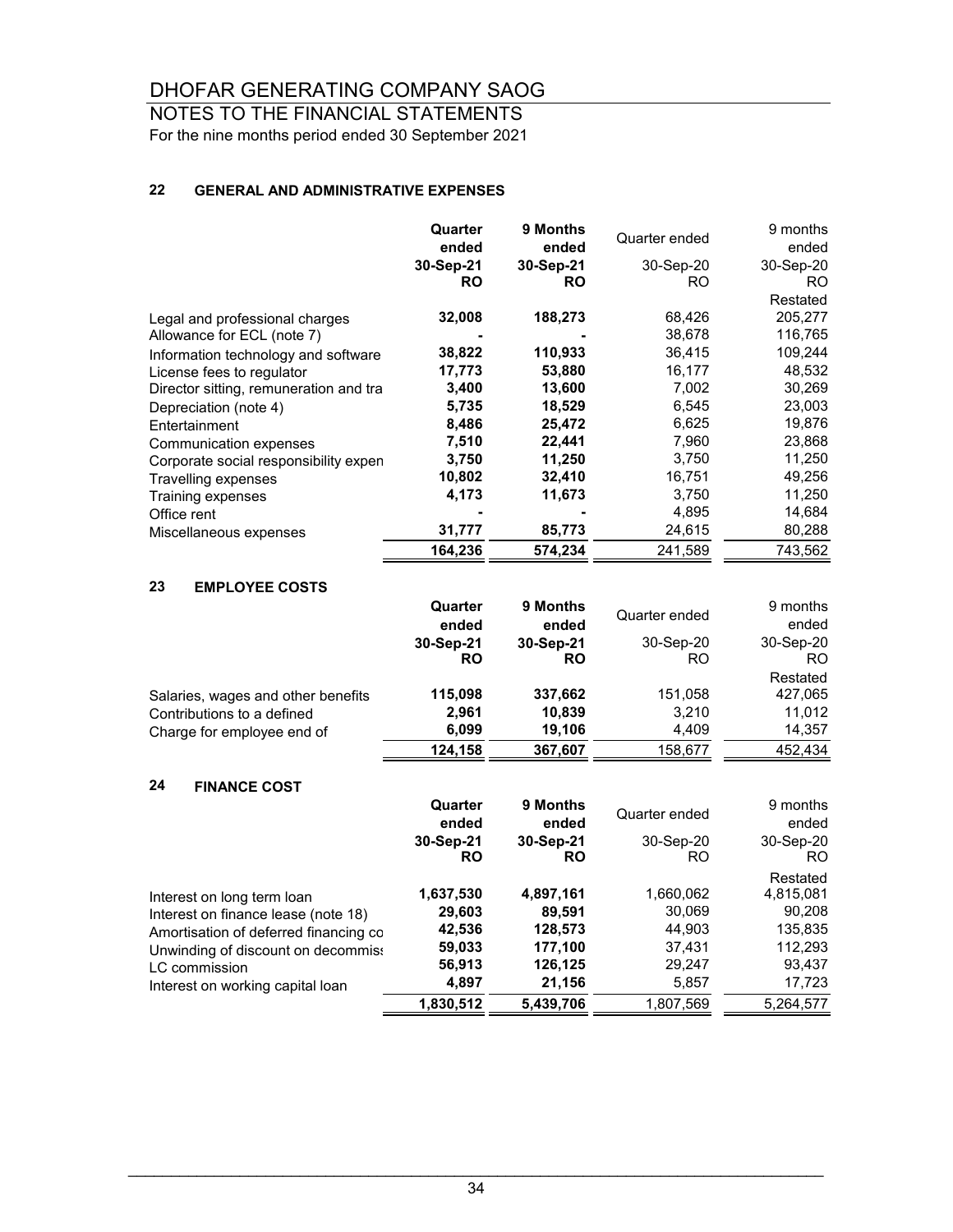# DHOFAR GENERATING COMPANY SAOG

## NOTES TO THE FINANCIAL STATEMENTS

For the nine months period ended 30 September 2021

### 22 GENERAL AND ADMINISTRATIVE EXPENSES

| | **Quarter ended 30-Sep-21 RO** | **9 Months ended 30-Sep-21 RO** | Quarter ended 30-Sep-20 RO | 9 months ended 30-Sep-20 RO Restated |
|---|---|---|---|---|
| Legal and professional charges | **32,008** | **188,273** | 68,426 | 205,277 |
| Allowance for ECL (note 7) | **-** | **-** | 38,678 | 116,765 |
| Information technology and software | **38,822** | **110,933** | 36,415 | 109,244 |
| License fees to regulator | **17,773** | **53,880** | 16,177 | 48,532 |
| Director sitting, remuneration and tra | **3,400** | **13,600** | 7,002 | 30,269 |
| Depreciation (note 4) | **5,735** | **18,529** | 6,545 | 23,003 |
| Entertainment | **8,486** | **25,472** | 6,625 | 19,876 |
| Communication expenses | **7,510** | **22,441** | 7,960 | 23,868 |
| Corporate social responsibility expen | **3,750** | **11,250** | 3,750 | 11,250 |
| Travelling expenses | **10,802** | **32,410** | 16,751 | 49,256 |
| Training expenses | **4,173** | **11,673** | 3,750 | 11,250 |
| Office rent | **-** | **-** | 4,895 | 14,684 |
| Miscellaneous expenses | **31,777** | **85,773** | 24,615 | 80,288 |
| | **164,236** | **574,234** | 241,589 | 743,562 |

### 23 EMPLOYEE COSTS

| | **Quarter ended 30-Sep-21 RO** | **9 Months ended 30-Sep-21 RO** | Quarter ended 30-Sep-20 RO | 9 months ended 30-Sep-20 RO Restated |
|---|---|---|---|---|
| Salaries, wages and other benefits | **115,098** | **337,662** | 151,058 | 427,065 |
| Contributions to a defined | **2,961** | **10,839** | 3,210 | 11,012 |
| Charge for employee end of | **6,099** | **19,106** | 4,409 | 14,357 |
| | **124,158** | **367,607** | 158,677 | 452,434 |

### 24 FINANCE COST

| | **Quarter ended 30-Sep-21 RO** | **9 Months ended 30-Sep-21 RO** | Quarter ended 30-Sep-20 RO | 9 months ended 30-Sep-20 RO Restated |
|---|---|---|---|---|
| Interest on long term loan | **1,637,530** | **4,897,161** | 1,660,062 | 4,815,081 |
| Interest on finance lease (note 18) | **29,603** | **89,591** | 30,069 | 90,208 |
| Amortisation of deferred financing co | **42,536** | **128,573** | 44,903 | 135,835 |
| Unwinding of discount on decommiss | **59,033** | **177,100** | 37,431 | 112,293 |
| LC commission | **56,913** | **126,125** | 29,247 | 93,437 |
| Interest on working capital loan | **4,897** | **21,156** | 5,857 | 17,723 |
| | **1,830,512** | **5,439,706** | 1,807,569 | 5,264,577 |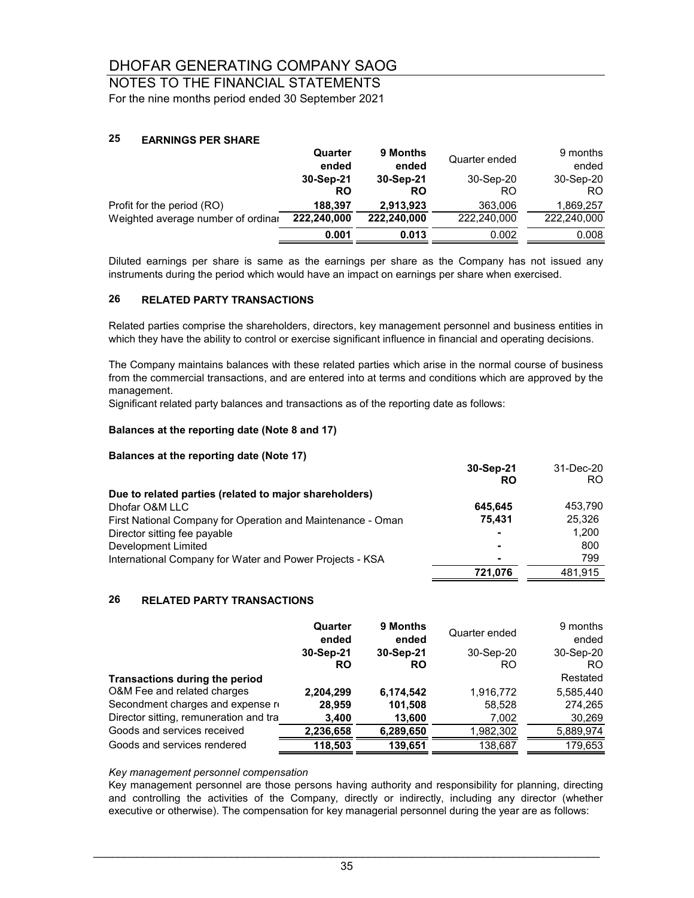# DHOFAR GENERATING COMPANY SAOG

## NOTES TO THE FINANCIAL STATEMENTS

For the nine months period ended 30 September 2021

### 25 EARNINGS PER SHARE

| | **Quarter ended** | **9 Months ended** | Quarter ended | 9 months ended |
|---|---|---|---|---|
| | **30-Sep-21** | **30-Sep-21** | 30-Sep-20 | 30-Sep-20 |
| | **RO** | **RO** | RO | RO |
| Profit for the period (RO) | **188,397** | **2,913,923** | 363,006 | 1,869,257 |
| Weighted average number of ordinar | **222,240,000** | **222,240,000** | 222,240,000 | 222,240,000 |
| | **0.001** | **0.013** | 0.002 | 0.008 |

Diluted earnings per share is same as the earnings per share as the Company has not issued any instruments during the period which would have an impact on earnings per share when exercised.

### 26 RELATED PARTY TRANSACTIONS

Related parties comprise the shareholders, directors, key management personnel and business entities in which they have the ability to control or exercise significant influence in financial and operating decisions.

The Company maintains balances with these related parties which arise in the normal course of business from the commercial transactions, and are entered into at terms and conditions which are approved by the management.

Significant related party balances and transactions as of the reporting date as follows:

**Balances at the reporting date (Note 8 and 17)**

**Balances at the reporting date (Note 17)**

| | **30-Sep-21** | 31-Dec-20 |
|---|---|---|
| | **RO** | RO |
| **Due to related parties (related to major shareholders)** | | |
| Dhofar O&M LLC | **645,645** | 453,790 |
| First National Company for Operation and Maintenance - Oman | **75,431** | 25,326 |
| Director sitting fee payable | **-** | 1,200 |
| Development Limited | **-** | 800 |
| International Company for Water and Power Projects - KSA | **-** | 799 |
| | **721,076** | 481,915 |

### 26 RELATED PARTY TRANSACTIONS

| | **Quarter ended** | **9 Months ended** | Quarter ended | 9 months ended |
|---|---|---|---|---|
| | **30-Sep-21** | **30-Sep-21** | 30-Sep-20 | 30-Sep-20 |
| | **RO** | **RO** | RO | RO |
| **Transactions during the period** | | | | Restated |
| O&M Fee and related charges | **2,204,299** | **6,174,542** | 1,916,772 | 5,585,440 |
| Secondment charges and expense r | **28,959** | **101,508** | 58,528 | 274,265 |
| Director sitting, remuneration and tra | **3,400** | **13,600** | 7,002 | 30,269 |
| Goods and services received | **2,236,658** | **6,289,650** | 1,982,302 | 5,889,974 |
| Goods and services rendered | **118,503** | **139,651** | 138,687 | 179,653 |

*Key management personnel compensation*

Key management personnel are those persons having authority and responsibility for planning, directing and controlling the activities of the Company, directly or indirectly, including any director (whether executive or otherwise). The compensation for key managerial personnel during the year are as follows: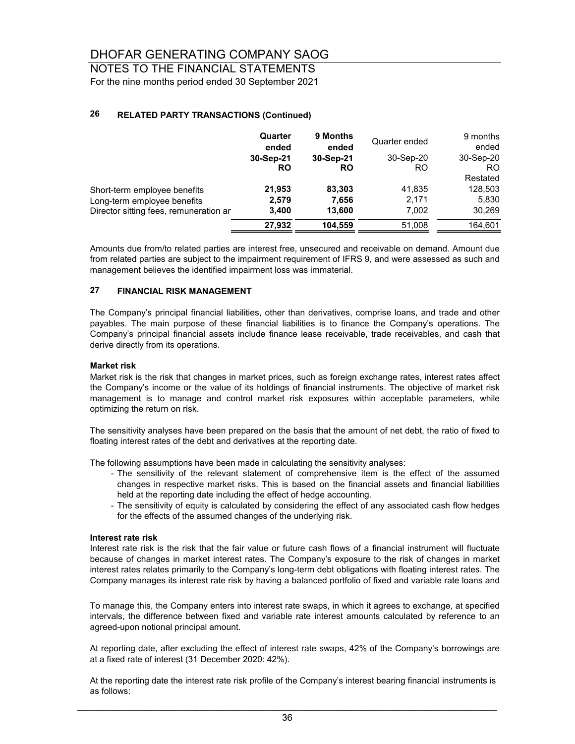# DHOFAR GENERATING COMPANY SAOG

## NOTES TO THE FINANCIAL STATEMENTS

For the nine months period ended 30 September 2021

### 26 RELATED PARTY TRANSACTIONS (Continued)

| | **Quarter ended** | **9 Months ended** | Quarter ended | 9 months ended |
|---|---|---|---|---|
| | **30-Sep-21** | **30-Sep-21** | 30-Sep-20 | 30-Sep-20 |
| | **RO** | **RO** | RO | RO |
| | | | | Restated |
| Short-term employee benefits | **21,953** | **83,303** | 41,835 | 128,503 |
| Long-term employee benefits | **2,579** | **7,656** | 2,171 | 5,830 |
| Director sitting fees, remuneration ar | **3,400** | **13,600** | 7,002 | 30,269 |
| | **27,932** | **104,559** | 51,008 | 164,601 |

Amounts due from/to related parties are interest free, unsecured and receivable on demand. Amount due from related parties are subject to the impairment requirement of IFRS 9, and were assessed as such and management believes the identified impairment loss was immaterial.

### 27 FINANCIAL RISK MANAGEMENT

The Company's principal financial liabilities, other than derivatives, comprise loans, and trade and other payables. The main purpose of these financial liabilities is to finance the Company's operations. The Company's principal financial assets include finance lease receivable, trade receivables, and cash that derive directly from its operations.

**Market risk**

Market risk is the risk that changes in market prices, such as foreign exchange rates, interest rates affect the Company's income or the value of its holdings of financial instruments. The objective of market risk management is to manage and control market risk exposures within acceptable parameters, while optimizing the return on risk.

The sensitivity analyses have been prepared on the basis that the amount of net debt, the ratio of fixed to floating interest rates of the debt and derivatives at the reporting date.

The following assumptions have been made in calculating the sensitivity analyses:

- The sensitivity of the relevant statement of comprehensive item is the effect of the assumed changes in respective market risks. This is based on the financial assets and financial liabilities held at the reporting date including the effect of hedge accounting.
- The sensitivity of equity is calculated by considering the effect of any associated cash flow hedges for the effects of the assumed changes of the underlying risk.

**Interest rate risk**

Interest rate risk is the risk that the fair value or future cash flows of a financial instrument will fluctuate because of changes in market interest rates. The Company's exposure to the risk of changes in market interest rates relates primarily to the Company's long-term debt obligations with floating interest rates. The Company manages its interest rate risk by having a balanced portfolio of fixed and variable rate loans and

To manage this, the Company enters into interest rate swaps, in which it agrees to exchange, at specified intervals, the difference between fixed and variable rate interest amounts calculated by reference to an agreed-upon notional principal amount.

At reporting date, after excluding the effect of interest rate swaps, 42% of the Company's borrowings are at a fixed rate of interest (31 December 2020: 42%).

At the reporting date the interest rate risk profile of the Company's interest bearing financial instruments is as follows: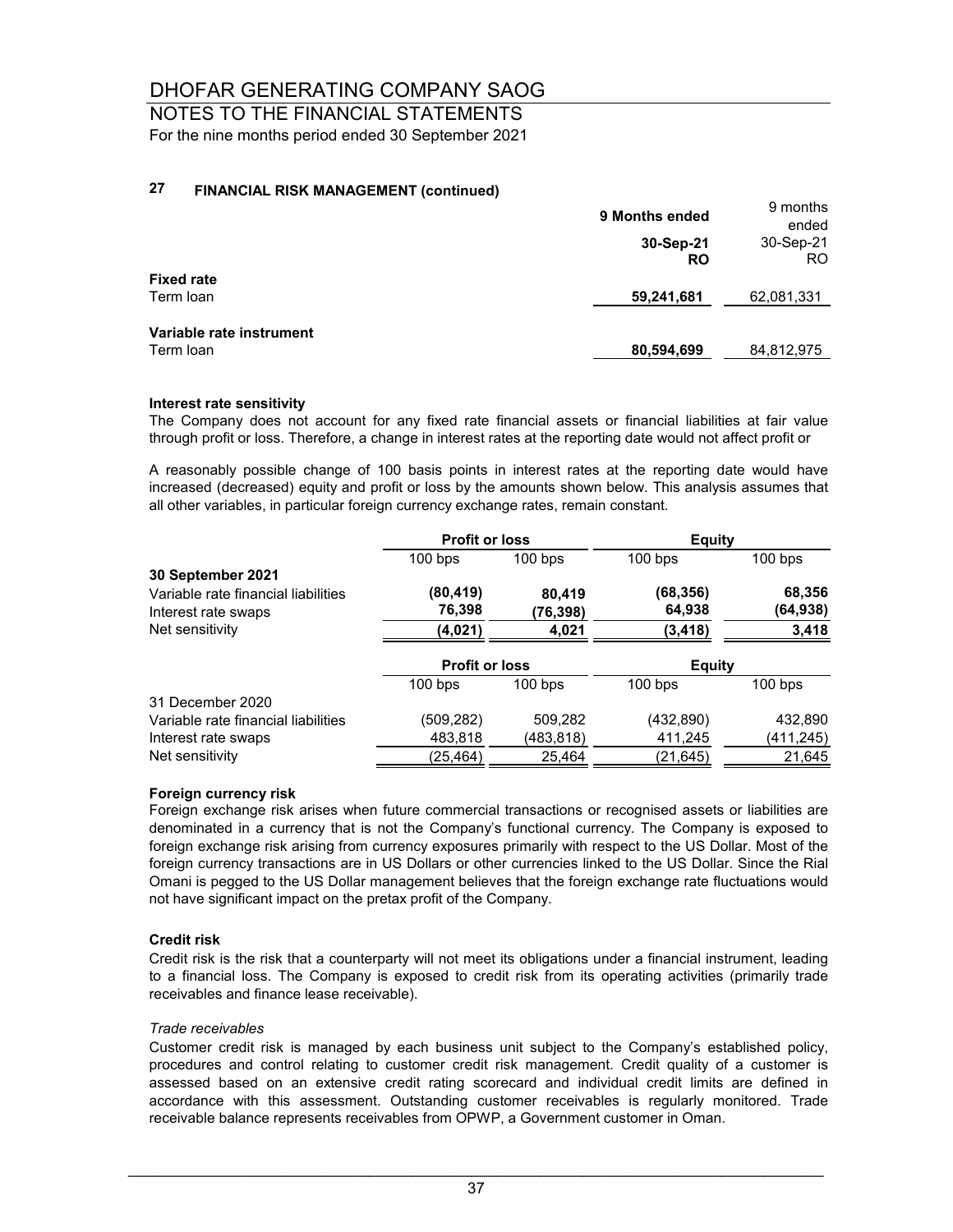# DHOFAR GENERATING COMPANY SAOG

## NOTES TO THE FINANCIAL STATEMENTS

For the nine months period ended 30 September 2021

### 27 FINANCIAL RISK MANAGEMENT (continued)

| | 9 Months ended 30-Sep-21 RO | 9 months ended 30-Sep-21 RO |
|---|---|---|
| **Fixed rate** | | |
| Term loan | **59,241,681** | 62,081,331 |
| **Variable rate instrument** | | |
| Term loan | **80,594,699** | 84,812,975 |

**Interest rate sensitivity**

The Company does not account for any fixed rate financial assets or financial liabilities at fair value through profit or loss. Therefore, a change in interest rates at the reporting date would not affect profit or

A reasonably possible change of 100 basis points in interest rates at the reporting date would have increased (decreased) equity and profit or loss by the amounts shown below. This analysis assumes that all other variables, in particular foreign currency exchange rates, remain constant.

| | **Profit or loss** | | **Equity** | |
|---|---|---|---|---|
| | 100 bps | 100 bps | 100 bps | 100 bps |
| **30 September 2021** | | | | |
| Variable rate financial liabilities | **(80,419)** | **80,419** | **(68,356)** | **68,356** |
| Interest rate swaps | **76,398** | **(76,398)** | **64,938** | **(64,938)** |
| Net sensitivity | **(4,021)** | **4,021** | **(3,418)** | **3,418** |

| | **Profit or loss** | | **Equity** | |
|---|---|---|---|---|
| | 100 bps | 100 bps | 100 bps | 100 bps |
| 31 December 2020 | | | | |
| Variable rate financial liabilities | (509,282) | 509,282 | (432,890) | 432,890 |
| Interest rate swaps | 483,818 | (483,818) | 411,245 | (411,245) |
| Net sensitivity | (25,464) | 25,464 | (21,645) | 21,645 |

**Foreign currency risk**

Foreign exchange risk arises when future commercial transactions or recognised assets or liabilities are denominated in a currency that is not the Company's functional currency. The Company is exposed to foreign exchange risk arising from currency exposures primarily with respect to the US Dollar. Most of the foreign currency transactions are in US Dollars or other currencies linked to the US Dollar. Since the Rial Omani is pegged to the US Dollar management believes that the foreign exchange rate fluctuations would not have significant impact on the pretax profit of the Company.

**Credit risk**

Credit risk is the risk that a counterparty will not meet its obligations under a financial instrument, leading to a financial loss. The Company is exposed to credit risk from its operating activities (primarily trade receivables and finance lease receivable).

*Trade receivables*

Customer credit risk is managed by each business unit subject to the Company's established policy, procedures and control relating to customer credit risk management. Credit quality of a customer is assessed based on an extensive credit rating scorecard and individual credit limits are defined in accordance with this assessment. Outstanding customer receivables is regularly monitored. Trade receivable balance represents receivables from OPWP, a Government customer in Oman.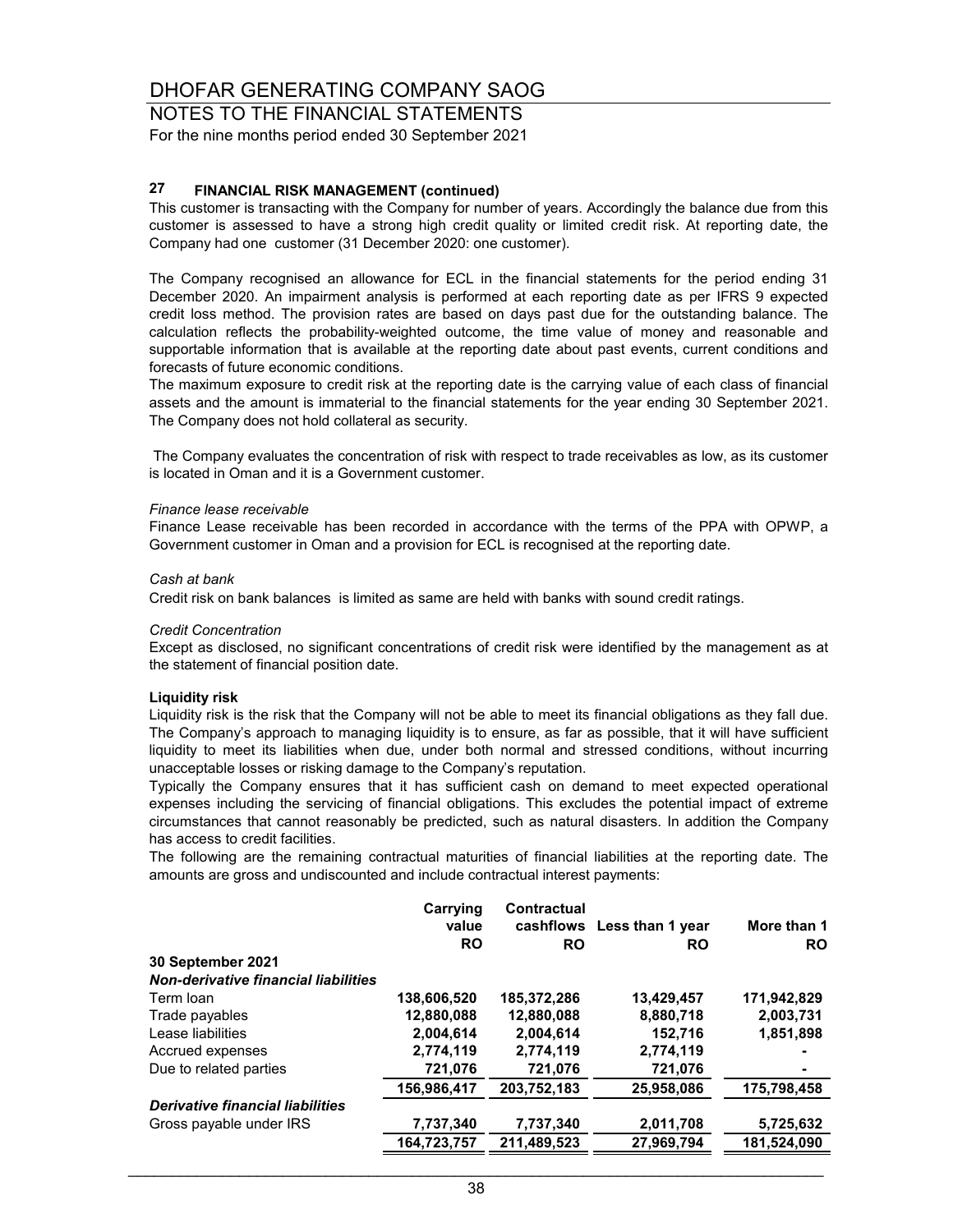# DHOFAR GENERATING COMPANY SAOG

NOTES TO THE FINANCIAL STATEMENTS

For the nine months period ended 30 September 2021

## 27 FINANCIAL RISK MANAGEMENT (continued)

This customer is transacting with the Company for number of years. Accordingly the balance due from this customer is assessed to have a strong high credit quality or limited credit risk. At reporting date, the Company had one customer (31 December 2020: one customer).

The Company recognised an allowance for ECL in the financial statements for the period ending 31 December 2020. An impairment analysis is performed at each reporting date as per IFRS 9 expected credit loss method. The provision rates are based on days past due for the outstanding balance. The calculation reflects the probability-weighted outcome, the time value of money and reasonable and supportable information that is available at the reporting date about past events, current conditions and forecasts of future economic conditions.

The maximum exposure to credit risk at the reporting date is the carrying value of each class of financial assets and the amount is immaterial to the financial statements for the year ending 30 September 2021. The Company does not hold collateral as security.

The Company evaluates the concentration of risk with respect to trade receivables as low, as its customer is located in Oman and it is a Government customer.

*Finance lease receivable*

Finance Lease receivable has been recorded in accordance with the terms of the PPA with OPWP, a Government customer in Oman and a provision for ECL is recognised at the reporting date.

*Cash at bank*

Credit risk on bank balances is limited as same are held with banks with sound credit ratings.

*Credit Concentration*

Except as disclosed, no significant concentrations of credit risk were identified by the management as at the statement of financial position date.

**Liquidity risk**

Liquidity risk is the risk that the Company will not be able to meet its financial obligations as they fall due. The Company's approach to managing liquidity is to ensure, as far as possible, that it will have sufficient liquidity to meet its liabilities when due, under both normal and stressed conditions, without incurring unacceptable losses or risking damage to the Company's reputation.

Typically the Company ensures that it has sufficient cash on demand to meet expected operational expenses including the servicing of financial obligations. This excludes the potential impact of extreme circumstances that cannot reasonably be predicted, such as natural disasters. In addition the Company has access to credit facilities.

The following are the remaining contractual maturities of financial liabilities at the reporting date. The amounts are gross and undiscounted and include contractual interest payments:

| | Carrying value RO | Contractual cashflows RO | Less than 1 year RO | More than 1 RO |
|---|---|---|---|---|
| **30 September 2021** | | | | |
| ***Non-derivative financial liabilities*** | | | | |
| Term loan | 138,606,520 | 185,372,286 | 13,429,457 | 171,942,829 |
| Trade payables | 12,880,088 | 12,880,088 | 8,880,718 | 2,003,731 |
| Lease liabilities | 2,004,614 | 2,004,614 | 152,716 | 1,851,898 |
| Accrued expenses | 2,774,119 | 2,774,119 | 2,774,119 | - |
| Due to related parties | 721,076 | 721,076 | 721,076 | - |
| | **156,986,417** | **203,752,183** | **25,958,086** | **175,798,458** |
| ***Derivative financial liabilities*** | | | | |
| Gross payable under IRS | **7,737,340** | **7,737,340** | **2,011,708** | **5,725,632** |
| | **164,723,757** | **211,489,523** | **27,969,794** | **181,524,090** |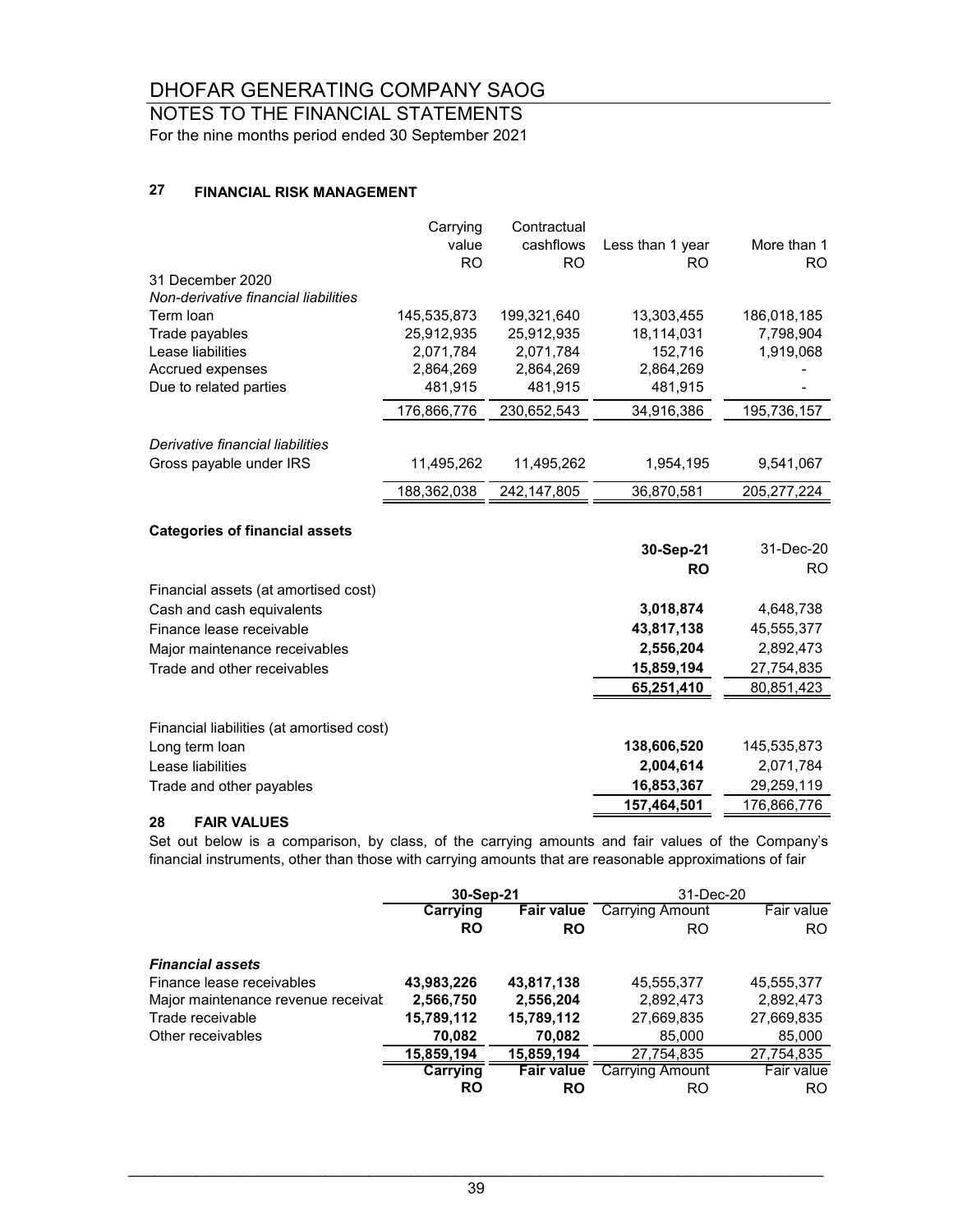# DHOFAR GENERATING COMPANY SAOG

## NOTES TO THE FINANCIAL STATEMENTS

For the nine months period ended 30 September 2021

### 27 FINANCIAL RISK MANAGEMENT

| | Carrying value RO | Contractual cashflows RO | Less than 1 year RO | More than 1 RO |
|---|---|---|---|---|
| 31 December 2020 | | | | |
| *Non-derivative financial liabilities* | | | | |
| Term loan | 145,535,873 | 199,321,640 | 13,303,455 | 186,018,185 |
| Trade payables | 25,912,935 | 25,912,935 | 18,114,031 | 7,798,904 |
| Lease liabilities | 2,071,784 | 2,071,784 | 152,716 | 1,919,068 |
| Accrued expenses | 2,864,269 | 2,864,269 | 2,864,269 | - |
| Due to related parties | 481,915 | 481,915 | 481,915 | - |
| | 176,866,776 | 230,652,543 | 34,916,386 | 195,736,157 |
| *Derivative financial liabilities* | | | | |
| Gross payable under IRS | 11,495,262 | 11,495,262 | 1,954,195 | 9,541,067 |
| | 188,362,038 | 242,147,805 | 36,870,581 | 205,277,224 |

**Categories of financial assets**

| | **30-Sep-21 RO** | 31-Dec-20 RO |
|---|---|---|
| Financial assets (at amortised cost) | | |
| Cash and cash equivalents | **3,018,874** | 4,648,738 |
| Finance lease receivable | **43,817,138** | 45,555,377 |
| Major maintenance receivables | **2,556,204** | 2,892,473 |
| Trade and other receivables | **15,859,194** | 27,754,835 |
| | **65,251,410** | 80,851,423 |
| Financial liabilities (at amortised cost) | | |
| Long term loan | **138,606,520** | 145,535,873 |
| Lease liabilities | **2,004,614** | 2,071,784 |
| Trade and other payables | **16,853,367** | 29,259,119 |
| | **157,464,501** | 176,866,776 |

### 28 FAIR VALUES

Set out below is a comparison, by class, of the carrying amounts and fair values of the Company's financial instruments, other than those with carrying amounts that are reasonable approximations of fair

| | **30-Sep-21** | | 31-Dec-20 | |
|---|---|---|---|---|
| | **Carrying RO** | **Fair value RO** | Carrying Amount RO | Fair value RO |
| ***Financial assets*** | | | | |
| Finance lease receivables | **43,983,226** | **43,817,138** | 45,555,377 | 45,555,377 |
| Major maintenance revenue receivat | **2,566,750** | **2,556,204** | 2,892,473 | 2,892,473 |
| Trade receivable | **15,789,112** | **15,789,112** | 27,669,835 | 27,669,835 |
| Other receivables | **70,082** | **70,082** | 85,000 | 85,000 |
| | **15,859,194** | **15,859,194** | 27,754,835 | 27,754,835 |
| | **Carrying RO** | **Fair value RO** | Carrying Amount RO | Fair value RO |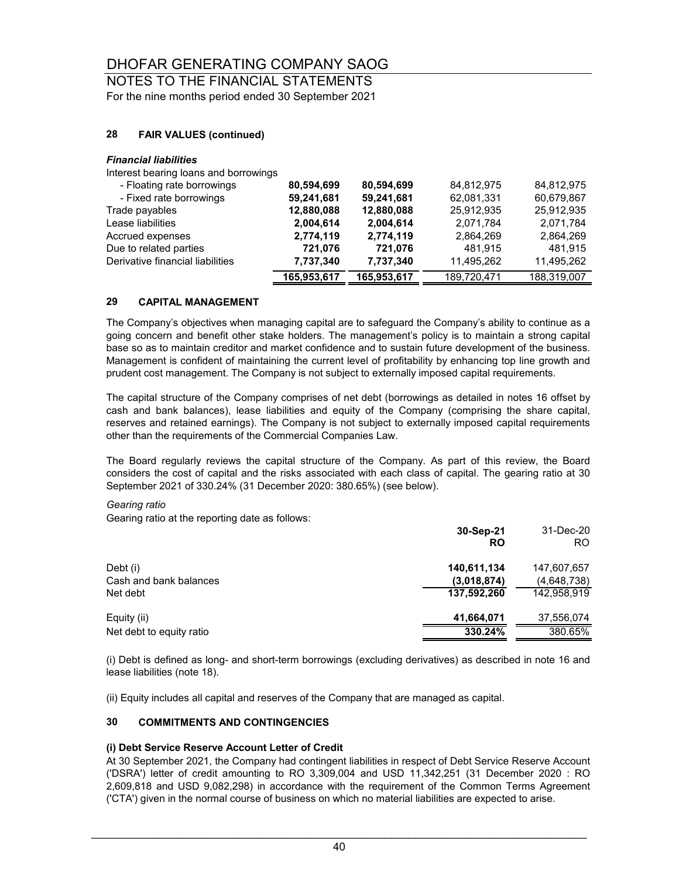# DHOFAR GENERATING COMPANY SAOG

## NOTES TO THE FINANCIAL STATEMENTS

For the nine months period ended 30 September 2021

### 28 FAIR VALUES (continued)

***Financial liabilities***

| | | | | |
|---|---|---|---|---|
| Interest bearing loans and borrowings | | | | |
| - Floating rate borrowings | **80,594,699** | **80,594,699** | 84,812,975 | 84,812,975 |
| - Fixed rate borrowings | **59,241,681** | **59,241,681** | 62,081,331 | 60,679,867 |
| Trade payables | **12,880,088** | **12,880,088** | 25,912,935 | 25,912,935 |
| Lease liabilities | **2,004,614** | **2,004,614** | 2,071,784 | 2,071,784 |
| Accrued expenses | **2,774,119** | **2,774,119** | 2,864,269 | 2,864,269 |
| Due to related parties | **721,076** | **721,076** | 481,915 | 481,915 |
| Derivative financial liabilities | **7,737,340** | **7,737,340** | 11,495,262 | 11,495,262 |
| | **165,953,617** | **165,953,617** | 189,720,471 | 188,319,007 |

### 29 CAPITAL MANAGEMENT

The Company's objectives when managing capital are to safeguard the Company's ability to continue as a going concern and benefit other stake holders. The management's policy is to maintain a strong capital base so as to maintain creditor and market confidence and to sustain future development of the business. Management is confident of maintaining the current level of profitability by enhancing top line growth and prudent cost management. The Company is not subject to externally imposed capital requirements.

The capital structure of the Company comprises of net debt (borrowings as detailed in notes 16 offset by cash and bank balances), lease liabilities and equity of the Company (comprising the share capital, reserves and retained earnings). The Company is not subject to externally imposed capital requirements other than the requirements of the Commercial Companies Law.

The Board regularly reviews the capital structure of the Company. As part of this review, the Board considers the cost of capital and the risks associated with each class of capital. The gearing ratio at 30 September 2021 of 330.24% (31 December 2020: 380.65%) (see below).

*Gearing ratio*

Gearing ratio at the reporting date as follows:

| | **30-Sep-21** | 31-Dec-20 |
|---|---|---|
| | **RO** | RO |
| Debt (i) | **140,611,134** | 147,607,657 |
| Cash and bank balances | **(3,018,874)** | (4,648,738) |
| Net debt | **137,592,260** | 142,958,919 |
| Equity (ii) | **41,664,071** | 37,556,074 |
| Net debt to equity ratio | **330.24%** | 380.65% |

(i) Debt is defined as long- and short-term borrowings (excluding derivatives) as described in note 16 and lease liabilities (note 18).

(ii) Equity includes all capital and reserves of the Company that are managed as capital.

### 30 COMMITMENTS AND CONTINGENCIES

**(i) Debt Service Reserve Account Letter of Credit**

At 30 September 2021, the Company had contingent liabilities in respect of Debt Service Reserve Account ('DSRA') letter of credit amounting to RO 3,309,004 and USD 11,342,251 (31 December 2020 : RO 2,609,818 and USD 9,082,298) in accordance with the requirement of the Common Terms Agreement ('CTA') given in the normal course of business on which no material liabilities are expected to arise.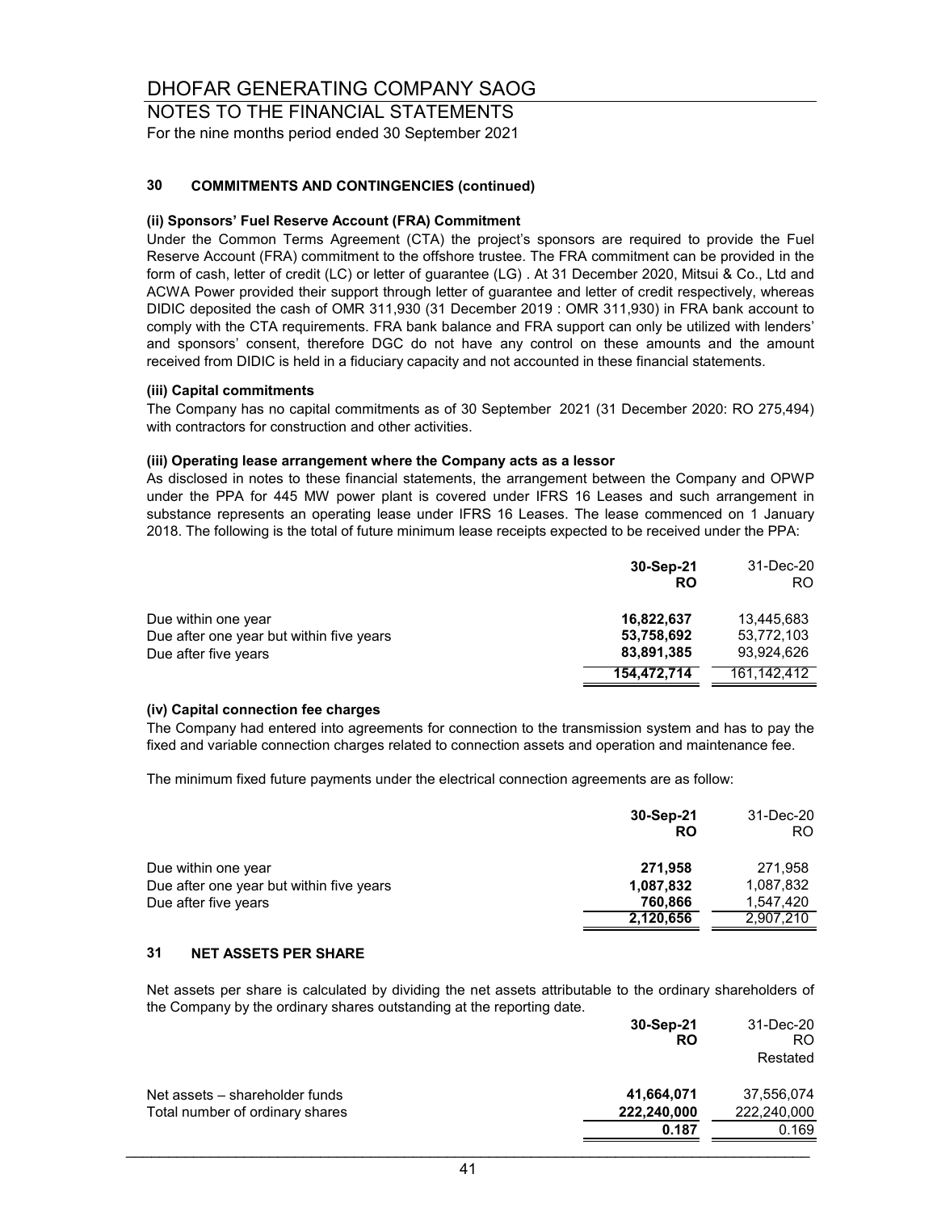# DHOFAR GENERATING COMPANY SAOG

## NOTES TO THE FINANCIAL STATEMENTS

For the nine months period ended 30 September 2021

### 30 COMMITMENTS AND CONTINGENCIES (continued)

**(ii) Sponsors' Fuel Reserve Account (FRA) Commitment**

Under the Common Terms Agreement (CTA) the project's sponsors are required to provide the Fuel Reserve Account (FRA) commitment to the offshore trustee. The FRA commitment can be provided in the form of cash, letter of credit (LC) or letter of guarantee (LG) . At 31 December 2020, Mitsui & Co., Ltd and ACWA Power provided their support through letter of guarantee and letter of credit respectively, whereas DIDIC deposited the cash of OMR 311,930 (31 December 2019 : OMR 311,930) in FRA bank account to comply with the CTA requirements. FRA bank balance and FRA support can only be utilized with lenders' and sponsors' consent, therefore DGC do not have any control on these amounts and the amount received from DIDIC is held in a fiduciary capacity and not accounted in these financial statements.

**(iii) Capital commitments**

The Company has no capital commitments as of 30 September 2021 (31 December 2020: RO 275,494) with contractors for construction and other activities.

**(iii) Operating lease arrangement where the Company acts as a lessor**

As disclosed in notes to these financial statements, the arrangement between the Company and OPWP under the PPA for 445 MW power plant is covered under IFRS 16 Leases and such arrangement in substance represents an operating lease under IFRS 16 Leases. The lease commenced on 1 January 2018. The following is the total of future minimum lease receipts expected to be received under the PPA:

| | **30-Sep-21** | 31-Dec-20 |
|---|---|---|
| | **RO** | RO |
| Due within one year | **16,822,637** | 13,445,683 |
| Due after one year but within five years | **53,758,692** | 53,772,103 |
| Due after five years | **83,891,385** | 93,924,626 |
| | **154,472,714** | 161,142,412 |

**(iv) Capital connection fee charges**

The Company had entered into agreements for connection to the transmission system and has to pay the fixed and variable connection charges related to connection assets and operation and maintenance fee.

The minimum fixed future payments under the electrical connection agreements are as follow:

| | **30-Sep-21** | 31-Dec-20 |
|---|---|---|
| | **RO** | RO |
| Due within one year | **271,958** | 271,958 |
| Due after one year but within five years | **1,087,832** | 1,087,832 |
| Due after five years | **760,866** | 1,547,420 |
| | **2,120,656** | 2,907,210 |

### 31 NET ASSETS PER SHARE

Net assets per share is calculated by dividing the net assets attributable to the ordinary shareholders of the Company by the ordinary shares outstanding at the reporting date.

| | **30-Sep-21** | 31-Dec-20 |
|---|---|---|
| | **RO** | RO |
| | | Restated |
| Net assets – shareholder funds | **41,664,071** | 37,556,074 |
| Total number of ordinary shares | **222,240,000** | 222,240,000 |
| | **0.187** | 0.169 |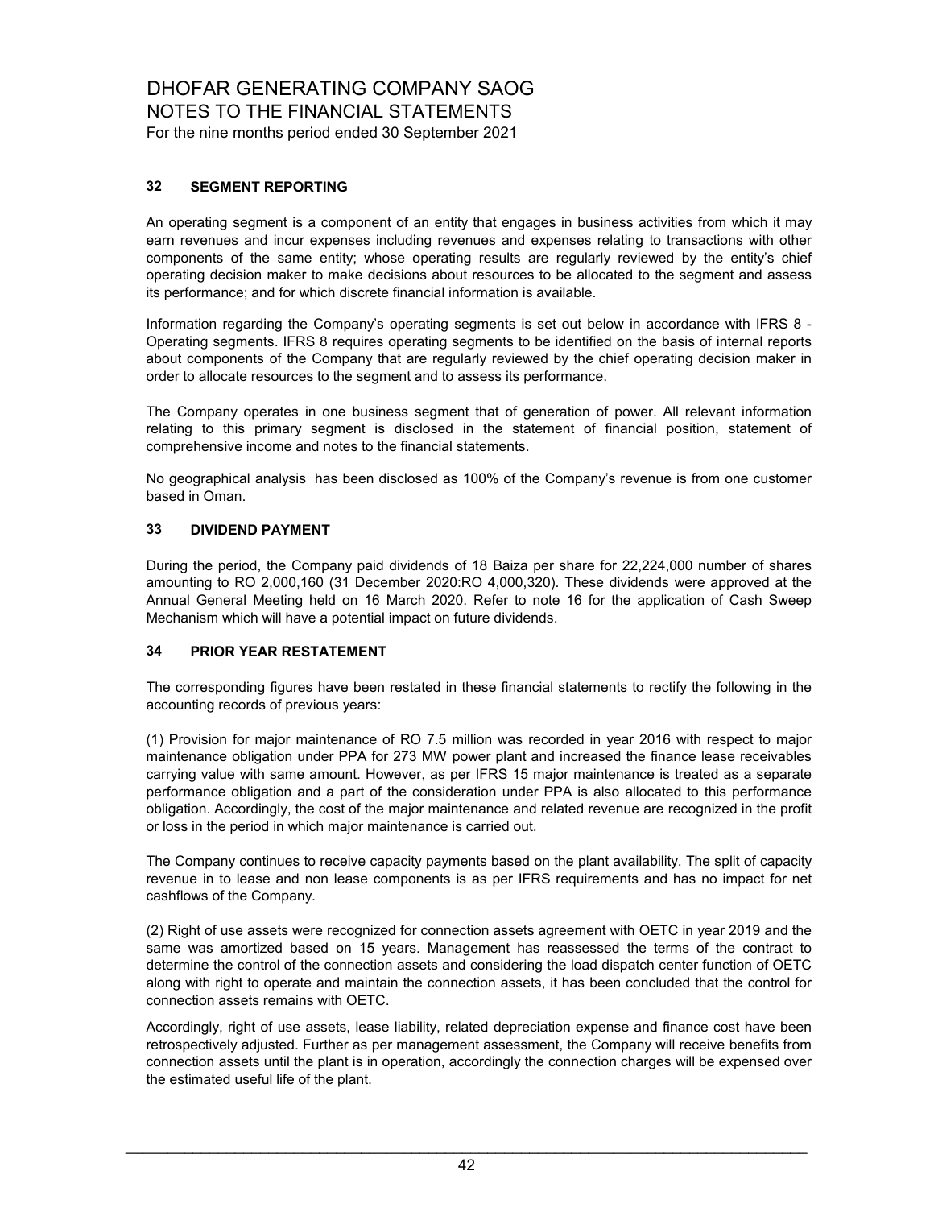# DHOFAR GENERATING COMPANY SAOG

## NOTES TO THE FINANCIAL STATEMENTS

For the nine months period ended 30 September 2021

### 32 SEGMENT REPORTING

An operating segment is a component of an entity that engages in business activities from which it may earn revenues and incur expenses including revenues and expenses relating to transactions with other components of the same entity; whose operating results are regularly reviewed by the entity's chief operating decision maker to make decisions about resources to be allocated to the segment and assess its performance; and for which discrete financial information is available.

Information regarding the Company's operating segments is set out below in accordance with IFRS 8 - Operating segments. IFRS 8 requires operating segments to be identified on the basis of internal reports about components of the Company that are regularly reviewed by the chief operating decision maker in order to allocate resources to the segment and to assess its performance.

The Company operates in one business segment that of generation of power. All relevant information relating to this primary segment is disclosed in the statement of financial position, statement of comprehensive income and notes to the financial statements.

No geographical analysis has been disclosed as 100% of the Company's revenue is from one customer based in Oman.

### 33 DIVIDEND PAYMENT

During the period, the Company paid dividends of 18 Baiza per share for 22,224,000 number of shares amounting to RO 2,000,160 (31 December 2020:RO 4,000,320). These dividends were approved at the Annual General Meeting held on 16 March 2020. Refer to note 16 for the application of Cash Sweep Mechanism which will have a potential impact on future dividends.

### 34 PRIOR YEAR RESTATEMENT

The corresponding figures have been restated in these financial statements to rectify the following in the accounting records of previous years:

(1) Provision for major maintenance of RO 7.5 million was recorded in year 2016 with respect to major maintenance obligation under PPA for 273 MW power plant and increased the finance lease receivables carrying value with same amount. However, as per IFRS 15 major maintenance is treated as a separate performance obligation and a part of the consideration under PPA is also allocated to this performance obligation. Accordingly, the cost of the major maintenance and related revenue are recognized in the profit or loss in the period in which major maintenance is carried out.

The Company continues to receive capacity payments based on the plant availability. The split of capacity revenue in to lease and non lease components is as per IFRS requirements and has no impact for net cashflows of the Company.

(2) Right of use assets were recognized for connection assets agreement with OETC in year 2019 and the same was amortized based on 15 years. Management has reassessed the terms of the contract to determine the control of the connection assets and considering the load dispatch center function of OETC along with right to operate and maintain the connection assets, it has been concluded that the control for connection assets remains with OETC.

Accordingly, right of use assets, lease liability, related depreciation expense and finance cost have been retrospectively adjusted. Further as per management assessment, the Company will receive benefits from connection assets until the plant is in operation, accordingly the connection charges will be expensed over the estimated useful life of the plant.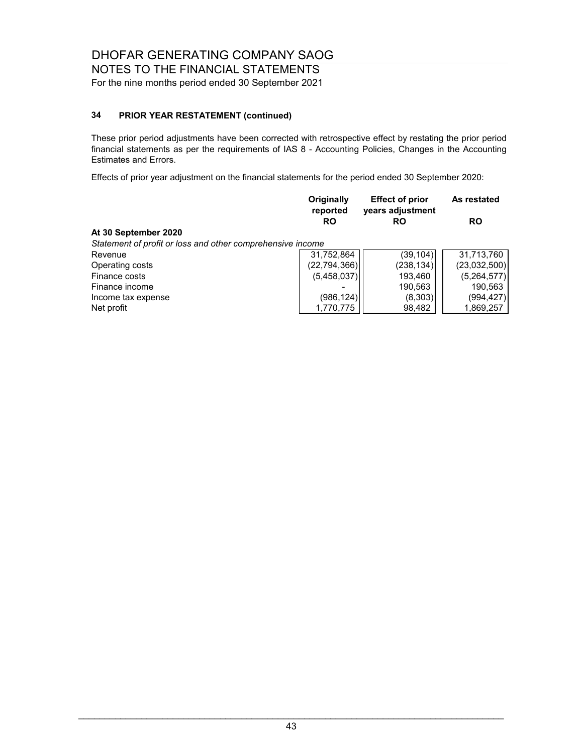# DHOFAR GENERATING COMPANY SAOG

## NOTES TO THE FINANCIAL STATEMENTS

For the nine months period ended 30 September 2021

### 34 PRIOR YEAR RESTATEMENT (continued)

These prior period adjustments have been corrected with retrospective effect by restating the prior period financial statements as per the requirements of IAS 8 - Accounting Policies, Changes in the Accounting Estimates and Errors.

Effects of prior year adjustment on the financial statements for the period ended 30 September 2020:

| | **Originally reported** | **Effect of prior years adjustment** | **As restated** |
|---|---|---|---|
| | **RO** | **RO** | **RO** |
| **At 30 September 2020** | | | |
| *Statement of profit or loss and other comprehensive income* | | | |
| Revenue | 31,752,864 | (39,104) | 31,713,760 |
| Operating costs | (22,794,366) | (238,134) | (23,032,500) |
| Finance costs | (5,458,037) | 193,460 | (5,264,577) |
| Finance income | - | 190,563 | 190,563 |
| Income tax expense | (986,124) | (8,303) | (994,427) |
| Net profit | 1,770,775 | 98,482 | 1,869,257 |